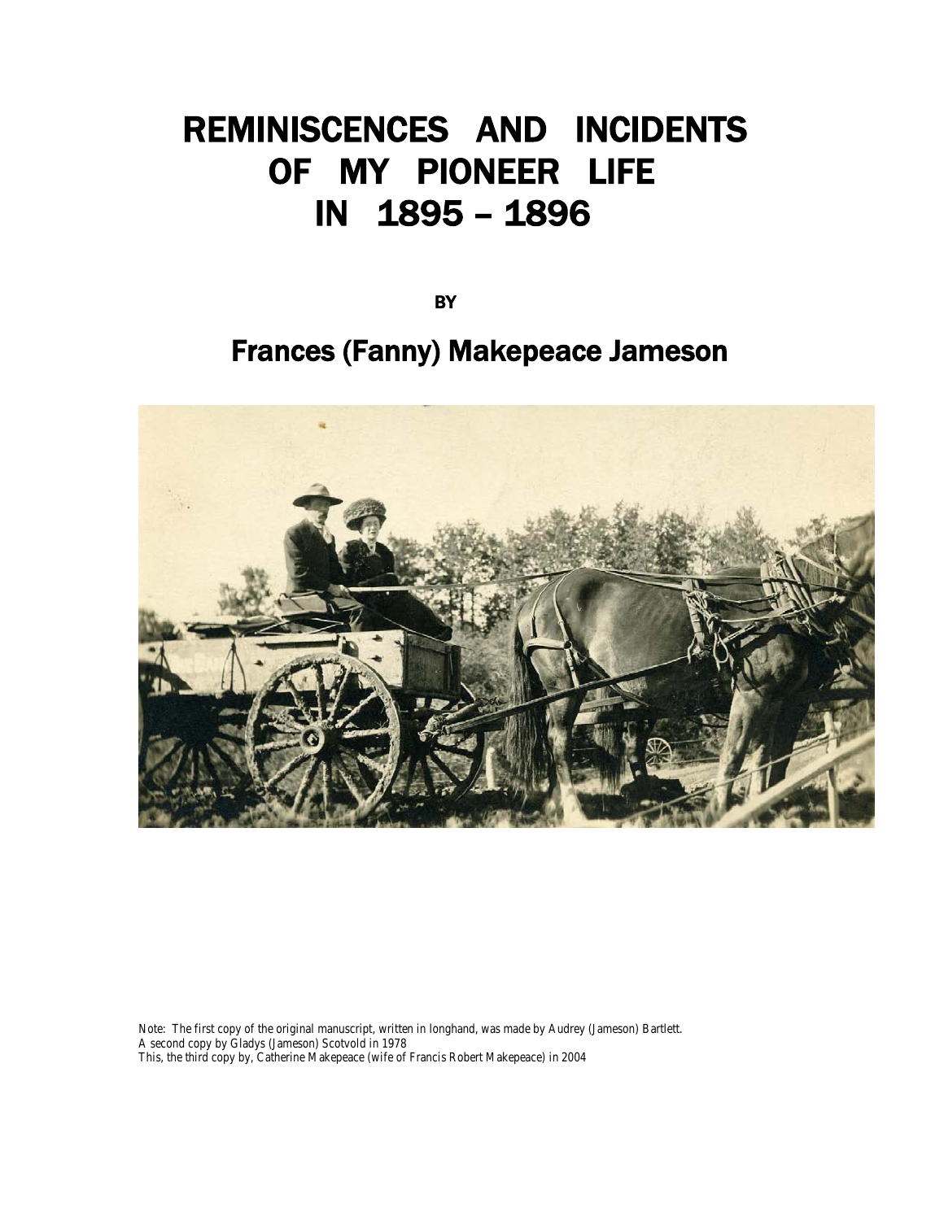# REMINISCENCES AND INCIDENTS OF MY PIONEER LIFE IN 1895 – 1896

**BY**

## Frances (Fanny) Makepeace Jameson

Note: The first copy of the original manuscript, written in longhand, was made by Audrey (Jameson) Bartlett.
A second copy by Gladys (Jameson) Scotvold in 1978
This, the third copy by, Catherine Makepeace (wife of Francis Robert Makepeace) in 2004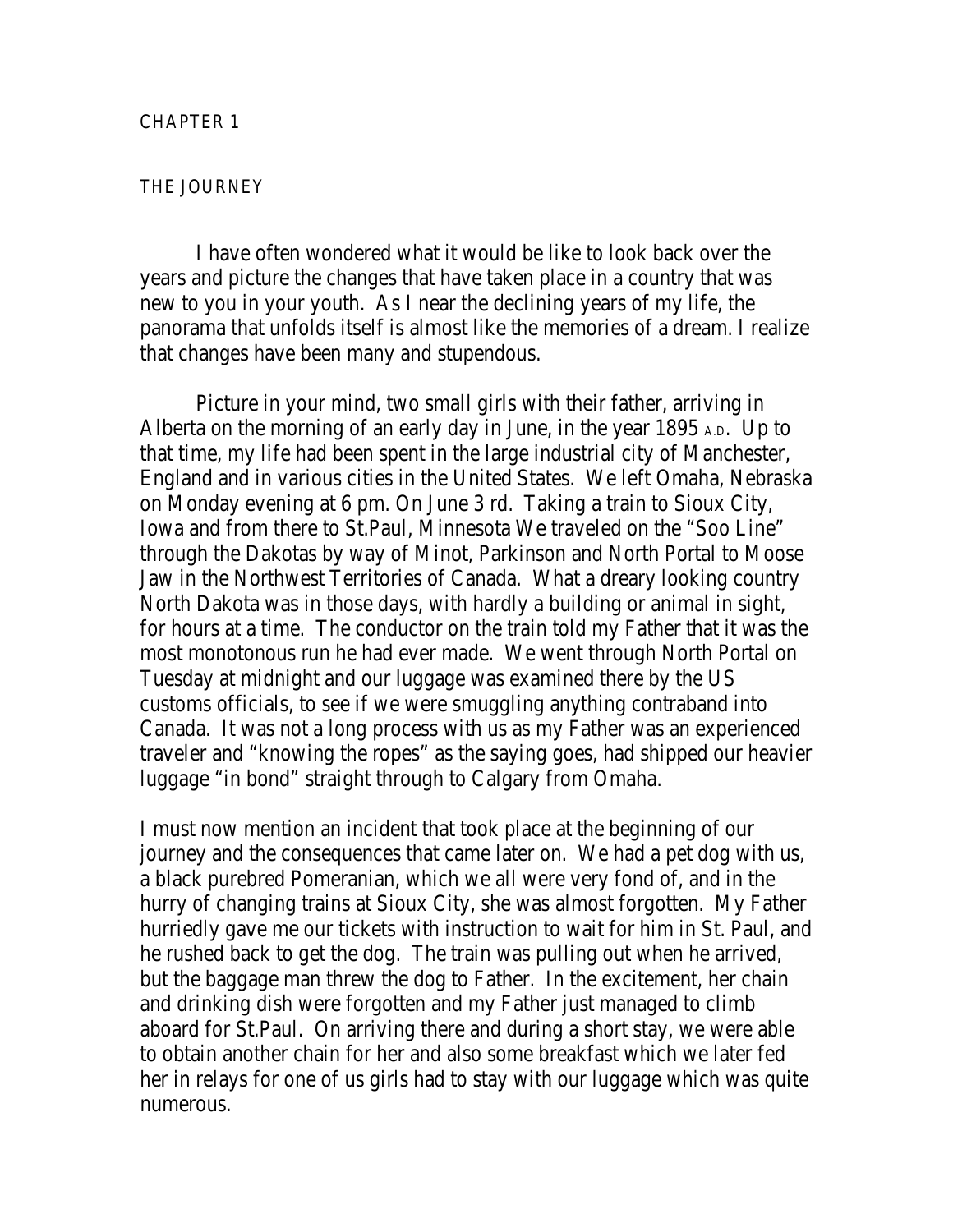CHAPTER 1

THE JOURNEY

I have often wondered what it would be like to look back over the years and picture the changes that have taken place in a country that was new to you in your youth. As I near the declining years of my life, the panorama that unfolds itself is almost like the memories of a dream. I realize that changes have been many and stupendous.

Picture in your mind, two small girls with their father, arriving in Alberta on the morning of an early day in June, in the year 1895 A.D. Up to that time, my life had been spent in the large industrial city of Manchester, England and in various cities in the United States. We left Omaha, Nebraska on Monday evening at 6 pm. On June 3 rd. Taking a train to Sioux City, Iowa and from there to St.Paul, Minnesota We traveled on the "Soo Line" through the Dakotas by way of Minot, Parkinson and North Portal to Moose Jaw in the Northwest Territories of Canada. What a dreary looking country North Dakota was in those days, with hardly a building or animal in sight, for hours at a time. The conductor on the train told my Father that it was the most monotonous run he had ever made. We went through North Portal on Tuesday at midnight and our luggage was examined there by the US customs officials, to see if we were smuggling anything contraband into Canada. It was not a long process with us as my Father was an experienced traveler and "knowing the ropes" as the saying goes, had shipped our heavier luggage "in bond" straight through to Calgary from Omaha.

I must now mention an incident that took place at the beginning of our journey and the consequences that came later on. We had a pet dog with us, a black purebred Pomeranian, which we all were very fond of, and in the hurry of changing trains at Sioux City, she was almost forgotten. My Father hurriedly gave me our tickets with instruction to wait for him in St. Paul, and he rushed back to get the dog. The train was pulling out when he arrived, but the baggage man threw the dog to Father. In the excitement, her chain and drinking dish were forgotten and my Father just managed to climb aboard for St.Paul. On arriving there and during a short stay, we were able to obtain another chain for her and also some breakfast which we later fed her in relays for one of us girls had to stay with our luggage which was quite numerous.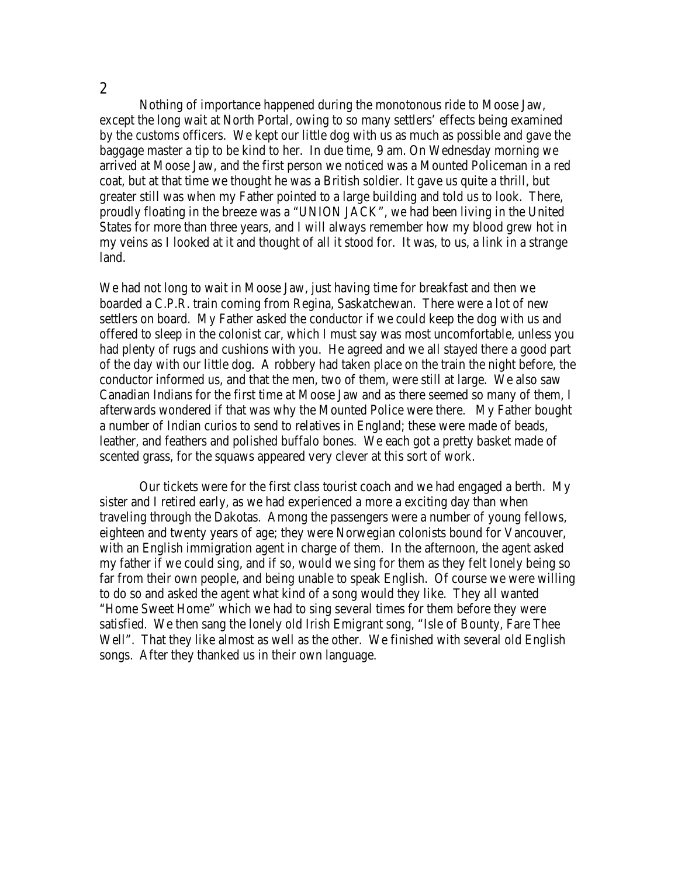Nothing of importance happened during the monotonous ride to Moose Jaw, except the long wait at North Portal, owing to so many settlers' effects being examined by the customs officers. We kept our little dog with us as much as possible and gave the baggage master a tip to be kind to her. In due time, 9 am. On Wednesday morning we arrived at Moose Jaw, and the first person we noticed was a Mounted Policeman in a red coat, but at that time we thought he was a British soldier. It gave us quite a thrill, but greater still was when my Father pointed to a large building and told us to look. There, proudly floating in the breeze was a "UNION JACK", we had been living in the United States for more than three years, and I will always remember how my blood grew hot in my veins as I looked at it and thought of all it stood for. It was, to us, a link in a strange land.

We had not long to wait in Moose Jaw, just having time for breakfast and then we boarded a C.P.R. train coming from Regina, Saskatchewan. There were a lot of new settlers on board. My Father asked the conductor if we could keep the dog with us and offered to sleep in the colonist car, which I must say was most uncomfortable, unless you had plenty of rugs and cushions with you. He agreed and we all stayed there a good part of the day with our little dog. A robbery had taken place on the train the night before, the conductor informed us, and that the men, two of them, were still at large. We also saw Canadian Indians for the first time at Moose Jaw and as there seemed so many of them, I afterwards wondered if that was why the Mounted Police were there. My Father bought a number of Indian curios to send to relatives in England; these were made of beads, leather, and feathers and polished buffalo bones. We each got a pretty basket made of scented grass, for the squaws appeared very clever at this sort of work.

Our tickets were for the first class tourist coach and we had engaged a berth. My sister and I retired early, as we had experienced a more a exciting day than when traveling through the Dakotas. Among the passengers were a number of young fellows, eighteen and twenty years of age; they were Norwegian colonists bound for Vancouver, with an English immigration agent in charge of them. In the afternoon, the agent asked my father if we could sing, and if so, would we sing for them as they felt lonely being so far from their own people, and being unable to speak English. Of course we were willing to do so and asked the agent what kind of a song would they like. They all wanted "Home Sweet Home" which we had to sing several times for them before they were satisfied. We then sang the lonely old Irish Emigrant song, "Isle of Bounty, Fare Thee Well". That they like almost as well as the other. We finished with several old English songs. After they thanked us in their own language.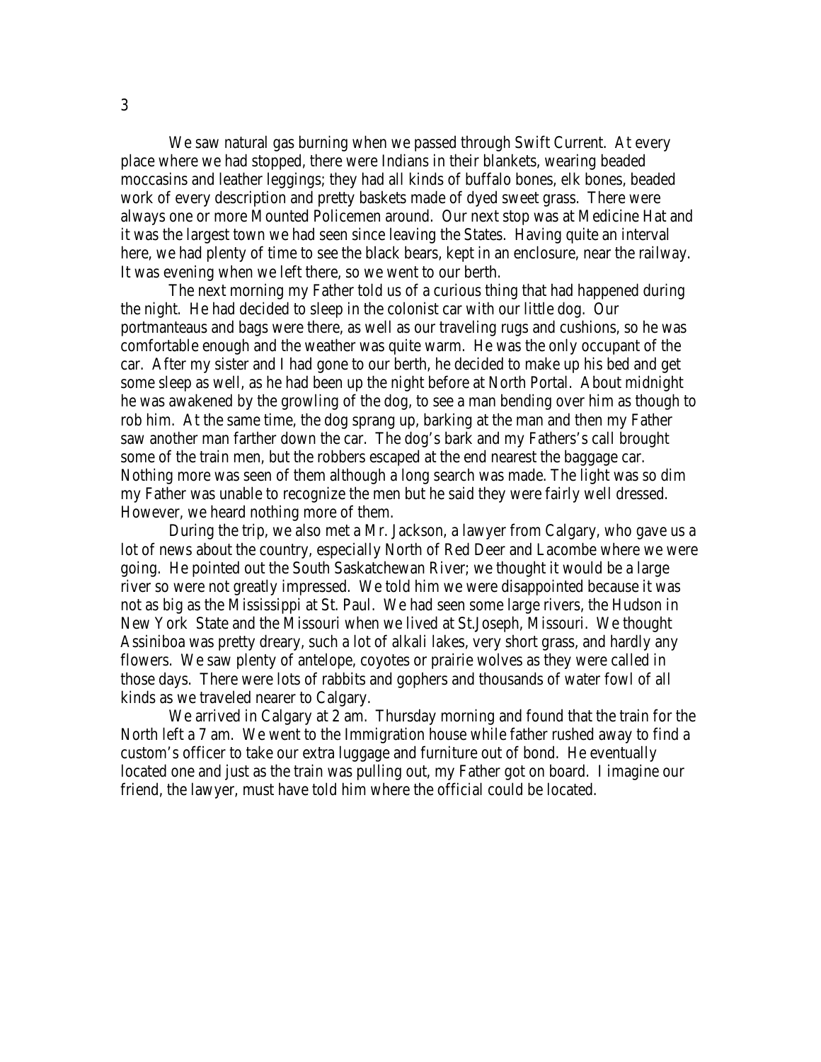We saw natural gas burning when we passed through Swift Current. At every place where we had stopped, there were Indians in their blankets, wearing beaded moccasins and leather leggings; they had all kinds of buffalo bones, elk bones, beaded work of every description and pretty baskets made of dyed sweet grass. There were always one or more Mounted Policemen around. Our next stop was at Medicine Hat and it was the largest town we had seen since leaving the States. Having quite an interval here, we had plenty of time to see the black bears, kept in an enclosure, near the railway. It was evening when we left there, so we went to our berth.

The next morning my Father told us of a curious thing that had happened during the night. He had decided to sleep in the colonist car with our little dog. Our portmanteaus and bags were there, as well as our traveling rugs and cushions, so he was comfortable enough and the weather was quite warm. He was the only occupant of the car. After my sister and I had gone to our berth, he decided to make up his bed and get some sleep as well, as he had been up the night before at North Portal. About midnight he was awakened by the growling of the dog, to see a man bending over him as though to rob him. At the same time, the dog sprang up, barking at the man and then my Father saw another man farther down the car. The dog's bark and my Fathers's call brought some of the train men, but the robbers escaped at the end nearest the baggage car. Nothing more was seen of them although a long search was made. The light was so dim my Father was unable to recognize the men but he said they were fairly well dressed. However, we heard nothing more of them.

During the trip, we also met a Mr. Jackson, a lawyer from Calgary, who gave us a lot of news about the country, especially North of Red Deer and Lacombe where we were going. He pointed out the South Saskatchewan River; we thought it would be a large river so were not greatly impressed. We told him we were disappointed because it was not as big as the Mississippi at St. Paul. We had seen some large rivers, the Hudson in New York State and the Missouri when we lived at St.Joseph, Missouri. We thought Assiniboa was pretty dreary, such a lot of alkali lakes, very short grass, and hardly any flowers. We saw plenty of antelope, coyotes or prairie wolves as they were called in those days. There were lots of rabbits and gophers and thousands of water fowl of all kinds as we traveled nearer to Calgary.

We arrived in Calgary at 2 am. Thursday morning and found that the train for the North left a 7 am. We went to the Immigration house while father rushed away to find a custom's officer to take our extra luggage and furniture out of bond. He eventually located one and just as the train was pulling out, my Father got on board. I imagine our friend, the lawyer, must have told him where the official could be located.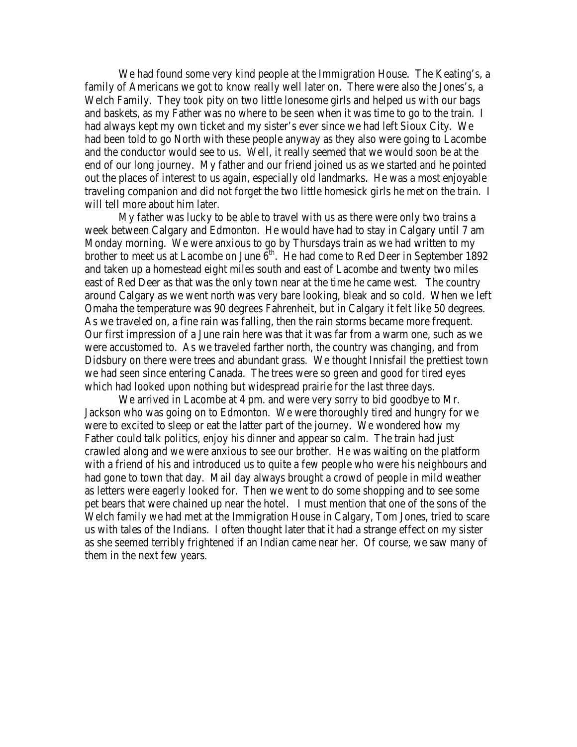We had found some very kind people at the Immigration House. The Keating's, a family of Americans we got to know really well later on. There were also the Jones's, a Welch Family. They took pity on two little lonesome girls and helped us with our bags and baskets, as my Father was no where to be seen when it was time to go to the train. I had always kept my own ticket and my sister's ever since we had left Sioux City. We had been told to go North with these people anyway as they also were going to Lacombe and the conductor would see to us. Well, it really seemed that we would soon be at the end of our long journey. My father and our friend joined us as we started and he pointed out the places of interest to us again, especially old landmarks. He was a most enjoyable traveling companion and did not forget the two little homesick girls he met on the train. I will tell more about him later.

My father was lucky to be able to travel with us as there were only two trains a week between Calgary and Edmonton. He would have had to stay in Calgary until 7 am Monday morning. We were anxious to go by Thursdays train as we had written to my brother to meet us at Lacombe on June 6th. He had come to Red Deer in September 1892 and taken up a homestead eight miles south and east of Lacombe and twenty two miles east of Red Deer as that was the only town near at the time he came west. The country around Calgary as we went north was very bare looking, bleak and so cold. When we left Omaha the temperature was 90 degrees Fahrenheit, but in Calgary it felt like 50 degrees. As we traveled on, a fine rain was falling, then the rain storms became more frequent. Our first impression of a June rain here was that it was far from a warm one, such as we were accustomed to. As we traveled farther north, the country was changing, and from Didsbury on there were trees and abundant grass. We thought Innisfail the prettiest town we had seen since entering Canada. The trees were so green and good for tired eyes which had looked upon nothing but widespread prairie for the last three days.

We arrived in Lacombe at 4 pm. and were very sorry to bid goodbye to Mr. Jackson who was going on to Edmonton. We were thoroughly tired and hungry for we were to excited to sleep or eat the latter part of the journey. We wondered how my Father could talk politics, enjoy his dinner and appear so calm. The train had just crawled along and we were anxious to see our brother. He was waiting on the platform with a friend of his and introduced us to quite a few people who were his neighbours and had gone to town that day. Mail day always brought a crowd of people in mild weather as letters were eagerly looked for. Then we went to do some shopping and to see some pet bears that were chained up near the hotel. I must mention that one of the sons of the Welch family we had met at the Immigration House in Calgary, Tom Jones, tried to scare us with tales of the Indians. I often thought later that it had a strange effect on my sister as she seemed terribly frightened if an Indian came near her. Of course, we saw many of them in the next few years.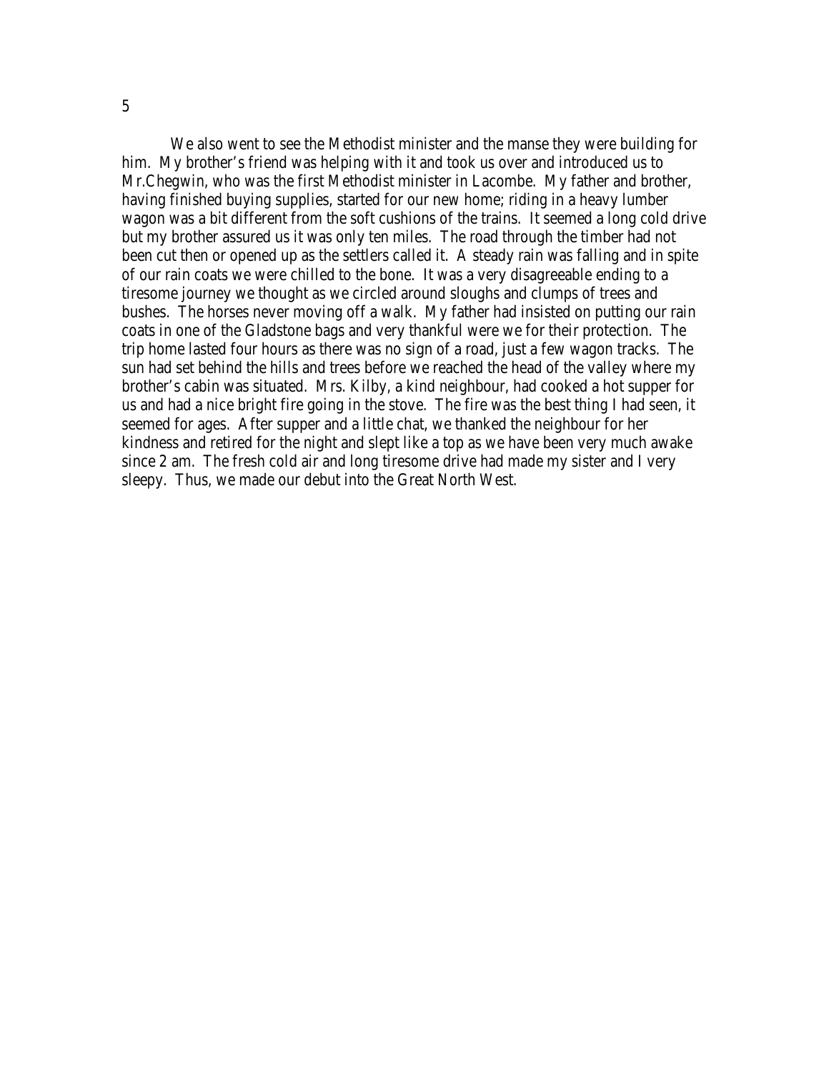We also went to see the Methodist minister and the manse they were building for him. My brother's friend was helping with it and took us over and introduced us to Mr.Chegwin, who was the first Methodist minister in Lacombe. My father and brother, having finished buying supplies, started for our new home; riding in a heavy lumber wagon was a bit different from the soft cushions of the trains. It seemed a long cold drive but my brother assured us it was only ten miles. The road through the timber had not been cut then or opened up as the settlers called it. A steady rain was falling and in spite of our rain coats we were chilled to the bone. It was a very disagreeable ending to a tiresome journey we thought as we circled around sloughs and clumps of trees and bushes. The horses never moving off a walk. My father had insisted on putting our rain coats in one of the Gladstone bags and very thankful were we for their protection. The trip home lasted four hours as there was no sign of a road, just a few wagon tracks. The sun had set behind the hills and trees before we reached the head of the valley where my brother's cabin was situated. Mrs. Kilby, a kind neighbour, had cooked a hot supper for us and had a nice bright fire going in the stove. The fire was the best thing I had seen, it seemed for ages. After supper and a little chat, we thanked the neighbour for her kindness and retired for the night and slept like a top as we have been very much awake since 2 am. The fresh cold air and long tiresome drive had made my sister and I very sleepy. Thus, we made our debut into the Great North West.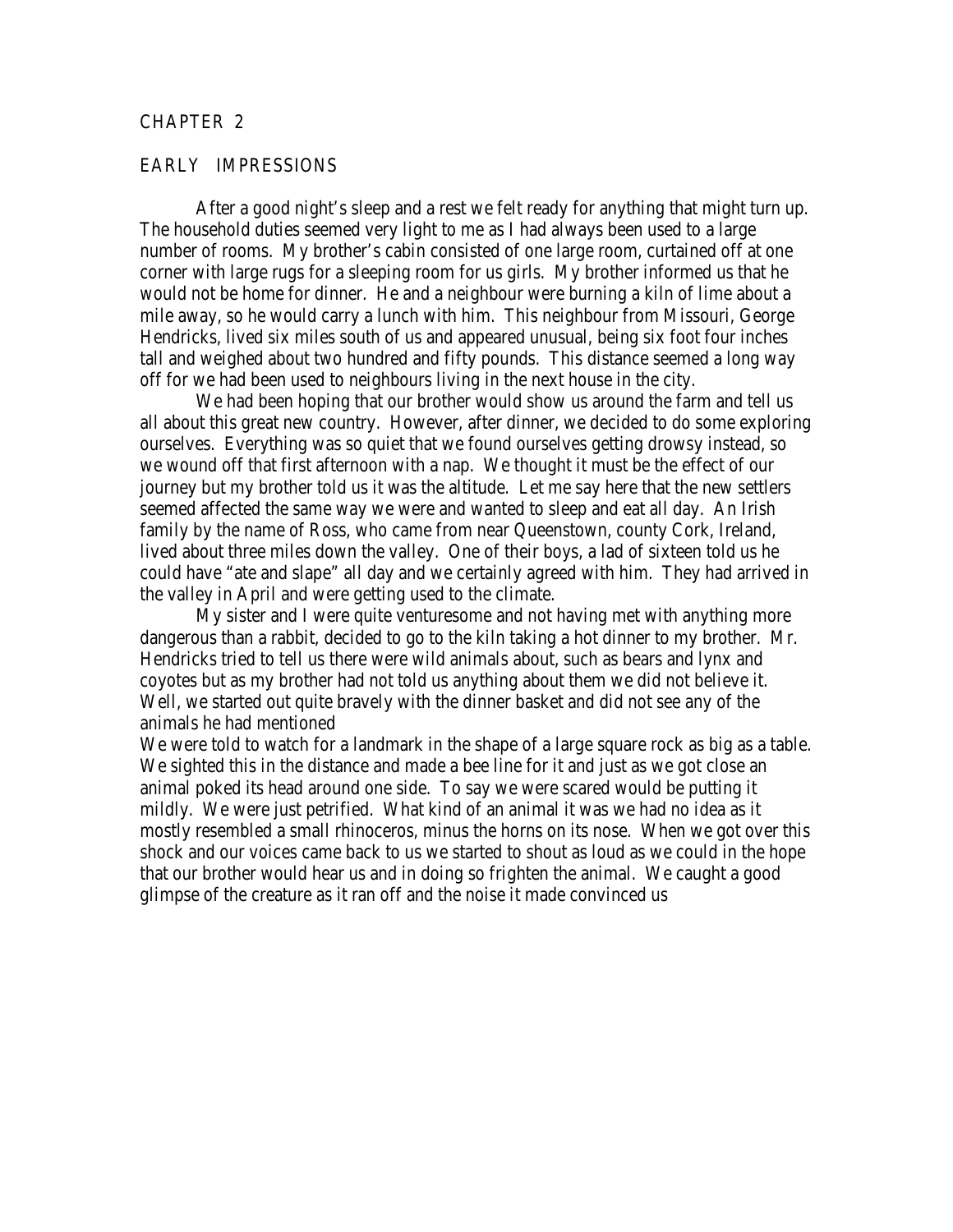# CHAPTER 2

## EARLY IMPRESSIONS

After a good night's sleep and a rest we felt ready for anything that might turn up. The household duties seemed very light to me as I had always been used to a large number of rooms. My brother's cabin consisted of one large room, curtained off at one corner with large rugs for a sleeping room for us girls. My brother informed us that he would not be home for dinner. He and a neighbour were burning a kiln of lime about a mile away, so he would carry a lunch with him. This neighbour from Missouri, George Hendricks, lived six miles south of us and appeared unusual, being six foot four inches tall and weighed about two hundred and fifty pounds. This distance seemed a long way off for we had been used to neighbours living in the next house in the city.

We had been hoping that our brother would show us around the farm and tell us all about this great new country. However, after dinner, we decided to do some exploring ourselves. Everything was so quiet that we found ourselves getting drowsy instead, so we wound off that first afternoon with a nap. We thought it must be the effect of our journey but my brother told us it was the altitude. Let me say here that the new settlers seemed affected the same way we were and wanted to sleep and eat all day. An Irish family by the name of Ross, who came from near Queenstown, county Cork, Ireland, lived about three miles down the valley. One of their boys, a lad of sixteen told us he could have "ate and slape" all day and we certainly agreed with him. They had arrived in the valley in April and were getting used to the climate.

My sister and I were quite venturesome and not having met with anything more dangerous than a rabbit, decided to go to the kiln taking a hot dinner to my brother. Mr. Hendricks tried to tell us there were wild animals about, such as bears and lynx and coyotes but as my brother had not told us anything about them we did not believe it. Well, we started out quite bravely with the dinner basket and did not see any of the animals he had mentioned

We were told to watch for a landmark in the shape of a large square rock as big as a table. We sighted this in the distance and made a bee line for it and just as we got close an animal poked its head around one side. To say we were scared would be putting it mildly. We were just petrified. What kind of an animal it was we had no idea as it mostly resembled a small rhinoceros, minus the horns on its nose. When we got over this shock and our voices came back to us we started to shout as loud as we could in the hope that our brother would hear us and in doing so frighten the animal. We caught a good glimpse of the creature as it ran off and the noise it made convinced us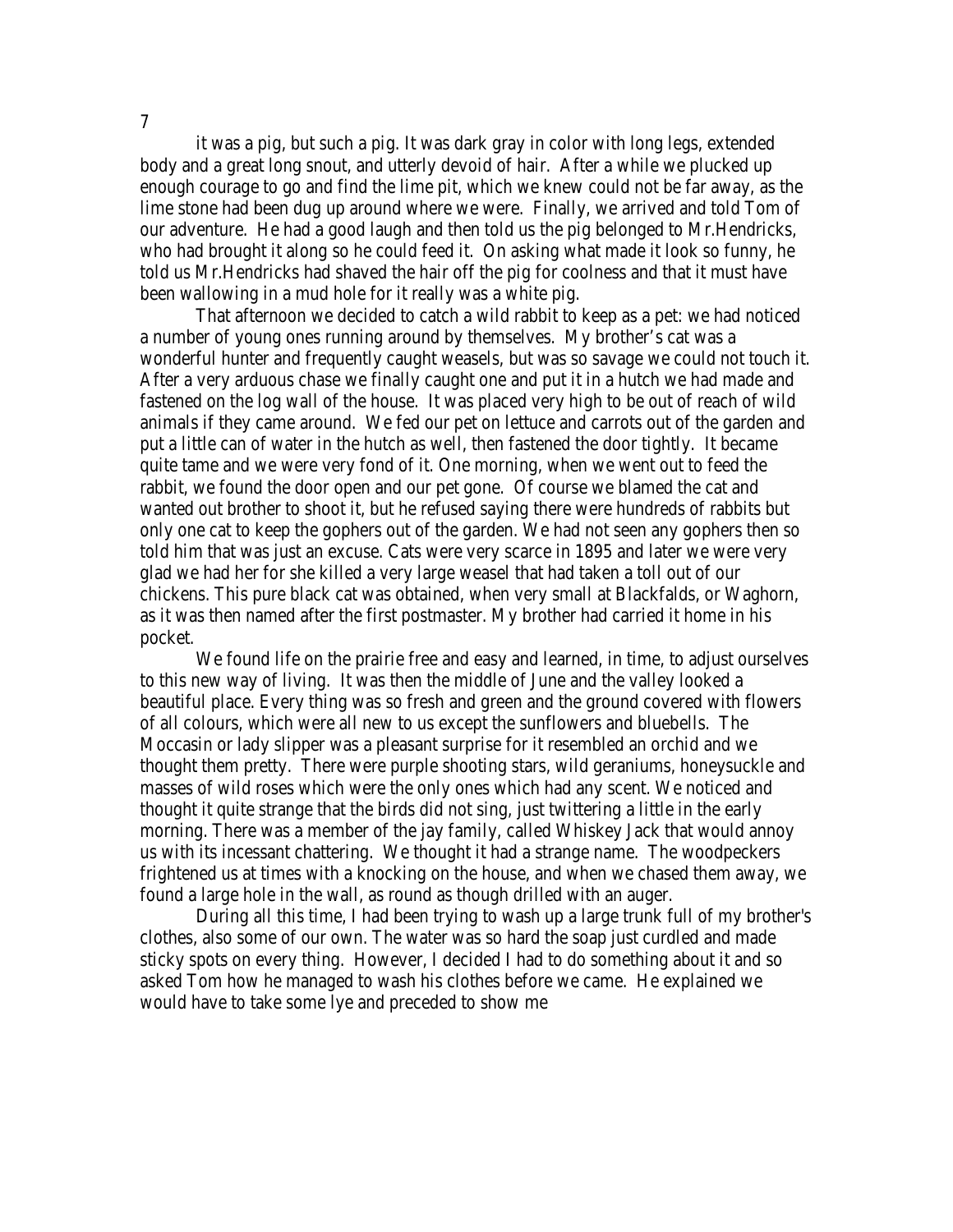it was a pig, but such a pig. It was dark gray in color with long legs, extended body and a great long snout, and utterly devoid of hair. After a while we plucked up enough courage to go and find the lime pit, which we knew could not be far away, as the lime stone had been dug up around where we were. Finally, we arrived and told Tom of our adventure. He had a good laugh and then told us the pig belonged to Mr.Hendricks, who had brought it along so he could feed it. On asking what made it look so funny, he told us Mr.Hendricks had shaved the hair off the pig for coolness and that it must have been wallowing in a mud hole for it really was a white pig.

That afternoon we decided to catch a wild rabbit to keep as a pet: we had noticed a number of young ones running around by themselves. My brother's cat was a wonderful hunter and frequently caught weasels, but was so savage we could not touch it. After a very arduous chase we finally caught one and put it in a hutch we had made and fastened on the log wall of the house. It was placed very high to be out of reach of wild animals if they came around. We fed our pet on lettuce and carrots out of the garden and put a little can of water in the hutch as well, then fastened the door tightly. It became quite tame and we were very fond of it. One morning, when we went out to feed the rabbit, we found the door open and our pet gone. Of course we blamed the cat and wanted out brother to shoot it, but he refused saying there were hundreds of rabbits but only one cat to keep the gophers out of the garden. We had not seen any gophers then so told him that was just an excuse. Cats were very scarce in 1895 and later we were very glad we had her for she killed a very large weasel that had taken a toll out of our chickens. This pure black cat was obtained, when very small at Blackfalds, or Waghorn, as it was then named after the first postmaster. My brother had carried it home in his pocket.

We found life on the prairie free and easy and learned, in time, to adjust ourselves to this new way of living. It was then the middle of June and the valley looked a beautiful place. Every thing was so fresh and green and the ground covered with flowers of all colours, which were all new to us except the sunflowers and bluebells. The Moccasin or lady slipper was a pleasant surprise for it resembled an orchid and we thought them pretty. There were purple shooting stars, wild geraniums, honeysuckle and masses of wild roses which were the only ones which had any scent. We noticed and thought it quite strange that the birds did not sing, just twittering a little in the early morning. There was a member of the jay family, called Whiskey Jack that would annoy us with its incessant chattering. We thought it had a strange name. The woodpeckers frightened us at times with a knocking on the house, and when we chased them away, we found a large hole in the wall, as round as though drilled with an auger.

During all this time, I had been trying to wash up a large trunk full of my brother's clothes, also some of our own. The water was so hard the soap just curdled and made sticky spots on every thing. However, I decided I had to do something about it and so asked Tom how he managed to wash his clothes before we came. He explained we would have to take some lye and preceded to show me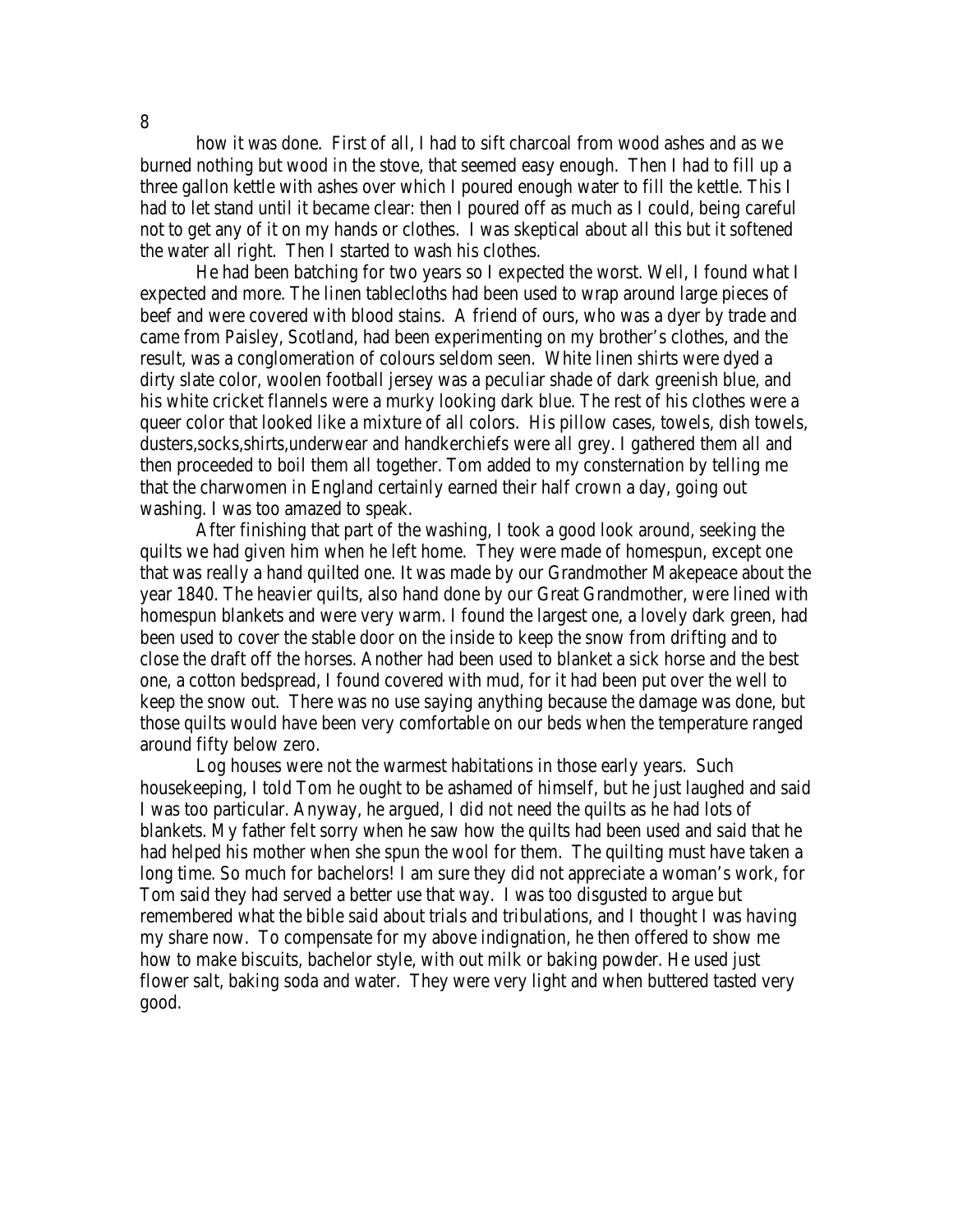how it was done. First of all, I had to sift charcoal from wood ashes and as we burned nothing but wood in the stove, that seemed easy enough. Then I had to fill up a three gallon kettle with ashes over which I poured enough water to fill the kettle. This I had to let stand until it became clear: then I poured off as much as I could, being careful not to get any of it on my hands or clothes. I was skeptical about all this but it softened the water all right. Then I started to wash his clothes.

He had been batching for two years so I expected the worst. Well, I found what I expected and more. The linen tablecloths had been used to wrap around large pieces of beef and were covered with blood stains. A friend of ours, who was a dyer by trade and came from Paisley, Scotland, had been experimenting on my brother's clothes, and the result, was a conglomeration of colours seldom seen. White linen shirts were dyed a dirty slate color, woolen football jersey was a peculiar shade of dark greenish blue, and his white cricket flannels were a murky looking dark blue. The rest of his clothes were a queer color that looked like a mixture of all colors. His pillow cases, towels, dish towels, dusters,socks,shirts,underwear and handkerchiefs were all grey. I gathered them all and then proceeded to boil them all together. Tom added to my consternation by telling me that the charwomen in England certainly earned their half crown a day, going out washing. I was too amazed to speak.

After finishing that part of the washing, I took a good look around, seeking the quilts we had given him when he left home. They were made of homespun, except one that was really a hand quilted one. It was made by our Grandmother Makepeace about the year 1840. The heavier quilts, also hand done by our Great Grandmother, were lined with homespun blankets and were very warm. I found the largest one, a lovely dark green, had been used to cover the stable door on the inside to keep the snow from drifting and to close the draft off the horses. Another had been used to blanket a sick horse and the best one, a cotton bedspread, I found covered with mud, for it had been put over the well to keep the snow out. There was no use saying anything because the damage was done, but those quilts would have been very comfortable on our beds when the temperature ranged around fifty below zero.

Log houses were not the warmest habitations in those early years. Such housekeeping, I told Tom he ought to be ashamed of himself, but he just laughed and said I was too particular. Anyway, he argued, I did not need the quilts as he had lots of blankets. My father felt sorry when he saw how the quilts had been used and said that he had helped his mother when she spun the wool for them. The quilting must have taken a long time. So much for bachelors! I am sure they did not appreciate a woman's work, for Tom said they had served a better use that way. I was too disgusted to argue but remembered what the bible said about trials and tribulations, and I thought I was having my share now. To compensate for my above indignation, he then offered to show me how to make biscuits, bachelor style, with out milk or baking powder. He used just flower salt, baking soda and water. They were very light and when buttered tasted very good.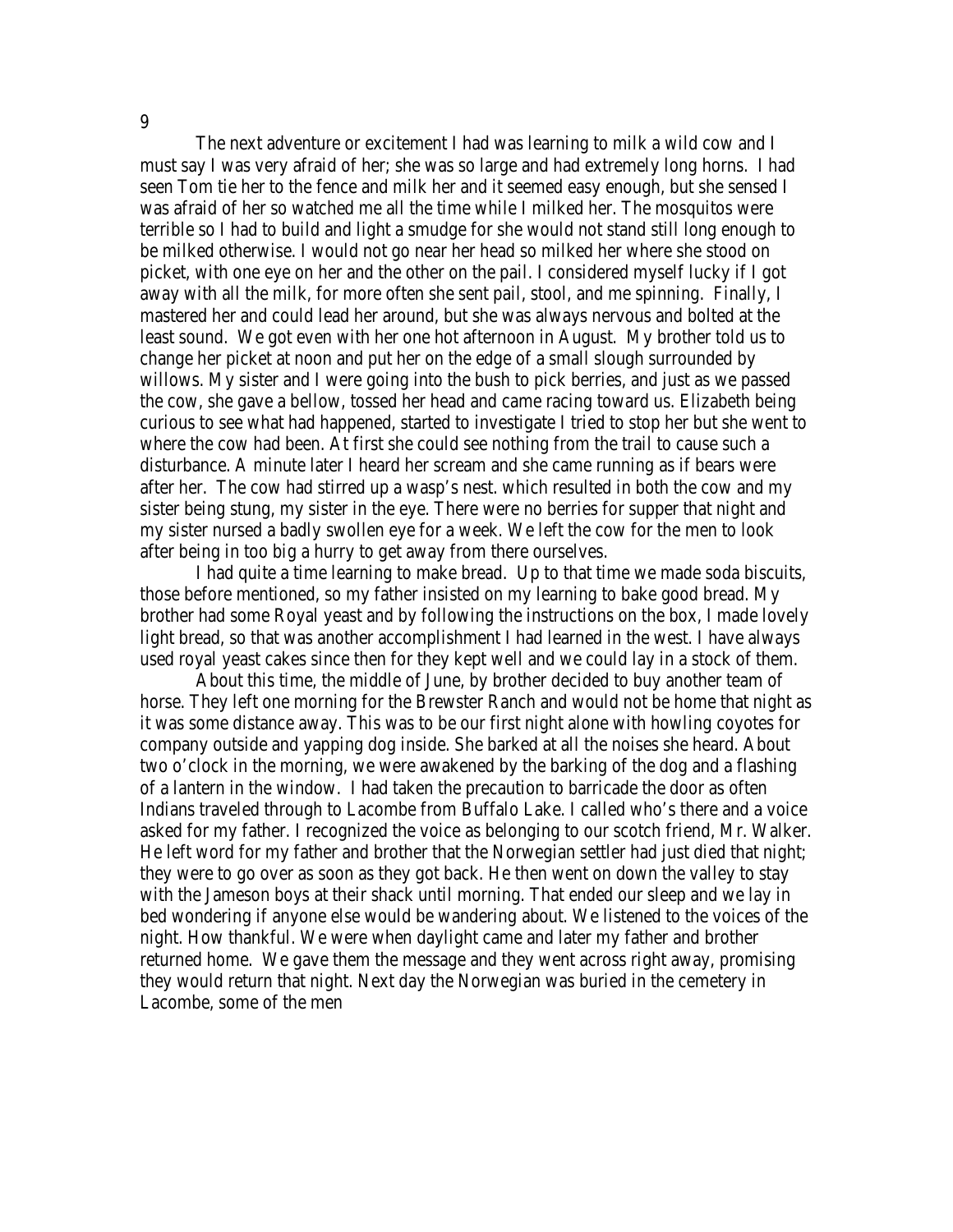The next adventure or excitement I had was learning to milk a wild cow and I must say I was very afraid of her; she was so large and had extremely long horns. I had seen Tom tie her to the fence and milk her and it seemed easy enough, but she sensed I was afraid of her so watched me all the time while I milked her. The mosquitos were terrible so I had to build and light a smudge for she would not stand still long enough to be milked otherwise. I would not go near her head so milked her where she stood on picket, with one eye on her and the other on the pail. I considered myself lucky if I got away with all the milk, for more often she sent pail, stool, and me spinning. Finally, I mastered her and could lead her around, but she was always nervous and bolted at the least sound. We got even with her one hot afternoon in August. My brother told us to change her picket at noon and put her on the edge of a small slough surrounded by willows. My sister and I were going into the bush to pick berries, and just as we passed the cow, she gave a bellow, tossed her head and came racing toward us. Elizabeth being curious to see what had happened, started to investigate I tried to stop her but she went to where the cow had been. At first she could see nothing from the trail to cause such a disturbance. A minute later I heard her scream and she came running as if bears were after her. The cow had stirred up a wasp's nest. which resulted in both the cow and my sister being stung, my sister in the eye. There were no berries for supper that night and my sister nursed a badly swollen eye for a week. We left the cow for the men to look after being in too big a hurry to get away from there ourselves.

I had quite a time learning to make bread. Up to that time we made soda biscuits, those before mentioned, so my father insisted on my learning to bake good bread. My brother had some Royal yeast and by following the instructions on the box, I made lovely light bread, so that was another accomplishment I had learned in the west. I have always used royal yeast cakes since then for they kept well and we could lay in a stock of them.

About this time, the middle of June, by brother decided to buy another team of horse. They left one morning for the Brewster Ranch and would not be home that night as it was some distance away. This was to be our first night alone with howling coyotes for company outside and yapping dog inside. She barked at all the noises she heard. About two o'clock in the morning, we were awakened by the barking of the dog and a flashing of a lantern in the window. I had taken the precaution to barricade the door as often Indians traveled through to Lacombe from Buffalo Lake. I called who's there and a voice asked for my father. I recognized the voice as belonging to our scotch friend, Mr. Walker. He left word for my father and brother that the Norwegian settler had just died that night; they were to go over as soon as they got back. He then went on down the valley to stay with the Jameson boys at their shack until morning. That ended our sleep and we lay in bed wondering if anyone else would be wandering about. We listened to the voices of the night. How thankful. We were when daylight came and later my father and brother returned home. We gave them the message and they went across right away, promising they would return that night. Next day the Norwegian was buried in the cemetery in Lacombe, some of the men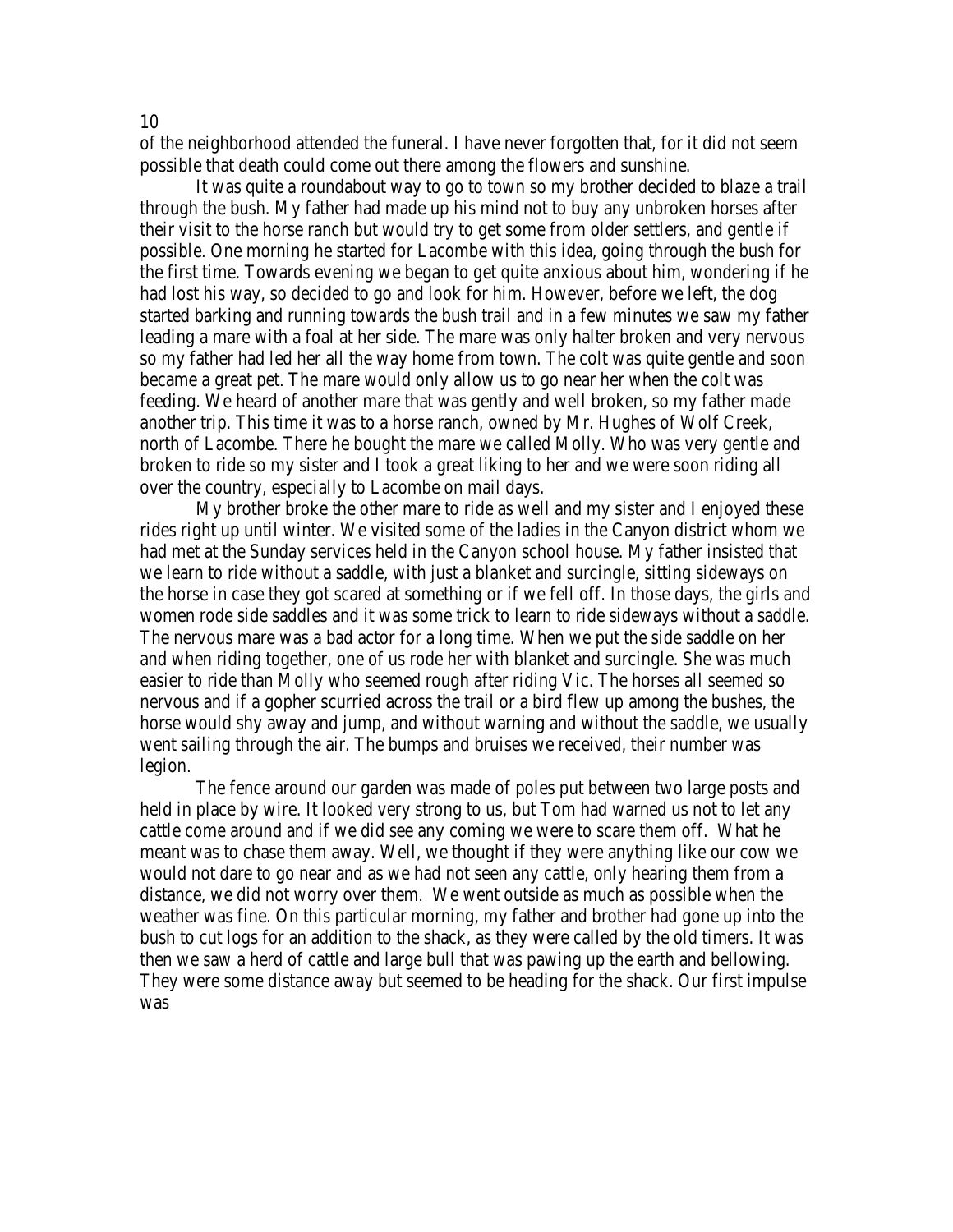of the neighborhood attended the funeral. I have never forgotten that, for it did not seem possible that death could come out there among the flowers and sunshine.

It was quite a roundabout way to go to town so my brother decided to blaze a trail through the bush. My father had made up his mind not to buy any unbroken horses after their visit to the horse ranch but would try to get some from older settlers, and gentle if possible. One morning he started for Lacombe with this idea, going through the bush for the first time. Towards evening we began to get quite anxious about him, wondering if he had lost his way, so decided to go and look for him. However, before we left, the dog started barking and running towards the bush trail and in a few minutes we saw my father leading a mare with a foal at her side. The mare was only halter broken and very nervous so my father had led her all the way home from town. The colt was quite gentle and soon became a great pet. The mare would only allow us to go near her when the colt was feeding. We heard of another mare that was gently and well broken, so my father made another trip. This time it was to a horse ranch, owned by Mr. Hughes of Wolf Creek, north of Lacombe. There he bought the mare we called Molly. Who was very gentle and broken to ride so my sister and I took a great liking to her and we were soon riding all over the country, especially to Lacombe on mail days.

My brother broke the other mare to ride as well and my sister and I enjoyed these rides right up until winter. We visited some of the ladies in the Canyon district whom we had met at the Sunday services held in the Canyon school house. My father insisted that we learn to ride without a saddle, with just a blanket and surcingle, sitting sideways on the horse in case they got scared at something or if we fell off. In those days, the girls and women rode side saddles and it was some trick to learn to ride sideways without a saddle. The nervous mare was a bad actor for a long time. When we put the side saddle on her and when riding together, one of us rode her with blanket and surcingle. She was much easier to ride than Molly who seemed rough after riding Vic. The horses all seemed so nervous and if a gopher scurried across the trail or a bird flew up among the bushes, the horse would shy away and jump, and without warning and without the saddle, we usually went sailing through the air. The bumps and bruises we received, their number was legion.

The fence around our garden was made of poles put between two large posts and held in place by wire. It looked very strong to us, but Tom had warned us not to let any cattle come around and if we did see any coming we were to scare them off. What he meant was to chase them away. Well, we thought if they were anything like our cow we would not dare to go near and as we had not seen any cattle, only hearing them from a distance, we did not worry over them. We went outside as much as possible when the weather was fine. On this particular morning, my father and brother had gone up into the bush to cut logs for an addition to the shack, as they were called by the old timers. It was then we saw a herd of cattle and large bull that was pawing up the earth and bellowing. They were some distance away but seemed to be heading for the shack. Our first impulse was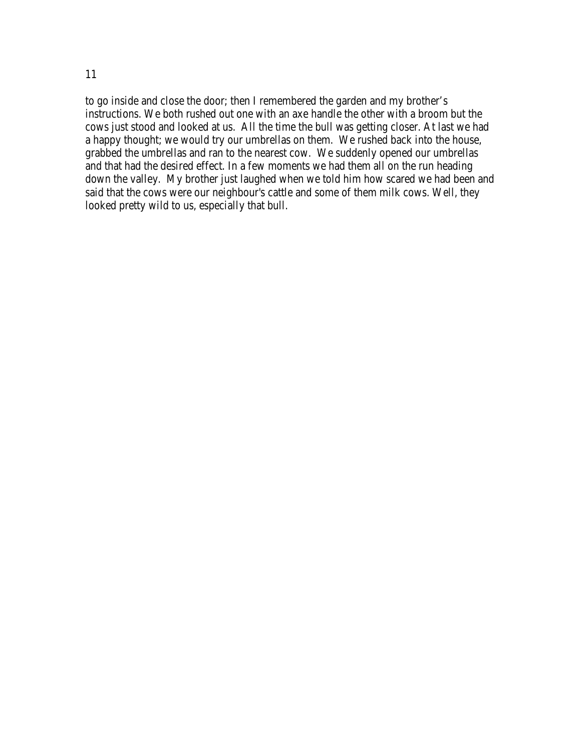to go inside and close the door; then I remembered the garden and my brother's instructions. We both rushed out one with an axe handle the other with a broom but the cows just stood and looked at us. All the time the bull was getting closer. At last we had a happy thought; we would try our umbrellas on them. We rushed back into the house, grabbed the umbrellas and ran to the nearest cow. We suddenly opened our umbrellas and that had the desired effect. In a few moments we had them all on the run heading down the valley. My brother just laughed when we told him how scared we had been and said that the cows were our neighbour's cattle and some of them milk cows. Well, they looked pretty wild to us, especially that bull.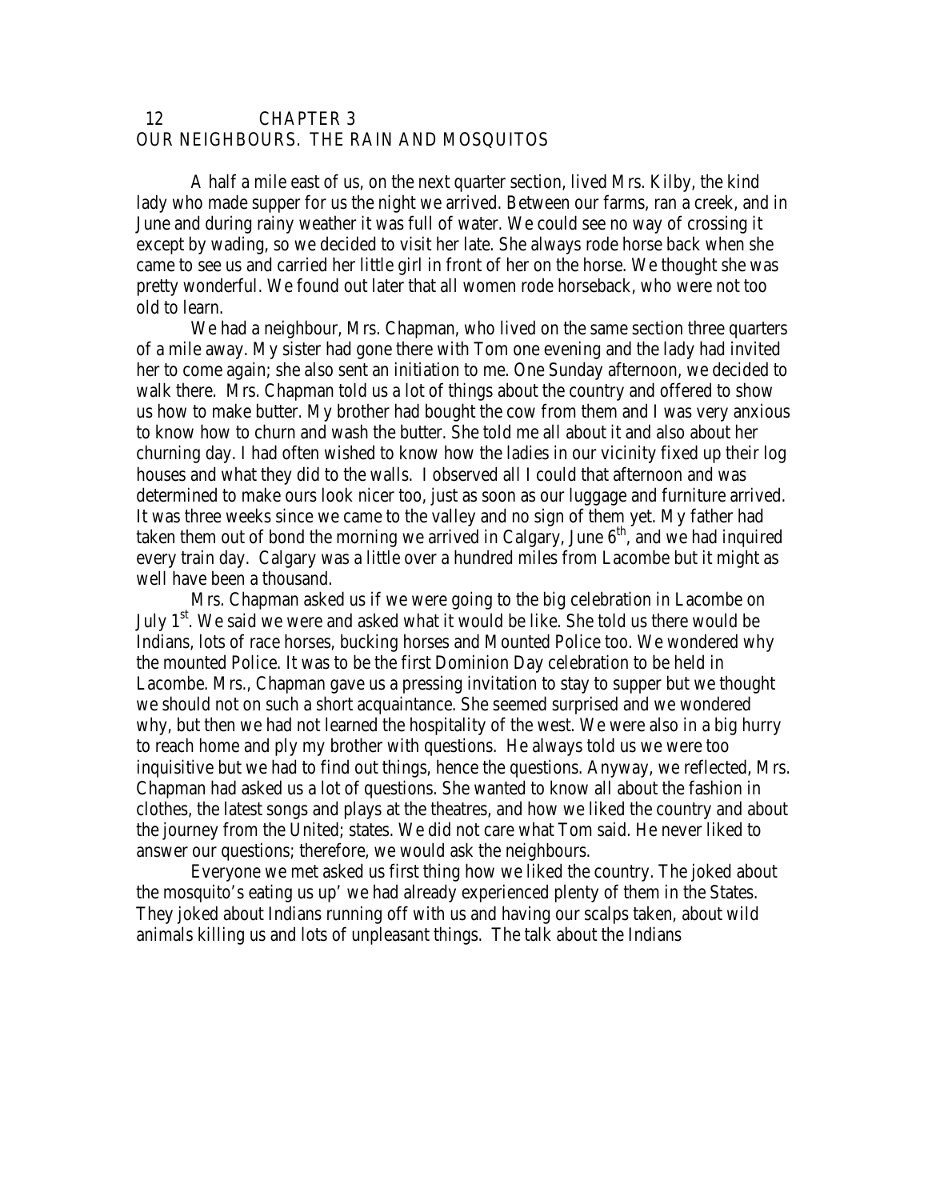## CHAPTER 3
## OUR NEIGHBOURS. THE RAIN AND MOSQUITOS

A half a mile east of us, on the next quarter section, lived Mrs. Kilby, the kind lady who made supper for us the night we arrived. Between our farms, ran a creek, and in June and during rainy weather it was full of water. We could see no way of crossing it except by wading, so we decided to visit her late. She always rode horse back when she came to see us and carried her little girl in front of her on the horse. We thought she was pretty wonderful. We found out later that all women rode horseback, who were not too old to learn.

We had a neighbour, Mrs. Chapman, who lived on the same section three quarters of a mile away. My sister had gone there with Tom one evening and the lady had invited her to come again; she also sent an initiation to me. One Sunday afternoon, we decided to walk there. Mrs. Chapman told us a lot of things about the country and offered to show us how to make butter. My brother had bought the cow from them and I was very anxious to know how to churn and wash the butter. She told me all about it and also about her churning day. I had often wished to know how the ladies in our vicinity fixed up their log houses and what they did to the walls. I observed all I could that afternoon and was determined to make ours look nicer too, just as soon as our luggage and furniture arrived. It was three weeks since we came to the valley and no sign of them yet. My father had taken them out of bond the morning we arrived in Calgary, June 6th, and we had inquired every train day. Calgary was a little over a hundred miles from Lacombe but it might as well have been a thousand.

Mrs. Chapman asked us if we were going to the big celebration in Lacombe on July 1st. We said we were and asked what it would be like. She told us there would be Indians, lots of race horses, bucking horses and Mounted Police too. We wondered why the mounted Police. It was to be the first Dominion Day celebration to be held in Lacombe. Mrs., Chapman gave us a pressing invitation to stay to supper but we thought we should not on such a short acquaintance. She seemed surprised and we wondered why, but then we had not learned the hospitality of the west. We were also in a big hurry to reach home and ply my brother with questions. He always told us we were too inquisitive but we had to find out things, hence the questions. Anyway, we reflected, Mrs. Chapman had asked us a lot of questions. She wanted to know all about the fashion in clothes, the latest songs and plays at the theatres, and how we liked the country and about the journey from the United; states. We did not care what Tom said. He never liked to answer our questions; therefore, we would ask the neighbours.

Everyone we met asked us first thing how we liked the country. The joked about the mosquito's eating us up' we had already experienced plenty of them in the States. They joked about Indians running off with us and having our scalps taken, about wild animals killing us and lots of unpleasant things. The talk about the Indians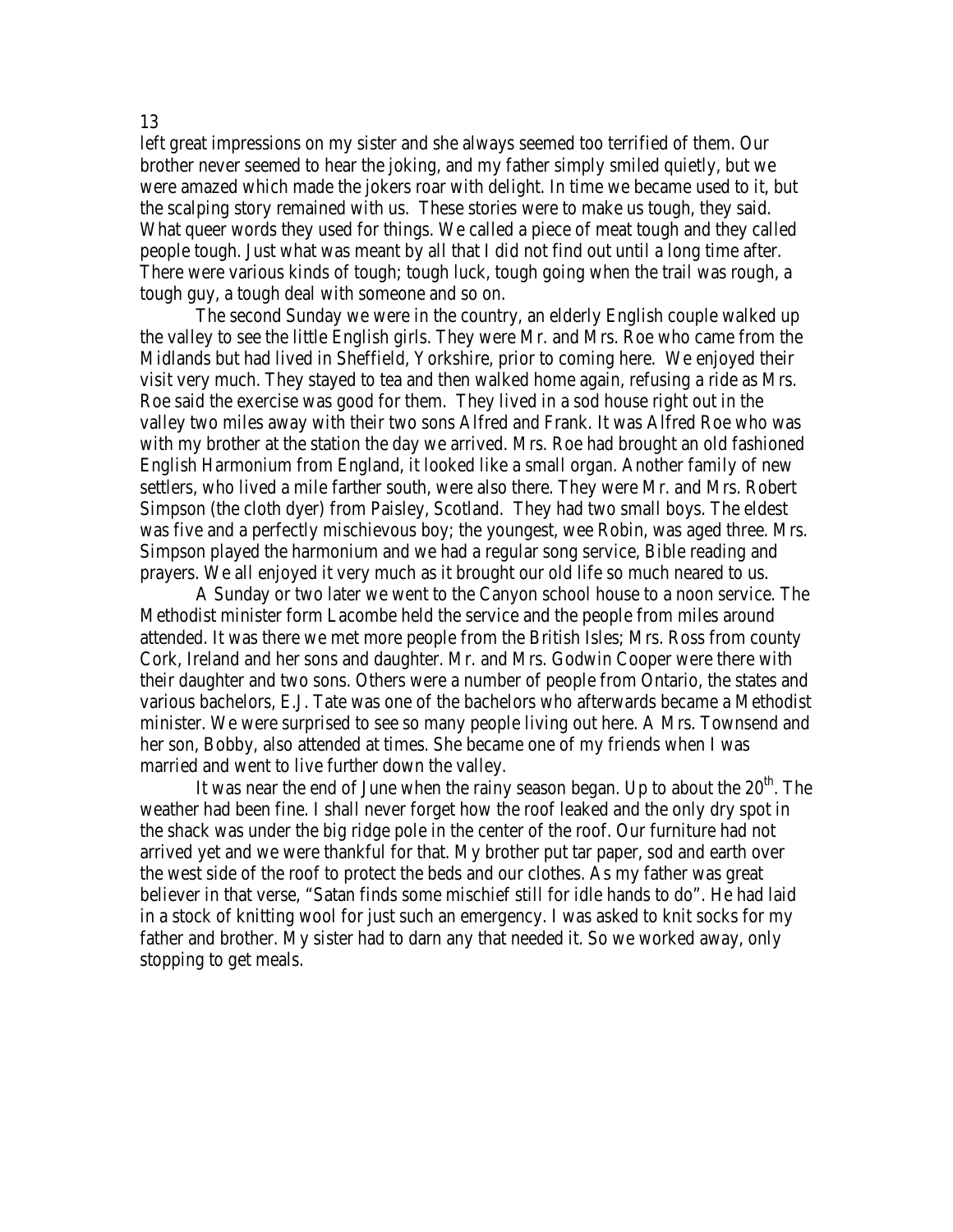left great impressions on my sister and she always seemed too terrified of them. Our brother never seemed to hear the joking, and my father simply smiled quietly, but we were amazed which made the jokers roar with delight. In time we became used to it, but the scalping story remained with us. These stories were to make us tough, they said. What queer words they used for things. We called a piece of meat tough and they called people tough. Just what was meant by all that I did not find out until a long time after. There were various kinds of tough; tough luck, tough going when the trail was rough, a tough guy, a tough deal with someone and so on.

The second Sunday we were in the country, an elderly English couple walked up the valley to see the little English girls. They were Mr. and Mrs. Roe who came from the Midlands but had lived in Sheffield, Yorkshire, prior to coming here. We enjoyed their visit very much. They stayed to tea and then walked home again, refusing a ride as Mrs. Roe said the exercise was good for them. They lived in a sod house right out in the valley two miles away with their two sons Alfred and Frank. It was Alfred Roe who was with my brother at the station the day we arrived. Mrs. Roe had brought an old fashioned English Harmonium from England, it looked like a small organ. Another family of new settlers, who lived a mile farther south, were also there. They were Mr. and Mrs. Robert Simpson (the cloth dyer) from Paisley, Scotland. They had two small boys. The eldest was five and a perfectly mischievous boy; the youngest, wee Robin, was aged three. Mrs. Simpson played the harmonium and we had a regular song service, Bible reading and prayers. We all enjoyed it very much as it brought our old life so much neared to us.

A Sunday or two later we went to the Canyon school house to a noon service. The Methodist minister form Lacombe held the service and the people from miles around attended. It was there we met more people from the British Isles; Mrs. Ross from county Cork, Ireland and her sons and daughter. Mr. and Mrs. Godwin Cooper were there with their daughter and two sons. Others were a number of people from Ontario, the states and various bachelors, E.J. Tate was one of the bachelors who afterwards became a Methodist minister. We were surprised to see so many people living out here. A Mrs. Townsend and her son, Bobby, also attended at times. She became one of my friends when I was married and went to live further down the valley.

It was near the end of June when the rainy season began. Up to about the 20th. The weather had been fine. I shall never forget how the roof leaked and the only dry spot in the shack was under the big ridge pole in the center of the roof. Our furniture had not arrived yet and we were thankful for that. My brother put tar paper, sod and earth over the west side of the roof to protect the beds and our clothes. As my father was great believer in that verse, "Satan finds some mischief still for idle hands to do". He had laid in a stock of knitting wool for just such an emergency. I was asked to knit socks for my father and brother. My sister had to darn any that needed it. So we worked away, only stopping to get meals.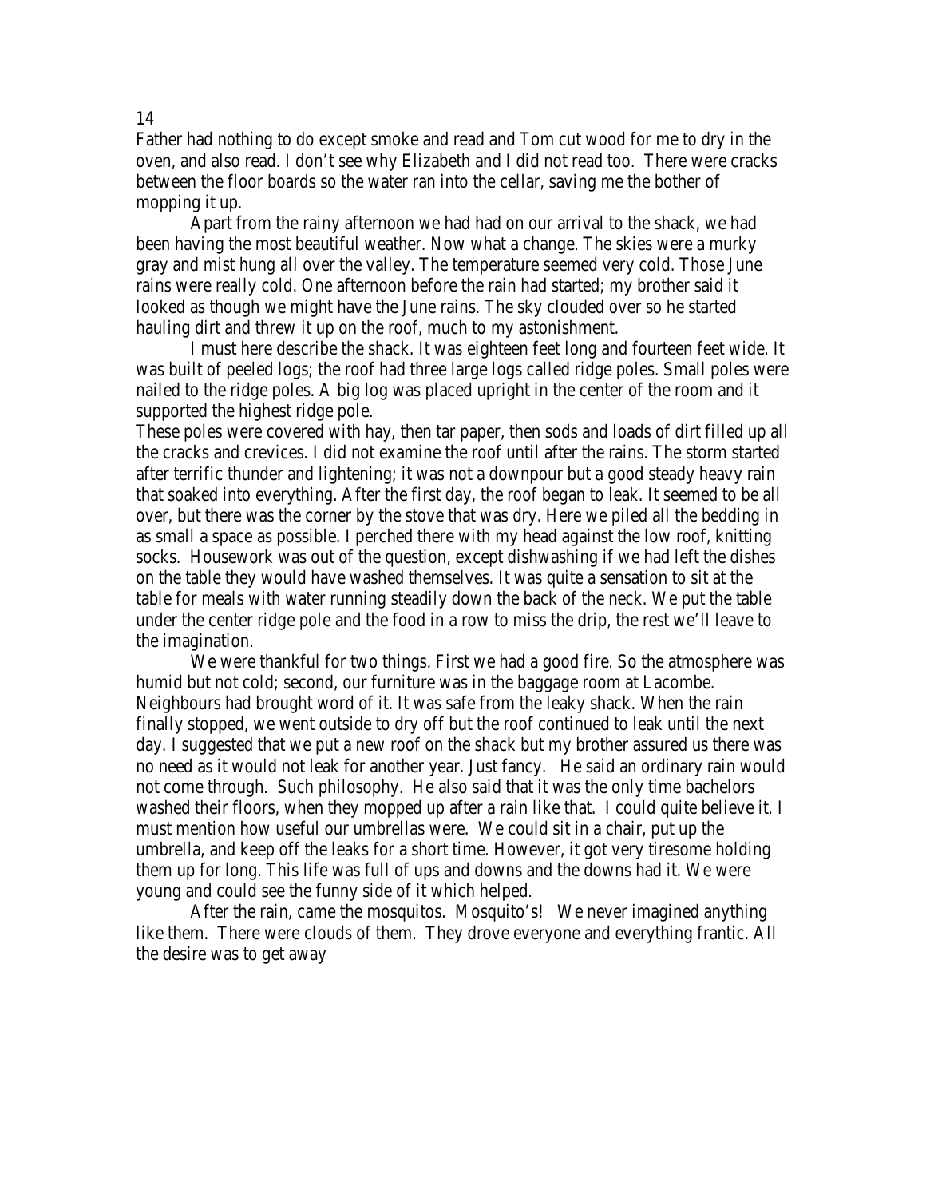Father had nothing to do except smoke and read and Tom cut wood for me to dry in the oven, and also read. I don't see why Elizabeth and I did not read too. There were cracks between the floor boards so the water ran into the cellar, saving me the bother of mopping it up.

Apart from the rainy afternoon we had had on our arrival to the shack, we had been having the most beautiful weather. Now what a change. The skies were a murky gray and mist hung all over the valley. The temperature seemed very cold. Those June rains were really cold. One afternoon before the rain had started; my brother said it looked as though we might have the June rains. The sky clouded over so he started hauling dirt and threw it up on the roof, much to my astonishment.

I must here describe the shack. It was eighteen feet long and fourteen feet wide. It was built of peeled logs; the roof had three large logs called ridge poles. Small poles were nailed to the ridge poles. A big log was placed upright in the center of the room and it supported the highest ridge pole.

These poles were covered with hay, then tar paper, then sods and loads of dirt filled up all the cracks and crevices. I did not examine the roof until after the rains. The storm started after terrific thunder and lightening; it was not a downpour but a good steady heavy rain that soaked into everything. After the first day, the roof began to leak. It seemed to be all over, but there was the corner by the stove that was dry. Here we piled all the bedding in as small a space as possible. I perched there with my head against the low roof, knitting socks. Housework was out of the question, except dishwashing if we had left the dishes on the table they would have washed themselves. It was quite a sensation to sit at the table for meals with water running steadily down the back of the neck. We put the table under the center ridge pole and the food in a row to miss the drip, the rest we'll leave to the imagination.

We were thankful for two things. First we had a good fire. So the atmosphere was humid but not cold; second, our furniture was in the baggage room at Lacombe. Neighbours had brought word of it. It was safe from the leaky shack. When the rain finally stopped, we went outside to dry off but the roof continued to leak until the next day. I suggested that we put a new roof on the shack but my brother assured us there was no need as it would not leak for another year. Just fancy. He said an ordinary rain would not come through. Such philosophy. He also said that it was the only time bachelors washed their floors, when they mopped up after a rain like that. I could quite believe it. I must mention how useful our umbrellas were. We could sit in a chair, put up the umbrella, and keep off the leaks for a short time. However, it got very tiresome holding them up for long. This life was full of ups and downs and the downs had it. We were young and could see the funny side of it which helped.

After the rain, came the mosquitos. Mosquito's! We never imagined anything like them. There were clouds of them. They drove everyone and everything frantic. All the desire was to get away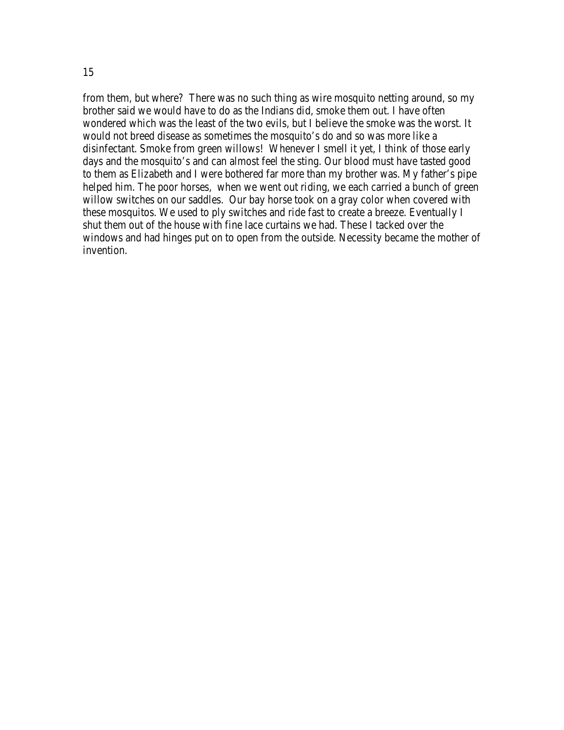from them, but where?  There was no such thing as wire mosquito netting around, so my brother said we would have to do as the Indians did, smoke them out. I have often wondered which was the least of the two evils, but I believe the smoke was the worst. It would not breed disease as sometimes the mosquito's do and so was more like a disinfectant. Smoke from green willows!  Whenever I smell it yet, I think of those early days and the mosquito's and can almost feel the sting. Our blood must have tasted good to them as Elizabeth and I were bothered far more than my brother was. My father's pipe helped him. The poor horses,  when we went out riding, we each carried a bunch of green willow switches on our saddles.  Our bay horse took on a gray color when covered with these mosquitos. We used to ply switches and ride fast to create a breeze. Eventually I shut them out of the house with fine lace curtains we had. These I tacked over the windows and had hinges put on to open from the outside. Necessity became the mother of invention.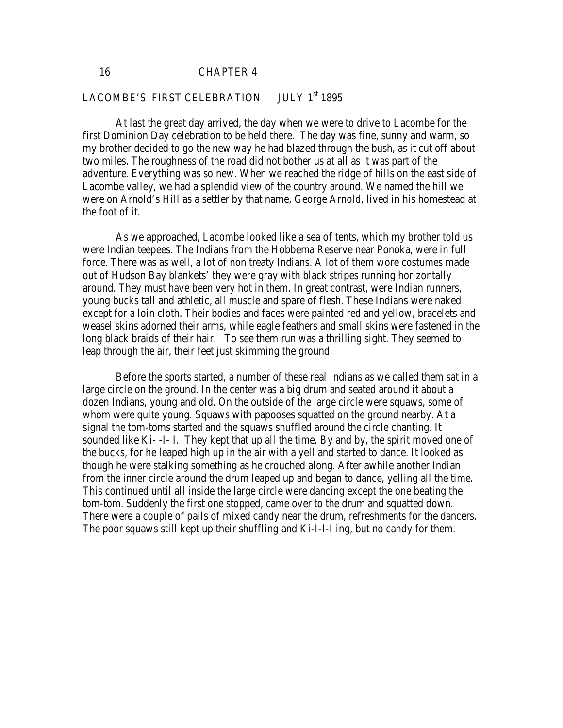# CHAPTER 4

## LACOMBE'S FIRST CELEBRATION JULY 1st 1895

At last the great day arrived, the day when we were to drive to Lacombe for the first Dominion Day celebration to be held there. The day was fine, sunny and warm, so my brother decided to go the new way he had blazed through the bush, as it cut off about two miles. The roughness of the road did not bother us at all as it was part of the adventure. Everything was so new. When we reached the ridge of hills on the east side of Lacombe valley, we had a splendid view of the country around. We named the hill we were on Arnold's Hill as a settler by that name, George Arnold, lived in his homestead at the foot of it.

As we approached, Lacombe looked like a sea of tents, which my brother told us were Indian teepees. The Indians from the Hobbema Reserve near Ponoka, were in full force. There was as well, a lot of non treaty Indians. A lot of them wore costumes made out of Hudson Bay blankets' they were gray with black stripes running horizontally around. They must have been very hot in them. In great contrast, were Indian runners, young bucks tall and athletic, all muscle and spare of flesh. These Indians were naked except for a loin cloth. Their bodies and faces were painted red and yellow, bracelets and weasel skins adorned their arms, while eagle feathers and small skins were fastened in the long black braids of their hair. To see them run was a thrilling sight. They seemed to leap through the air, their feet just skimming the ground.

Before the sports started, a number of these real Indians as we called them sat in a large circle on the ground. In the center was a big drum and seated around it about a dozen Indians, young and old. On the outside of the large circle were squaws, some of whom were quite young. Squaws with papooses squatted on the ground nearby. At a signal the tom-toms started and the squaws shuffled around the circle chanting. It sounded like Ki- -I- I. They kept that up all the time. By and by, the spirit moved one of the bucks, for he leaped high up in the air with a yell and started to dance. It looked as though he were stalking something as he crouched along. After awhile another Indian from the inner circle around the drum leaped up and began to dance, yelling all the time. This continued until all inside the large circle were dancing except the one beating the tom-tom. Suddenly the first one stopped, came over to the drum and squatted down. There were a couple of pails of mixed candy near the drum, refreshments for the dancers. The poor squaws still kept up their shuffling and Ki-I-I-I ing, but no candy for them.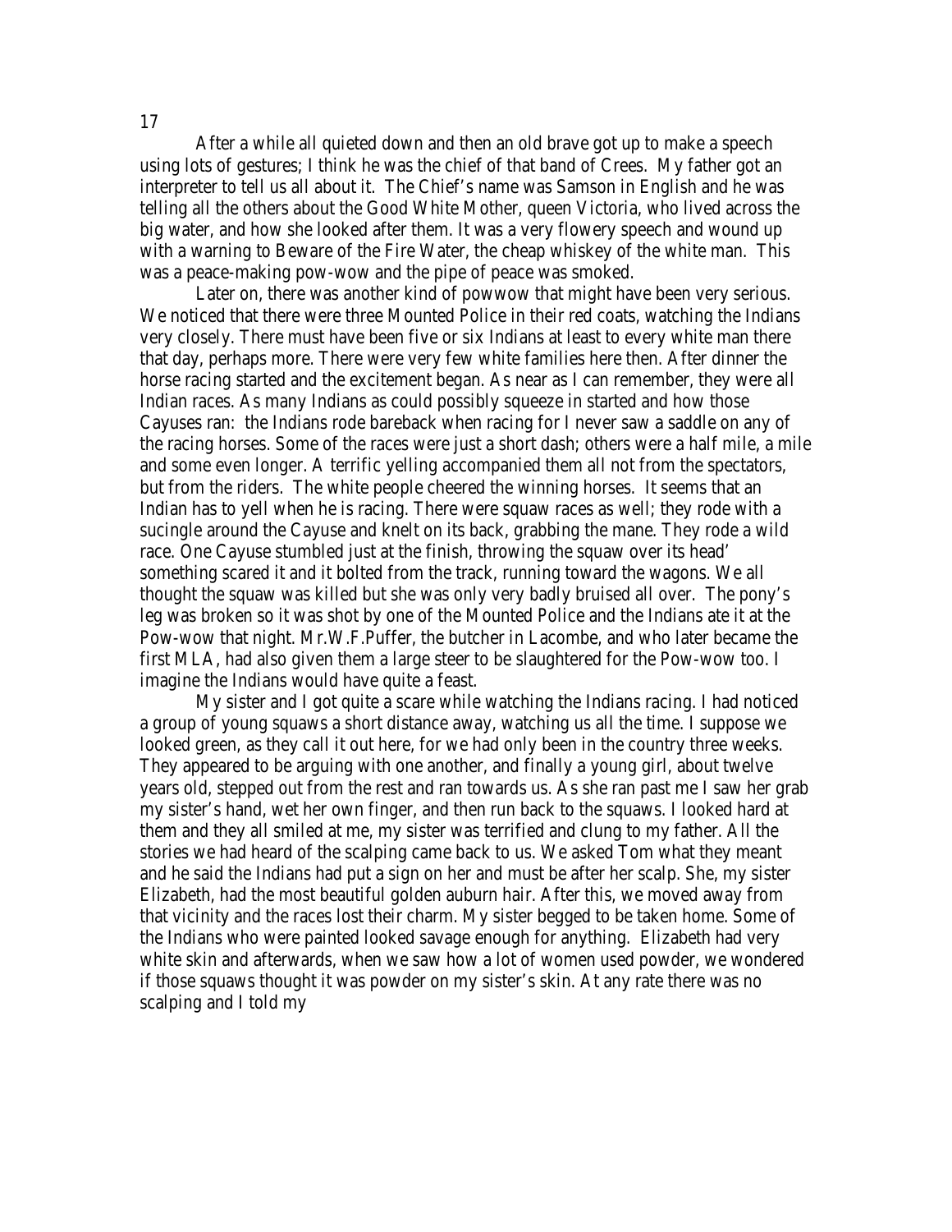After a while all quieted down and then an old brave got up to make a speech using lots of gestures; I think he was the chief of that band of Crees. My father got an interpreter to tell us all about it. The Chief's name was Samson in English and he was telling all the others about the Good White Mother, queen Victoria, who lived across the big water, and how she looked after them. It was a very flowery speech and wound up with a warning to Beware of the Fire Water, the cheap whiskey of the white man. This was a peace-making pow-wow and the pipe of peace was smoked.

Later on, there was another kind of powwow that might have been very serious. We noticed that there were three Mounted Police in their red coats, watching the Indians very closely. There must have been five or six Indians at least to every white man there that day, perhaps more. There were very few white families here then. After dinner the horse racing started and the excitement began. As near as I can remember, they were all Indian races. As many Indians as could possibly squeeze in started and how those Cayuses ran: the Indians rode bareback when racing for I never saw a saddle on any of the racing horses. Some of the races were just a short dash; others were a half mile, a mile and some even longer. A terrific yelling accompanied them all not from the spectators, but from the riders. The white people cheered the winning horses. It seems that an Indian has to yell when he is racing. There were squaw races as well; they rode with a sucingle around the Cayuse and knelt on its back, grabbing the mane. They rode a wild race. One Cayuse stumbled just at the finish, throwing the squaw over its head' something scared it and it bolted from the track, running toward the wagons. We all thought the squaw was killed but she was only very badly bruised all over. The pony's leg was broken so it was shot by one of the Mounted Police and the Indians ate it at the Pow-wow that night. Mr.W.F.Puffer, the butcher in Lacombe, and who later became the first MLA, had also given them a large steer to be slaughtered for the Pow-wow too. I imagine the Indians would have quite a feast.

My sister and I got quite a scare while watching the Indians racing. I had noticed a group of young squaws a short distance away, watching us all the time. I suppose we looked green, as they call it out here, for we had only been in the country three weeks. They appeared to be arguing with one another, and finally a young girl, about twelve years old, stepped out from the rest and ran towards us. As she ran past me I saw her grab my sister's hand, wet her own finger, and then run back to the squaws. I looked hard at them and they all smiled at me, my sister was terrified and clung to my father. All the stories we had heard of the scalping came back to us. We asked Tom what they meant and he said the Indians had put a sign on her and must be after her scalp. She, my sister Elizabeth, had the most beautiful golden auburn hair. After this, we moved away from that vicinity and the races lost their charm. My sister begged to be taken home. Some of the Indians who were painted looked savage enough for anything. Elizabeth had very white skin and afterwards, when we saw how a lot of women used powder, we wondered if those squaws thought it was powder on my sister's skin. At any rate there was no scalping and I told my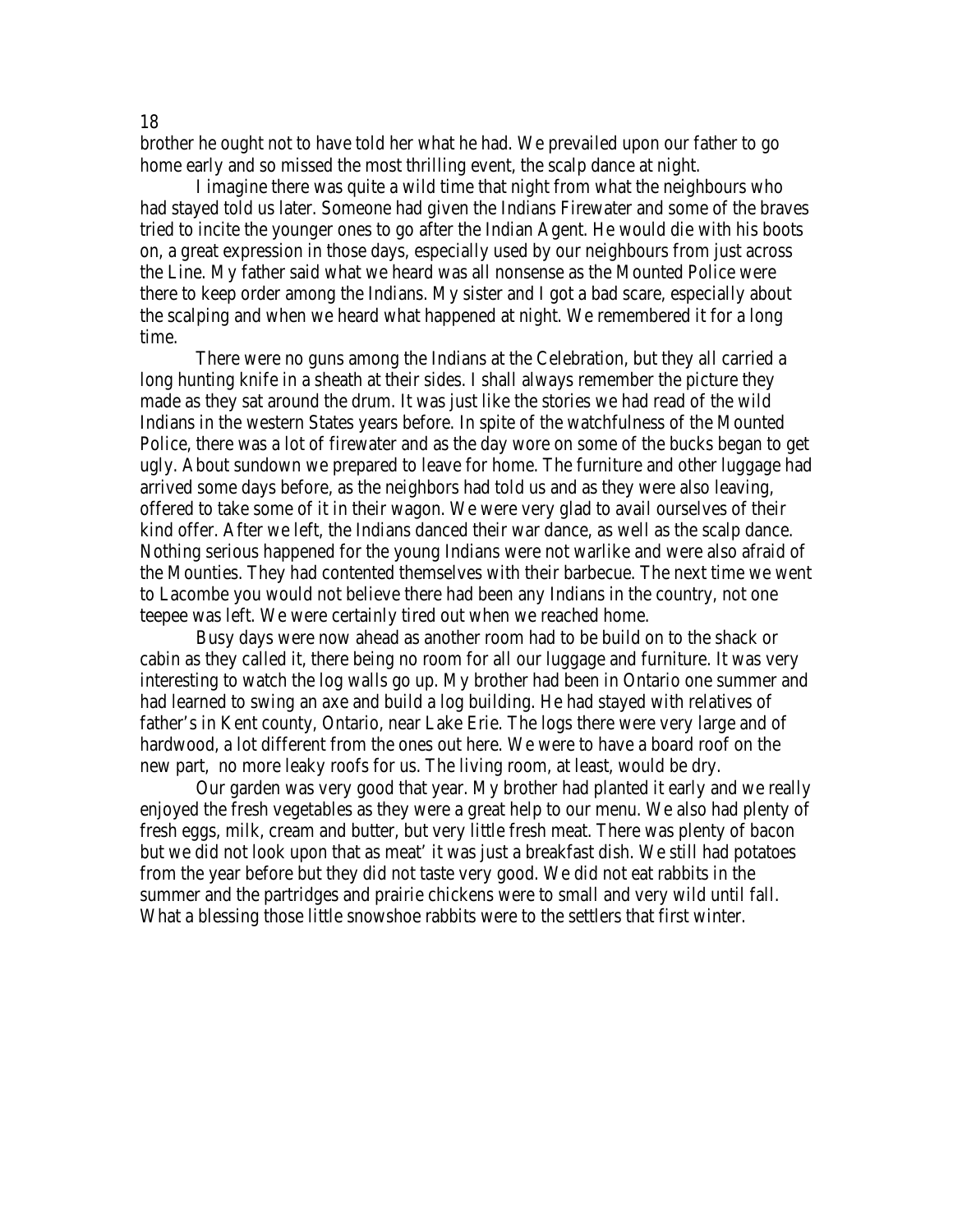brother he ought not to have told her what he had. We prevailed upon our father to go home early and so missed the most thrilling event, the scalp dance at night.

I imagine there was quite a wild time that night from what the neighbours who had stayed told us later. Someone had given the Indians Firewater and some of the braves tried to incite the younger ones to go after the Indian Agent. He would die with his boots on, a great expression in those days, especially used by our neighbours from just across the Line. My father said what we heard was all nonsense as the Mounted Police were there to keep order among the Indians. My sister and I got a bad scare, especially about the scalping and when we heard what happened at night. We remembered it for a long time.

There were no guns among the Indians at the Celebration, but they all carried a long hunting knife in a sheath at their sides. I shall always remember the picture they made as they sat around the drum. It was just like the stories we had read of the wild Indians in the western States years before. In spite of the watchfulness of the Mounted Police, there was a lot of firewater and as the day wore on some of the bucks began to get ugly. About sundown we prepared to leave for home. The furniture and other luggage had arrived some days before, as the neighbors had told us and as they were also leaving, offered to take some of it in their wagon. We were very glad to avail ourselves of their kind offer. After we left, the Indians danced their war dance, as well as the scalp dance. Nothing serious happened for the young Indians were not warlike and were also afraid of the Mounties. They had contented themselves with their barbecue. The next time we went to Lacombe you would not believe there had been any Indians in the country, not one teepee was left. We were certainly tired out when we reached home.

Busy days were now ahead as another room had to be build on to the shack or cabin as they called it, there being no room for all our luggage and furniture. It was very interesting to watch the log walls go up. My brother had been in Ontario one summer and had learned to swing an axe and build a log building. He had stayed with relatives of father's in Kent county, Ontario, near Lake Erie. The logs there were very large and of hardwood, a lot different from the ones out here. We were to have a board roof on the new part, no more leaky roofs for us. The living room, at least, would be dry.

Our garden was very good that year. My brother had planted it early and we really enjoyed the fresh vegetables as they were a great help to our menu. We also had plenty of fresh eggs, milk, cream and butter, but very little fresh meat. There was plenty of bacon but we did not look upon that as meat' it was just a breakfast dish. We still had potatoes from the year before but they did not taste very good. We did not eat rabbits in the summer and the partridges and prairie chickens were to small and very wild until fall. What a blessing those little snowshoe rabbits were to the settlers that first winter.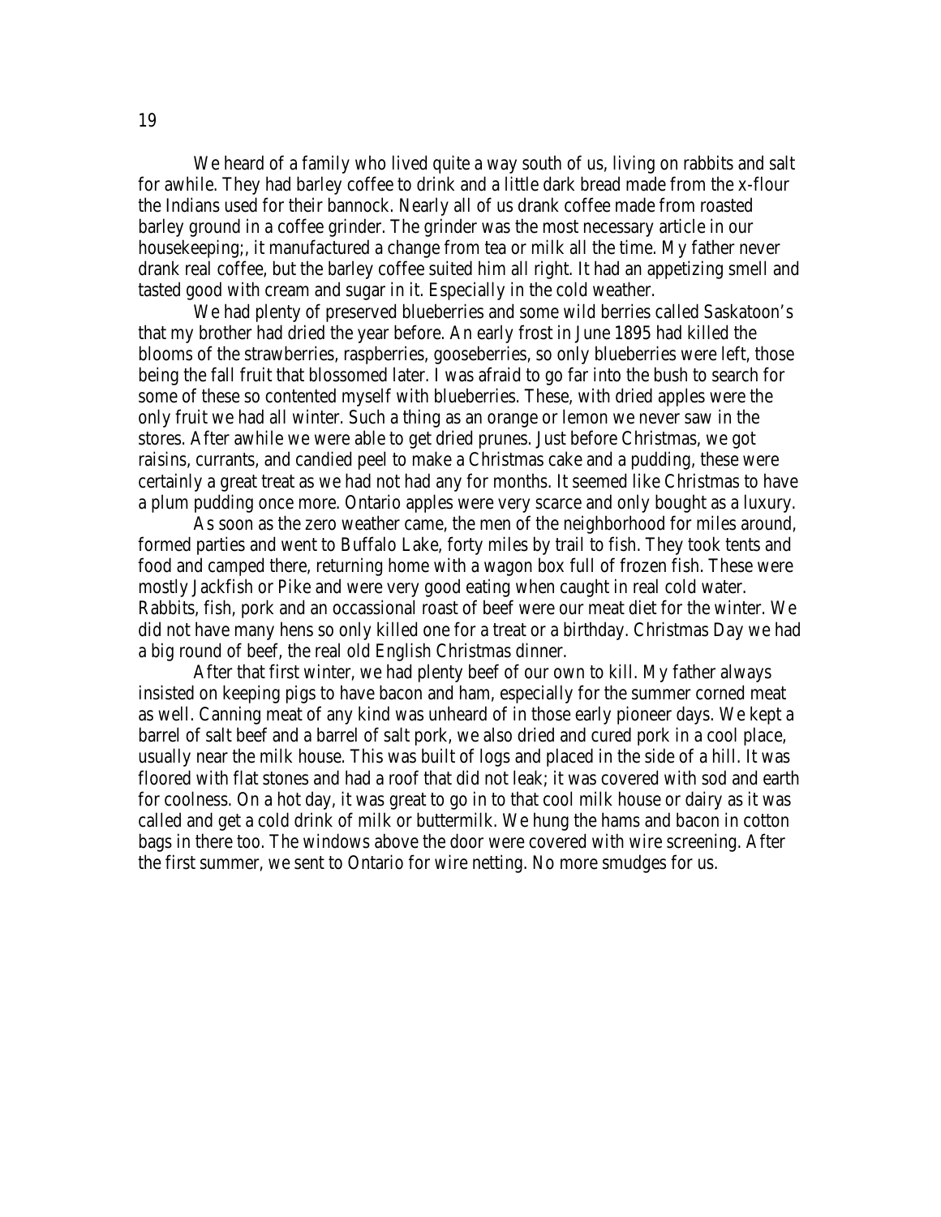We heard of a family who lived quite a way south of us, living on rabbits and salt for awhile. They had barley coffee to drink and a little dark bread made from the x-flour the Indians used for their bannock. Nearly all of us drank coffee made from roasted barley ground in a coffee grinder. The grinder was the most necessary article in our housekeeping;, it manufactured a change from tea or milk all the time. My father never drank real coffee, but the barley coffee suited him all right. It had an appetizing smell and tasted good with cream and sugar in it. Especially in the cold weather.

We had plenty of preserved blueberries and some wild berries called Saskatoon's that my brother had dried the year before. An early frost in June 1895 had killed the blooms of the strawberries, raspberries, gooseberries, so only blueberries were left, those being the fall fruit that blossomed later. I was afraid to go far into the bush to search for some of these so contented myself with blueberries. These, with dried apples were the only fruit we had all winter. Such a thing as an orange or lemon we never saw in the stores. After awhile we were able to get dried prunes. Just before Christmas, we got raisins, currants, and candied peel to make a Christmas cake and a pudding, these were certainly a great treat as we had not had any for months. It seemed like Christmas to have a plum pudding once more. Ontario apples were very scarce and only bought as a luxury.

As soon as the zero weather came, the men of the neighborhood for miles around, formed parties and went to Buffalo Lake, forty miles by trail to fish. They took tents and food and camped there, returning home with a wagon box full of frozen fish. These were mostly Jackfish or Pike and were very good eating when caught in real cold water. Rabbits, fish, pork and an occassional roast of beef were our meat diet for the winter. We did not have many hens so only killed one for a treat or a birthday. Christmas Day we had a big round of beef, the real old English Christmas dinner.

After that first winter, we had plenty beef of our own to kill. My father always insisted on keeping pigs to have bacon and ham, especially for the summer corned meat as well. Canning meat of any kind was unheard of in those early pioneer days. We kept a barrel of salt beef and a barrel of salt pork, we also dried and cured pork in a cool place, usually near the milk house. This was built of logs and placed in the side of a hill. It was floored with flat stones and had a roof that did not leak; it was covered with sod and earth for coolness. On a hot day, it was great to go in to that cool milk house or dairy as it was called and get a cold drink of milk or buttermilk. We hung the hams and bacon in cotton bags in there too. The windows above the door were covered with wire screening. After the first summer, we sent to Ontario for wire netting. No more smudges for us.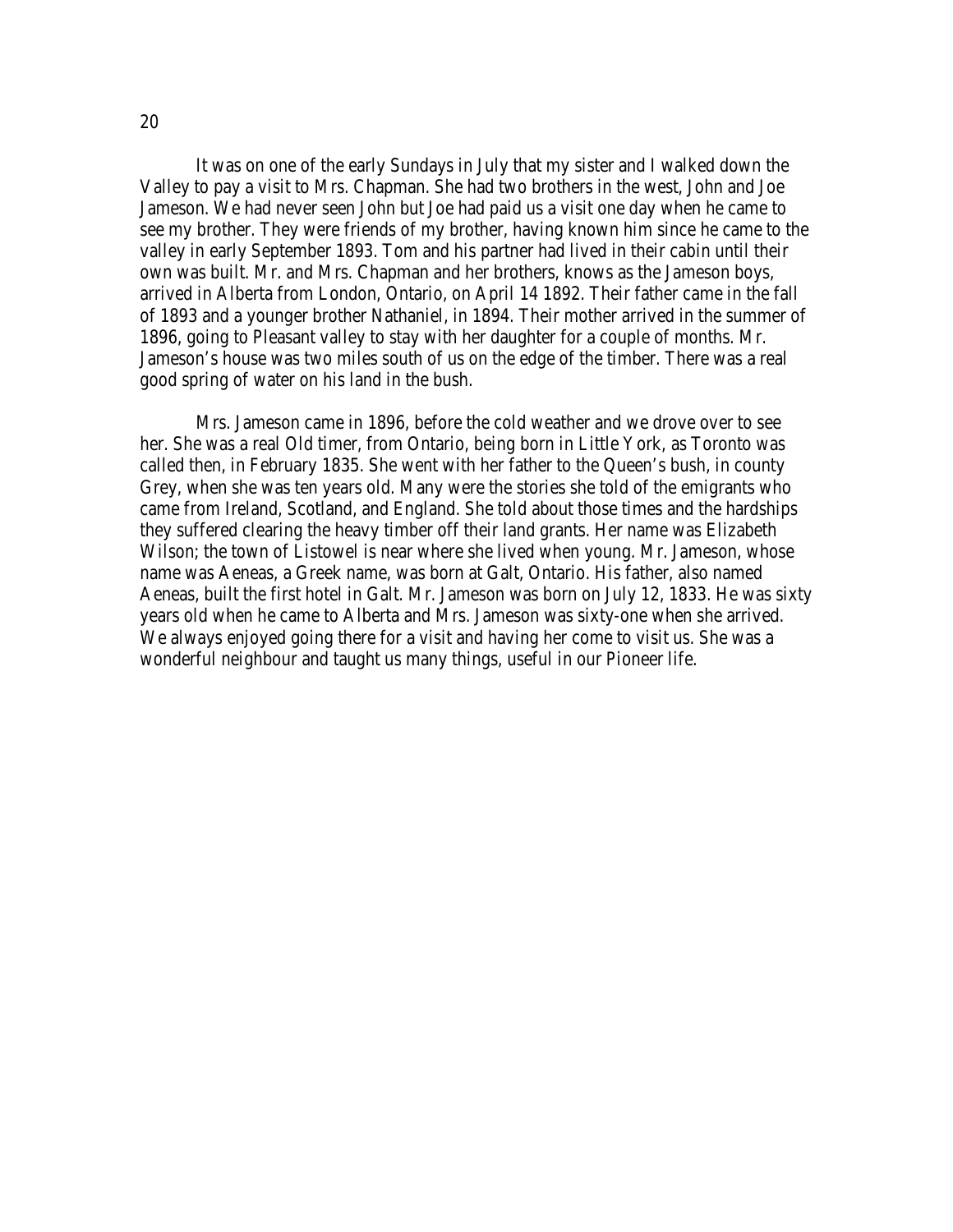It was on one of the early Sundays in July that my sister and I walked down the Valley to pay a visit to Mrs. Chapman. She had two brothers in the west, John and Joe Jameson. We had never seen John but Joe had paid us a visit one day when he came to see my brother. They were friends of my brother, having known him since he came to the valley in early September 1893. Tom and his partner had lived in their cabin until their own was built. Mr. and Mrs. Chapman and her brothers, knows as the Jameson boys, arrived in Alberta from London, Ontario, on April 14 1892. Their father came in the fall of 1893 and a younger brother Nathaniel, in 1894. Their mother arrived in the summer of 1896, going to Pleasant valley to stay with her daughter for a couple of months. Mr. Jameson's house was two miles south of us on the edge of the timber. There was a real good spring of water on his land in the bush.

Mrs. Jameson came in 1896, before the cold weather and we drove over to see her. She was a real Old timer, from Ontario, being born in Little York, as Toronto was called then, in February 1835. She went with her father to the Queen's bush, in county Grey, when she was ten years old. Many were the stories she told of the emigrants who came from Ireland, Scotland, and England. She told about those times and the hardships they suffered clearing the heavy timber off their land grants. Her name was Elizabeth Wilson; the town of Listowel is near where she lived when young. Mr. Jameson, whose name was Aeneas, a Greek name, was born at Galt, Ontario. His father, also named Aeneas, built the first hotel in Galt. Mr. Jameson was born on July 12, 1833. He was sixty years old when he came to Alberta and Mrs. Jameson was sixty-one when she arrived. We always enjoyed going there for a visit and having her come to visit us. She was a wonderful neighbour and taught us many things, useful in our Pioneer life.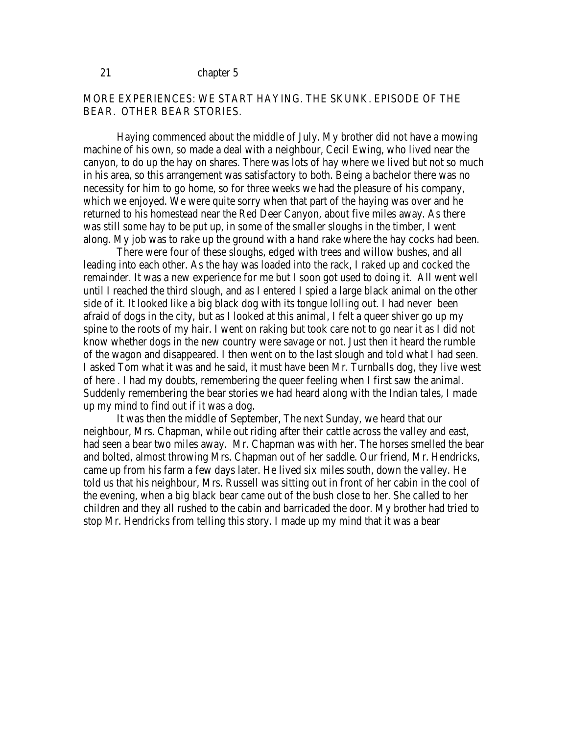chapter 5

## MORE EXPERIENCES: WE START HAYING. THE SKUNK. EPISODE OF THE BEAR. OTHER BEAR STORIES.

Haying commenced about the middle of July. My brother did not have a mowing machine of his own, so made a deal with a neighbour, Cecil Ewing, who lived near the canyon, to do up the hay on shares. There was lots of hay where we lived but not so much in his area, so this arrangement was satisfactory to both. Being a bachelor there was no necessity for him to go home, so for three weeks we had the pleasure of his company, which we enjoyed. We were quite sorry when that part of the haying was over and he returned to his homestead near the Red Deer Canyon, about five miles away. As there was still some hay to be put up, in some of the smaller sloughs in the timber, I went along. My job was to rake up the ground with a hand rake where the hay cocks had been.

There were four of these sloughs, edged with trees and willow bushes, and all leading into each other. As the hay was loaded into the rack, I raked up and cocked the remainder. It was a new experience for me but I soon got used to doing it. All went well until I reached the third slough, and as I entered I spied a large black animal on the other side of it. It looked like a big black dog with its tongue lolling out. I had never been afraid of dogs in the city, but as I looked at this animal, I felt a queer shiver go up my spine to the roots of my hair. I went on raking but took care not to go near it as I did not know whether dogs in the new country were savage or not. Just then it heard the rumble of the wagon and disappeared. I then went on to the last slough and told what I had seen. I asked Tom what it was and he said, it must have been Mr. Turnballs dog, they live west of here . I had my doubts, remembering the queer feeling when I first saw the animal. Suddenly remembering the bear stories we had heard along with the Indian tales, I made up my mind to find out if it was a dog.

It was then the middle of September, The next Sunday, we heard that our neighbour, Mrs. Chapman, while out riding after their cattle across the valley and east, had seen a bear two miles away. Mr. Chapman was with her. The horses smelled the bear and bolted, almost throwing Mrs. Chapman out of her saddle. Our friend, Mr. Hendricks, came up from his farm a few days later. He lived six miles south, down the valley. He told us that his neighbour, Mrs. Russell was sitting out in front of her cabin in the cool of the evening, when a big black bear came out of the bush close to her. She called to her children and they all rushed to the cabin and barricaded the door. My brother had tried to stop Mr. Hendricks from telling this story. I made up my mind that it was a bear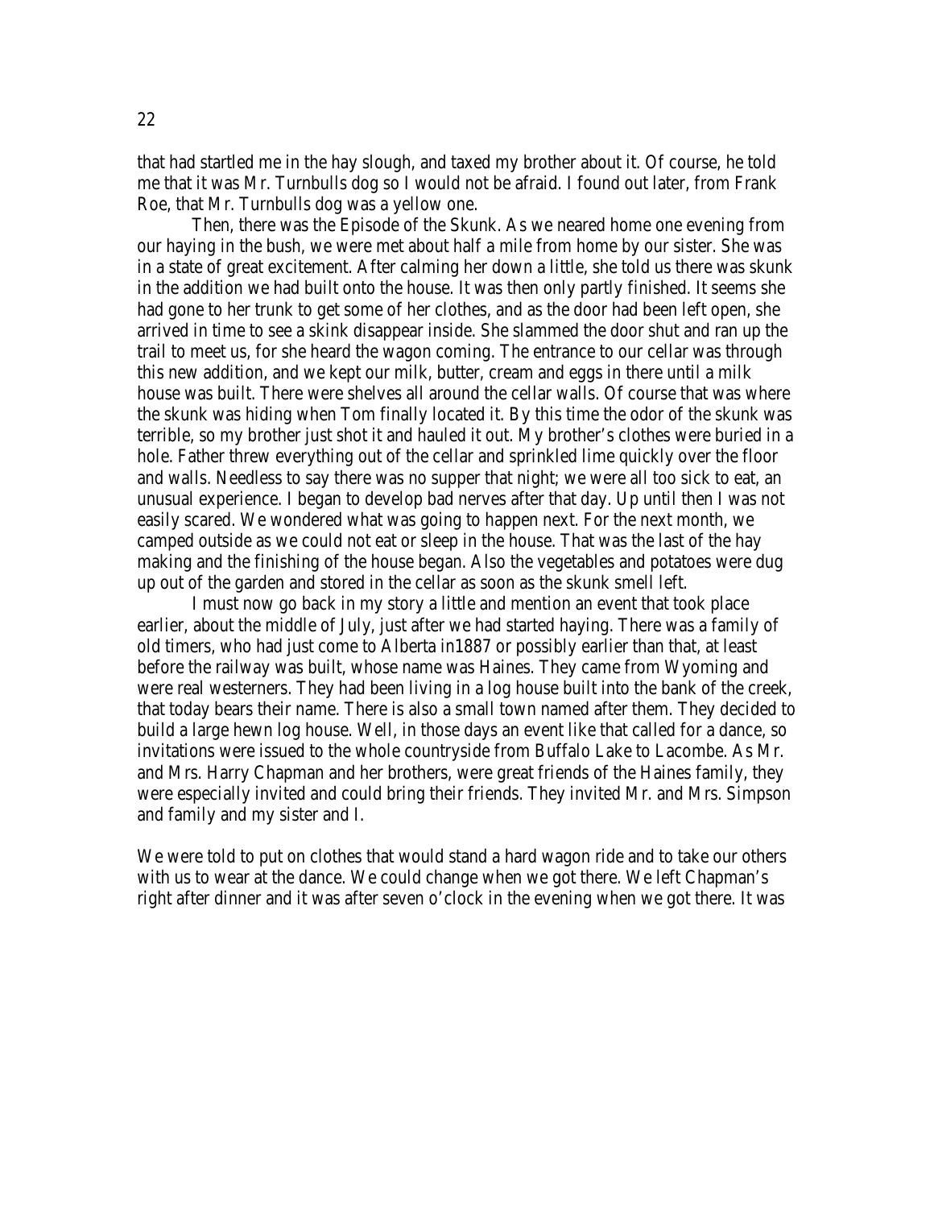that had startled me in the hay slough, and taxed my brother about it. Of course, he told me that it was Mr. Turnbulls dog so I would not be afraid. I found out later, from Frank Roe, that Mr. Turnbulls dog was a yellow one.

Then, there was the Episode of the Skunk. As we neared home one evening from our haying in the bush, we were met about half a mile from home by our sister. She was in a state of great excitement. After calming her down a little, she told us there was skunk in the addition we had built onto the house. It was then only partly finished. It seems she had gone to her trunk to get some of her clothes, and as the door had been left open, she arrived in time to see a skink disappear inside. She slammed the door shut and ran up the trail to meet us, for she heard the wagon coming. The entrance to our cellar was through this new addition, and we kept our milk, butter, cream and eggs in there until a milk house was built. There were shelves all around the cellar walls. Of course that was where the skunk was hiding when Tom finally located it. By this time the odor of the skunk was terrible, so my brother just shot it and hauled it out. My brother's clothes were buried in a hole. Father threw everything out of the cellar and sprinkled lime quickly over the floor and walls. Needless to say there was no supper that night; we were all too sick to eat, an unusual experience. I began to develop bad nerves after that day. Up until then I was not easily scared. We wondered what was going to happen next. For the next month, we camped outside as we could not eat or sleep in the house. That was the last of the hay making and the finishing of the house began. Also the vegetables and potatoes were dug up out of the garden and stored in the cellar as soon as the skunk smell left.

I must now go back in my story a little and mention an event that took place earlier, about the middle of July, just after we had started haying. There was a family of old timers, who had just come to Alberta in1887 or possibly earlier than that, at least before the railway was built, whose name was Haines. They came from Wyoming and were real westerners. They had been living in a log house built into the bank of the creek, that today bears their name. There is also a small town named after them. They decided to build a large hewn log house. Well, in those days an event like that called for a dance, so invitations were issued to the whole countryside from Buffalo Lake to Lacombe. As Mr. and Mrs. Harry Chapman and her brothers, were great friends of the Haines family, they were especially invited and could bring their friends. They invited Mr. and Mrs. Simpson and family and my sister and I.

We were told to put on clothes that would stand a hard wagon ride and to take our others with us to wear at the dance. We could change when we got there. We left Chapman's right after dinner and it was after seven o'clock in the evening when we got there. It was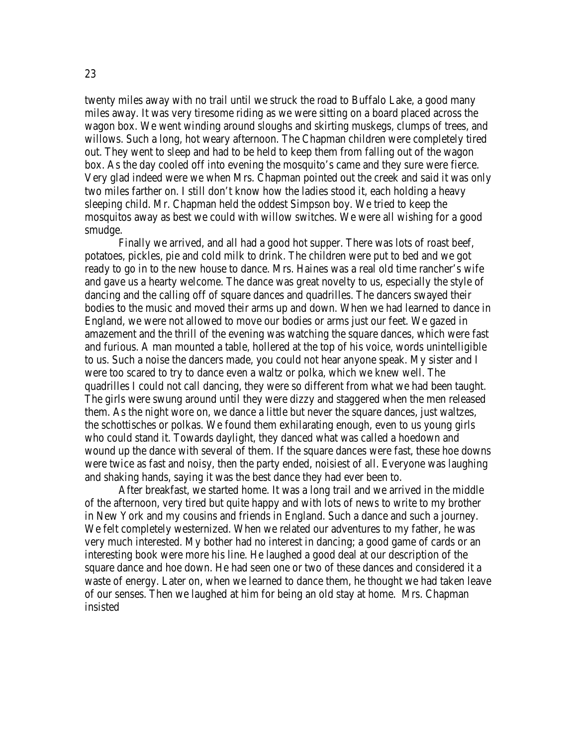twenty miles away with no trail until we struck the road to Buffalo Lake, a good many miles away. It was very tiresome riding as we were sitting on a board placed across the wagon box. We went winding around sloughs and skirting muskegs, clumps of trees, and willows. Such a long, hot weary afternoon. The Chapman children were completely tired out. They went to sleep and had to be held to keep them from falling out of the wagon box. As the day cooled off into evening the mosquito's came and they sure were fierce. Very glad indeed were we when Mrs. Chapman pointed out the creek and said it was only two miles farther on. I still don't know how the ladies stood it, each holding a heavy sleeping child. Mr. Chapman held the oddest Simpson boy. We tried to keep the mosquitos away as best we could with willow switches. We were all wishing for a good smudge.

Finally we arrived, and all had a good hot supper. There was lots of roast beef, potatoes, pickles, pie and cold milk to drink. The children were put to bed and we got ready to go in to the new house to dance. Mrs. Haines was a real old time rancher's wife and gave us a hearty welcome. The dance was great novelty to us, especially the style of dancing and the calling off of square dances and quadrilles. The dancers swayed their bodies to the music and moved their arms up and down. When we had learned to dance in England, we were not allowed to move our bodies or arms just our feet. We gazed in amazement and the thrill of the evening was watching the square dances, which were fast and furious. A man mounted a table, hollered at the top of his voice, words unintelligible to us. Such a noise the dancers made, you could not hear anyone speak. My sister and I were too scared to try to dance even a waltz or polka, which we knew well. The quadrilles I could not call dancing, they were so different from what we had been taught. The girls were swung around until they were dizzy and staggered when the men released them. As the night wore on, we dance a little but never the square dances, just waltzes, the schottisches or polkas. We found them exhilarating enough, even to us young girls who could stand it. Towards daylight, they danced what was called a hoedown and wound up the dance with several of them. If the square dances were fast, these hoe downs were twice as fast and noisy, then the party ended, noisiest of all. Everyone was laughing and shaking hands, saying it was the best dance they had ever been to.

After breakfast, we started home. It was a long trail and we arrived in the middle of the afternoon, very tired but quite happy and with lots of news to write to my brother in New York and my cousins and friends in England. Such a dance and such a journey. We felt completely westernized. When we related our adventures to my father, he was very much interested. My bother had no interest in dancing; a good game of cards or an interesting book were more his line. He laughed a good deal at our description of the square dance and hoe down. He had seen one or two of these dances and considered it a waste of energy. Later on, when we learned to dance them, he thought we had taken leave of our senses. Then we laughed at him for being an old stay at home. Mrs. Chapman insisted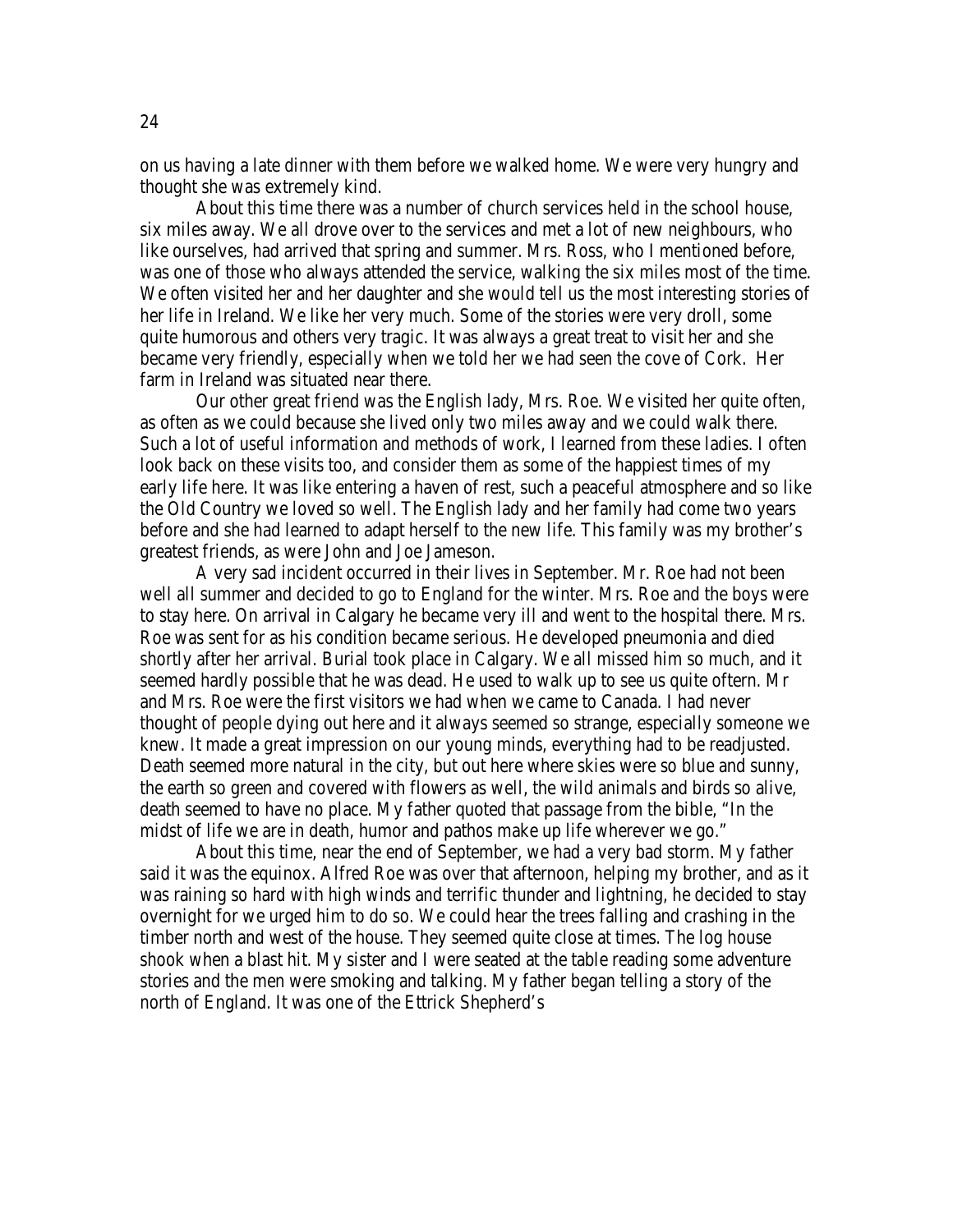on us having a late dinner with them before we walked home. We were very hungry and thought she was extremely kind.

About this time there was a number of church services held in the school house, six miles away. We all drove over to the services and met a lot of new neighbours, who like ourselves, had arrived that spring and summer. Mrs. Ross, who I mentioned before, was one of those who always attended the service, walking the six miles most of the time. We often visited her and her daughter and she would tell us the most interesting stories of her life in Ireland. We like her very much. Some of the stories were very droll, some quite humorous and others very tragic. It was always a great treat to visit her and she became very friendly, especially when we told her we had seen the cove of Cork. Her farm in Ireland was situated near there.

Our other great friend was the English lady, Mrs. Roe. We visited her quite often, as often as we could because she lived only two miles away and we could walk there. Such a lot of useful information and methods of work, I learned from these ladies. I often look back on these visits too, and consider them as some of the happiest times of my early life here. It was like entering a haven of rest, such a peaceful atmosphere and so like the Old Country we loved so well. The English lady and her family had come two years before and she had learned to adapt herself to the new life. This family was my brother's greatest friends, as were John and Joe Jameson.

A very sad incident occurred in their lives in September. Mr. Roe had not been well all summer and decided to go to England for the winter. Mrs. Roe and the boys were to stay here. On arrival in Calgary he became very ill and went to the hospital there. Mrs. Roe was sent for as his condition became serious. He developed pneumonia and died shortly after her arrival. Burial took place in Calgary. We all missed him so much, and it seemed hardly possible that he was dead. He used to walk up to see us quite oftern. Mr and Mrs. Roe were the first visitors we had when we came to Canada. I had never thought of people dying out here and it always seemed so strange, especially someone we knew. It made a great impression on our young minds, everything had to be readjusted. Death seemed more natural in the city, but out here where skies were so blue and sunny, the earth so green and covered with flowers as well, the wild animals and birds so alive, death seemed to have no place. My father quoted that passage from the bible, "In the midst of life we are in death, humor and pathos make up life wherever we go."

About this time, near the end of September, we had a very bad storm. My father said it was the equinox. Alfred Roe was over that afternoon, helping my brother, and as it was raining so hard with high winds and terrific thunder and lightning, he decided to stay overnight for we urged him to do so. We could hear the trees falling and crashing in the timber north and west of the house. They seemed quite close at times. The log house shook when a blast hit. My sister and I were seated at the table reading some adventure stories and the men were smoking and talking. My father began telling a story of the north of England. It was one of the Ettrick Shepherd's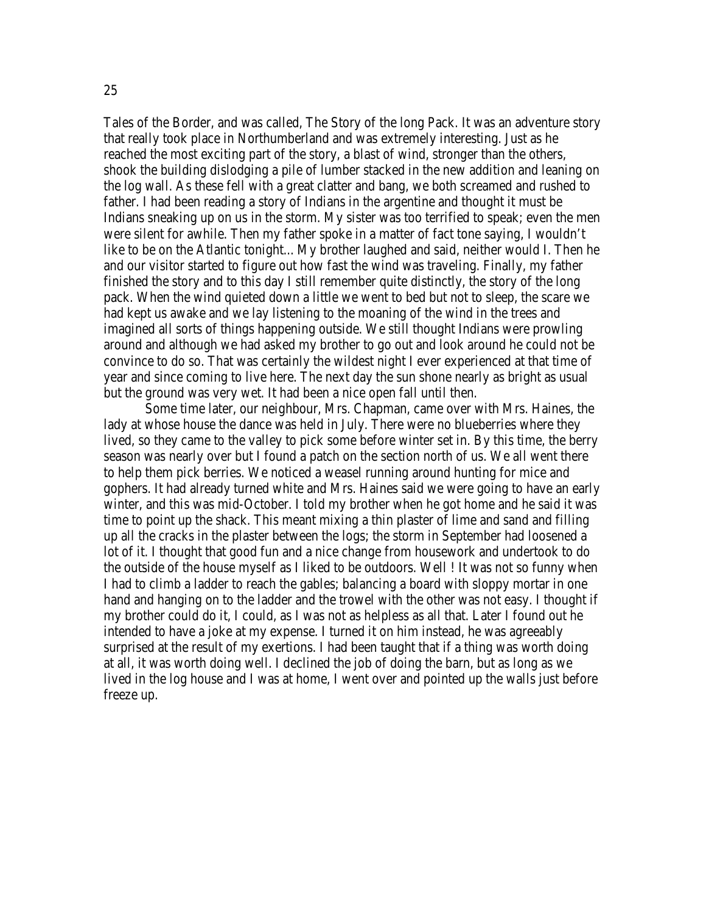Tales of the Border, and was called, The Story of the long Pack. It was an adventure story that really took place in Northumberland and was extremely interesting. Just as he reached the most exciting part of the story, a blast of wind, stronger than the others, shook the building dislodging a pile of lumber stacked in the new addition and leaning on the log wall. As these fell with a great clatter and bang, we both screamed and rushed to father. I had been reading a story of Indians in the argentine and thought it must be Indians sneaking up on us in the storm. My sister was too terrified to speak; even the men were silent for awhile. Then my father spoke in a matter of fact tone saying, I wouldn't like to be on the Atlantic tonight... My brother laughed and said, neither would I. Then he and our visitor started to figure out how fast the wind was traveling. Finally, my father finished the story and to this day I still remember quite distinctly, the story of the long pack. When the wind quieted down a little we went to bed but not to sleep, the scare we had kept us awake and we lay listening to the moaning of the wind in the trees and imagined all sorts of things happening outside. We still thought Indians were prowling around and although we had asked my brother to go out and look around he could not be convince to do so. That was certainly the wildest night I ever experienced at that time of year and since coming to live here. The next day the sun shone nearly as bright as usual but the ground was very wet. It had been a nice open fall until then.

Some time later, our neighbour, Mrs. Chapman, came over with Mrs. Haines, the lady at whose house the dance was held in July. There were no blueberries where they lived, so they came to the valley to pick some before winter set in. By this time, the berry season was nearly over but I found a patch on the section north of us. We all went there to help them pick berries. We noticed a weasel running around hunting for mice and gophers. It had already turned white and Mrs. Haines said we were going to have an early winter, and this was mid-October. I told my brother when he got home and he said it was time to point up the shack. This meant mixing a thin plaster of lime and sand and filling up all the cracks in the plaster between the logs; the storm in September had loosened a lot of it. I thought that good fun and a nice change from housework and undertook to do the outside of the house myself as I liked to be outdoors. Well ! It was not so funny when I had to climb a ladder to reach the gables; balancing a board with sloppy mortar in one hand and hanging on to the ladder and the trowel with the other was not easy. I thought if my brother could do it, I could, as I was not as helpless as all that. Later I found out he intended to have a joke at my expense. I turned it on him instead, he was agreeably surprised at the result of my exertions. I had been taught that if a thing was worth doing at all, it was worth doing well. I declined the job of doing the barn, but as long as we lived in the log house and I was at home, I went over and pointed up the walls just before freeze up.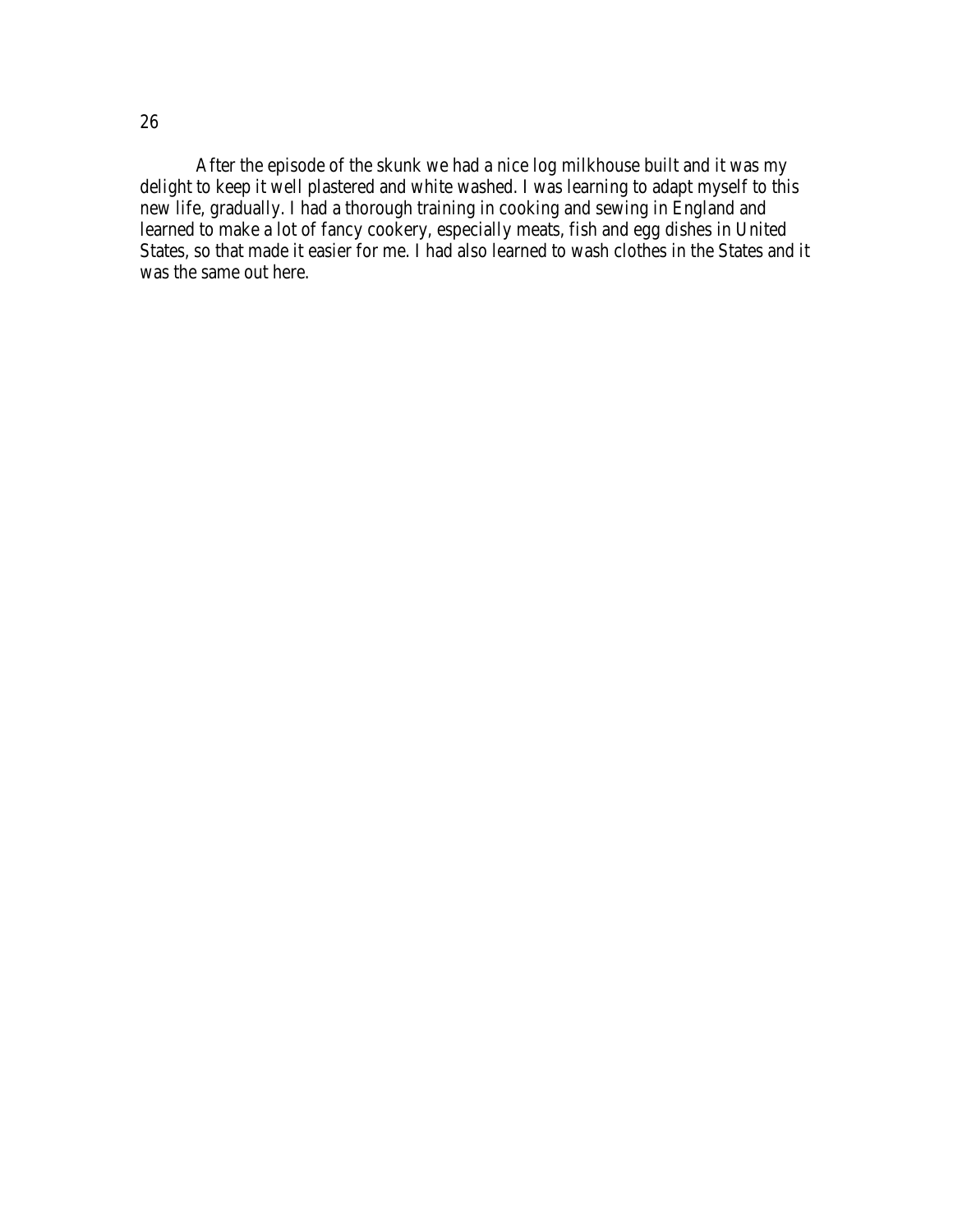After the episode of the skunk we had a nice log milkhouse built and it was my delight to keep it well plastered and white washed. I was learning to adapt myself to this new life, gradually. I had a thorough training in cooking and sewing in England and learned to make a lot of fancy cookery, especially meats, fish and egg dishes in United States, so that made it easier for me. I had also learned to wash clothes in the States and it was the same out here.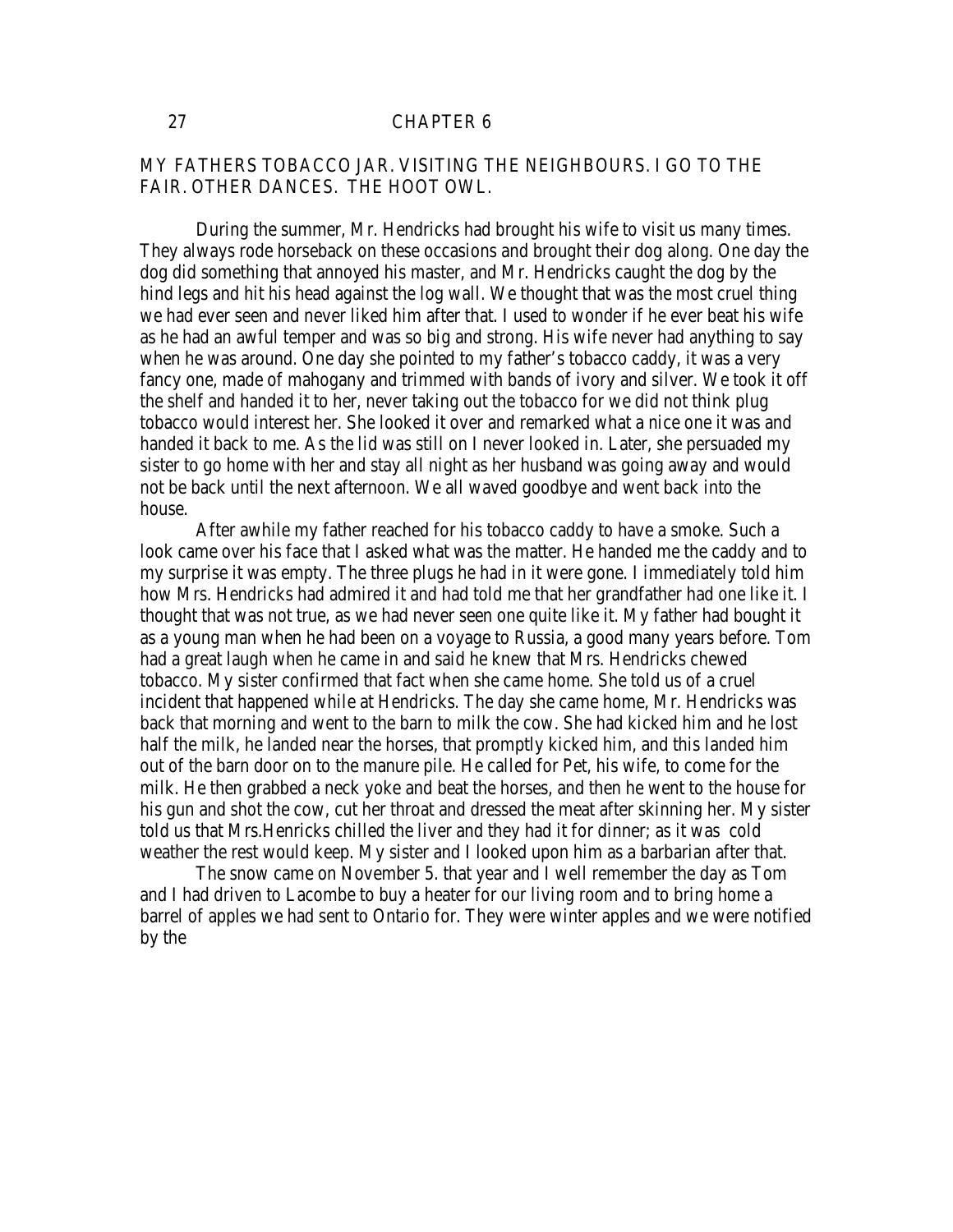# CHAPTER 6

## MY FATHERS TOBACCO JAR. VISITING THE NEIGHBOURS. I GO TO THE FAIR. OTHER DANCES. THE HOOT OWL.

During the summer, Mr. Hendricks had brought his wife to visit us many times. They always rode horseback on these occasions and brought their dog along. One day the dog did something that annoyed his master, and Mr. Hendricks caught the dog by the hind legs and hit his head against the log wall. We thought that was the most cruel thing we had ever seen and never liked him after that. I used to wonder if he ever beat his wife as he had an awful temper and was so big and strong. His wife never had anything to say when he was around. One day she pointed to my father's tobacco caddy, it was a very fancy one, made of mahogany and trimmed with bands of ivory and silver. We took it off the shelf and handed it to her, never taking out the tobacco for we did not think plug tobacco would interest her. She looked it over and remarked what a nice one it was and handed it back to me. As the lid was still on I never looked in. Later, she persuaded my sister to go home with her and stay all night as her husband was going away and would not be back until the next afternoon. We all waved goodbye and went back into the house.

After awhile my father reached for his tobacco caddy to have a smoke. Such a look came over his face that I asked what was the matter. He handed me the caddy and to my surprise it was empty. The three plugs he had in it were gone. I immediately told him how Mrs. Hendricks had admired it and had told me that her grandfather had one like it. I thought that was not true, as we had never seen one quite like it. My father had bought it as a young man when he had been on a voyage to Russia, a good many years before. Tom had a great laugh when he came in and said he knew that Mrs. Hendricks chewed tobacco. My sister confirmed that fact when she came home. She told us of a cruel incident that happened while at Hendricks. The day she came home, Mr. Hendricks was back that morning and went to the barn to milk the cow. She had kicked him and he lost half the milk, he landed near the horses, that promptly kicked him, and this landed him out of the barn door on to the manure pile. He called for Pet, his wife, to come for the milk. He then grabbed a neck yoke and beat the horses, and then he went to the house for his gun and shot the cow, cut her throat and dressed the meat after skinning her. My sister told us that Mrs.Henricks chilled the liver and they had it for dinner; as it was cold weather the rest would keep. My sister and I looked upon him as a barbarian after that.

The snow came on November 5. that year and I well remember the day as Tom and I had driven to Lacombe to buy a heater for our living room and to bring home a barrel of apples we had sent to Ontario for. They were winter apples and we were notified by the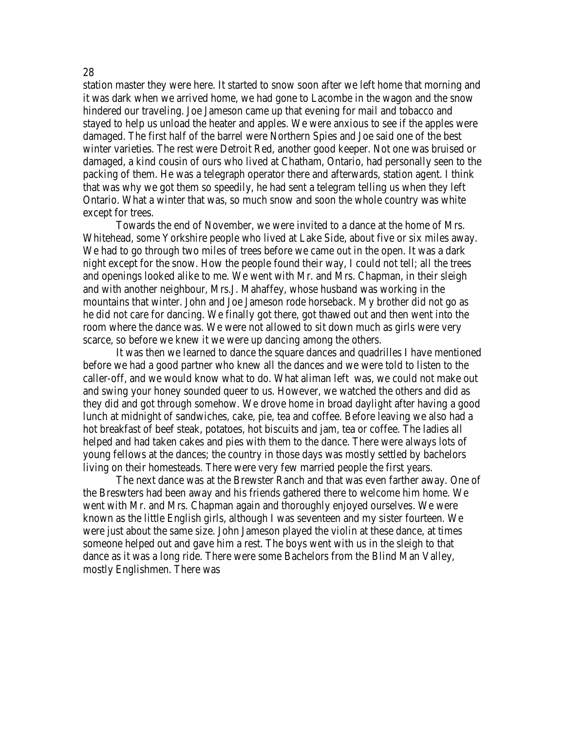station master they were here. It started to snow soon after we left home that morning and it was dark when we arrived home, we had gone to Lacombe in the wagon and the snow hindered our traveling. Joe Jameson came up that evening for mail and tobacco and stayed to help us unload the heater and apples. We were anxious to see if the apples were damaged. The first half of the barrel were Northern Spies and Joe said one of the best winter varieties. The rest were Detroit Red, another good keeper. Not one was bruised or damaged, a kind cousin of ours who lived at Chatham, Ontario, had personally seen to the packing of them. He was a telegraph operator there and afterwards, station agent. I think that was why we got them so speedily, he had sent a telegram telling us when they left Ontario. What a winter that was, so much snow and soon the whole country was white except for trees.

Towards the end of November, we were invited to a dance at the home of Mrs. Whitehead, some Yorkshire people who lived at Lake Side, about five or six miles away. We had to go through two miles of trees before we came out in the open. It was a dark night except for the snow. How the people found their way, I could not tell; all the trees and openings looked alike to me. We went with Mr. and Mrs. Chapman, in their sleigh and with another neighbour, Mrs.J. Mahaffey, whose husband was working in the mountains that winter. John and Joe Jameson rode horseback. My brother did not go as he did not care for dancing. We finally got there, got thawed out and then went into the room where the dance was. We were not allowed to sit down much as girls were very scarce, so before we knew it we were up dancing among the others.

It was then we learned to dance the square dances and quadrilles I have mentioned before we had a good partner who knew all the dances and we were told to listen to the caller-off, and we would know what to do. What aliman left was, we could not make out and swing your honey sounded queer to us. However, we watched the others and did as they did and got through somehow. We drove home in broad daylight after having a good lunch at midnight of sandwiches, cake, pie, tea and coffee. Before leaving we also had a hot breakfast of beef steak, potatoes, hot biscuits and jam, tea or coffee. The ladies all helped and had taken cakes and pies with them to the dance. There were always lots of young fellows at the dances; the country in those days was mostly settled by bachelors living on their homesteads. There were very few married people the first years.

The next dance was at the Brewster Ranch and that was even farther away. One of the Breswters had been away and his friends gathered there to welcome him home. We went with Mr. and Mrs. Chapman again and thoroughly enjoyed ourselves. We were known as the little English girls, although I was seventeen and my sister fourteen. We were just about the same size. John Jameson played the violin at these dance, at times someone helped out and gave him a rest. The boys went with us in the sleigh to that dance as it was a long ride. There were some Bachelors from the Blind Man Valley, mostly Englishmen. There was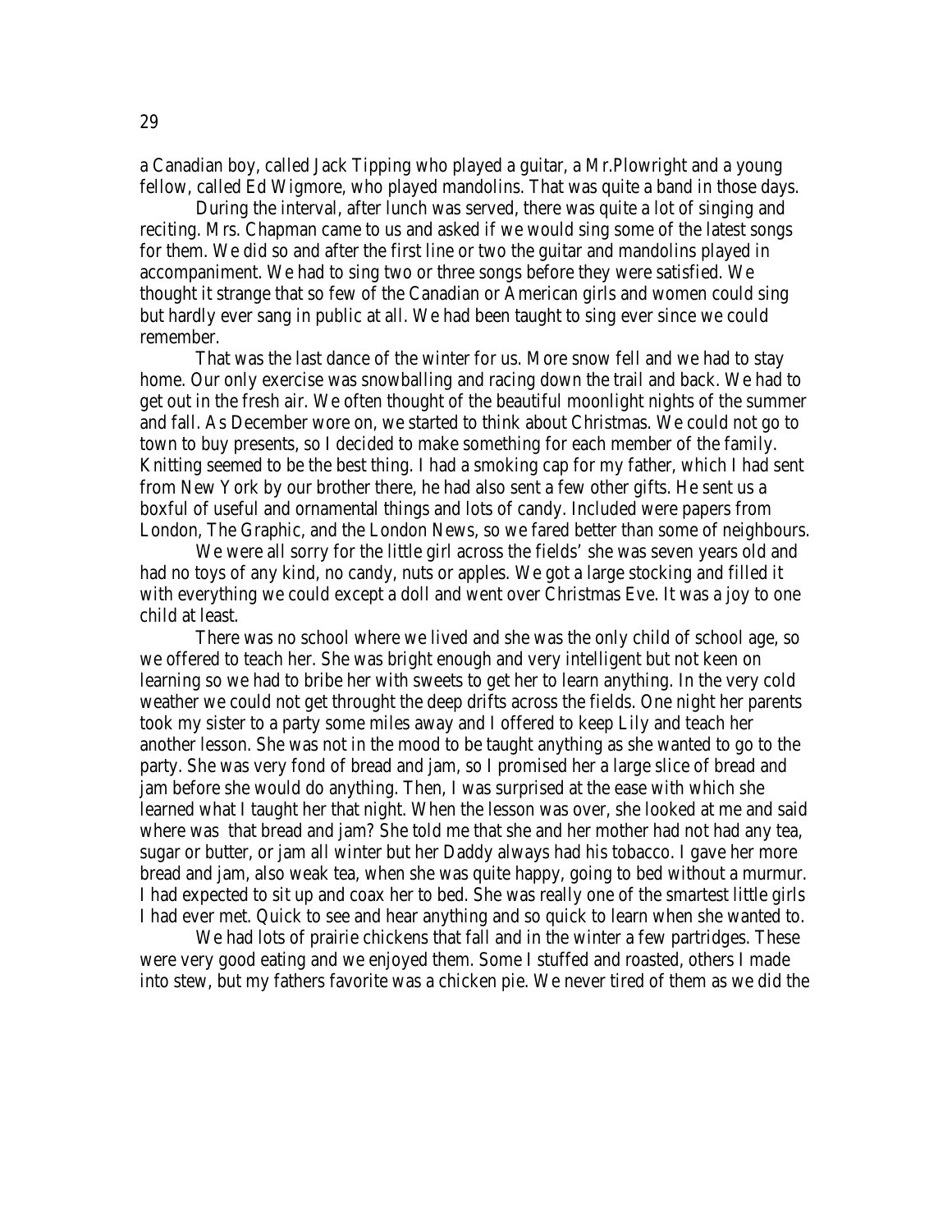a Canadian boy, called Jack Tipping who played a guitar, a Mr.Plowright and a young fellow, called Ed Wigmore, who played mandolins. That was quite a band in those days.

During the interval, after lunch was served, there was quite a lot of singing and reciting. Mrs. Chapman came to us and asked if we would sing some of the latest songs for them. We did so and after the first line or two the guitar and mandolins played in accompaniment. We had to sing two or three songs before they were satisfied. We thought it strange that so few of the Canadian or American girls and women could sing but hardly ever sang in public at all. We had been taught to sing ever since we could remember.

That was the last dance of the winter for us. More snow fell and we had to stay home. Our only exercise was snowballing and racing down the trail and back. We had to get out in the fresh air. We often thought of the beautiful moonlight nights of the summer and fall. As December wore on, we started to think about Christmas. We could not go to town to buy presents, so I decided to make something for each member of the family. Knitting seemed to be the best thing. I had a smoking cap for my father, which I had sent from New York by our brother there, he had also sent a few other gifts. He sent us a boxful of useful and ornamental things and lots of candy. Included were papers from London, The Graphic, and the London News, so we fared better than some of neighbours.

We were all sorry for the little girl across the fields' she was seven years old and had no toys of any kind, no candy, nuts or apples. We got a large stocking and filled it with everything we could except a doll and went over Christmas Eve. It was a joy to one child at least.

There was no school where we lived and she was the only child of school age, so we offered to teach her. She was bright enough and very intelligent but not keen on learning so we had to bribe her with sweets to get her to learn anything. In the very cold weather we could not get throught the deep drifts across the fields. One night her parents took my sister to a party some miles away and I offered to keep Lily and teach her another lesson. She was not in the mood to be taught anything as she wanted to go to the party. She was very fond of bread and jam, so I promised her a large slice of bread and jam before she would do anything. Then, I was surprised at the ease with which she learned what I taught her that night. When the lesson was over, she looked at me and said where was that bread and jam? She told me that she and her mother had not had any tea, sugar or butter, or jam all winter but her Daddy always had his tobacco. I gave her more bread and jam, also weak tea, when she was quite happy, going to bed without a murmur. I had expected to sit up and coax her to bed. She was really one of the smartest little girls I had ever met. Quick to see and hear anything and so quick to learn when she wanted to.

We had lots of prairie chickens that fall and in the winter a few partridges. These were very good eating and we enjoyed them. Some I stuffed and roasted, others I made into stew, but my fathers favorite was a chicken pie. We never tired of them as we did the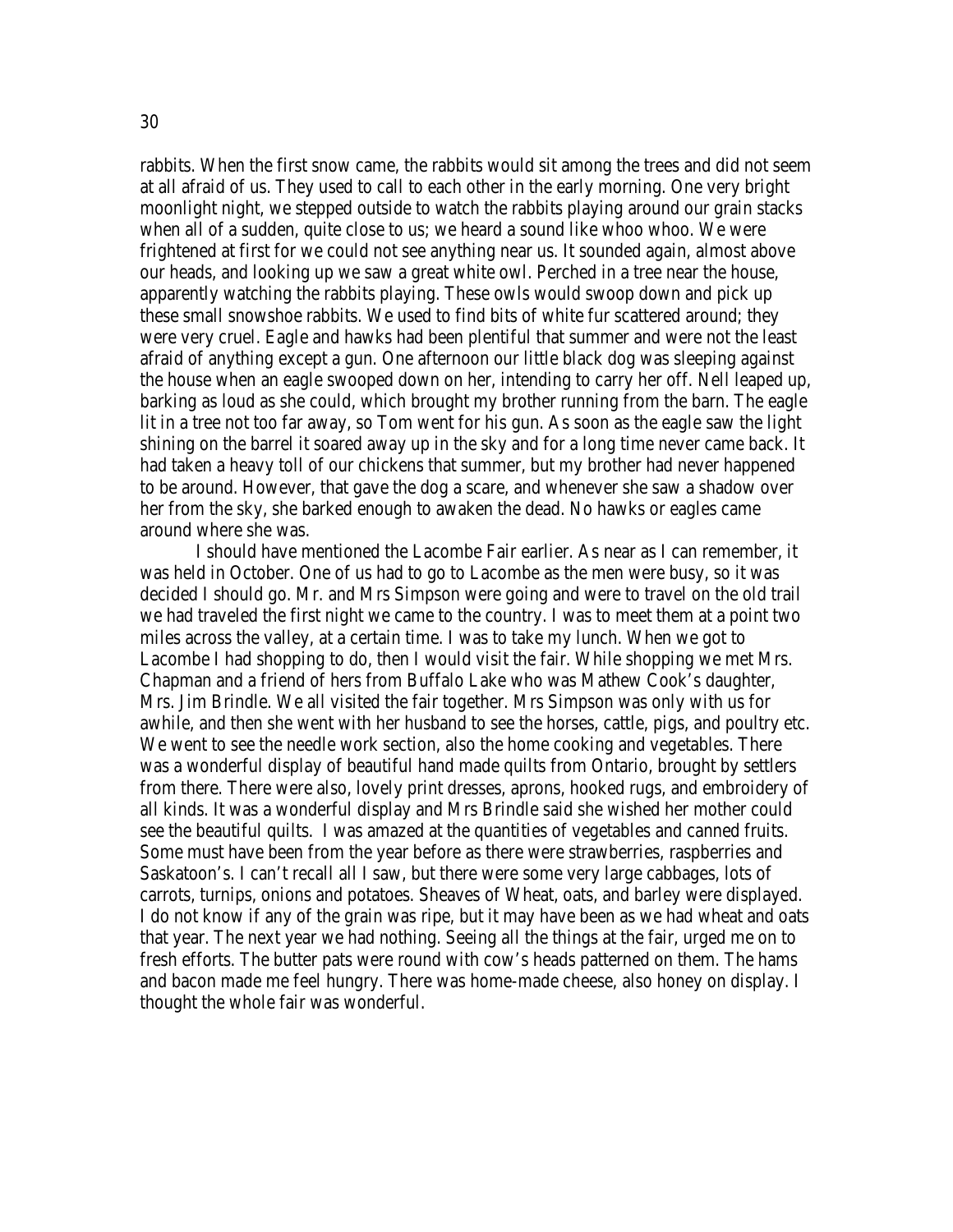rabbits. When the first snow came, the rabbits would sit among the trees and did not seem at all afraid of us. They used to call to each other in the early morning. One very bright moonlight night, we stepped outside to watch the rabbits playing around our grain stacks when all of a sudden, quite close to us; we heard a sound like whoo whoo. We were frightened at first for we could not see anything near us. It sounded again, almost above our heads, and looking up we saw a great white owl. Perched in a tree near the house, apparently watching the rabbits playing. These owls would swoop down and pick up these small snowshoe rabbits. We used to find bits of white fur scattered around; they were very cruel. Eagle and hawks had been plentiful that summer and were not the least afraid of anything except a gun. One afternoon our little black dog was sleeping against the house when an eagle swooped down on her, intending to carry her off. Nell leaped up, barking as loud as she could, which brought my brother running from the barn. The eagle lit in a tree not too far away, so Tom went for his gun. As soon as the eagle saw the light shining on the barrel it soared away up in the sky and for a long time never came back. It had taken a heavy toll of our chickens that summer, but my brother had never happened to be around. However, that gave the dog a scare, and whenever she saw a shadow over her from the sky, she barked enough to awaken the dead. No hawks or eagles came around where she was.

I should have mentioned the Lacombe Fair earlier. As near as I can remember, it was held in October. One of us had to go to Lacombe as the men were busy, so it was decided I should go. Mr. and Mrs Simpson were going and were to travel on the old trail we had traveled the first night we came to the country. I was to meet them at a point two miles across the valley, at a certain time. I was to take my lunch. When we got to Lacombe I had shopping to do, then I would visit the fair. While shopping we met Mrs. Chapman and a friend of hers from Buffalo Lake who was Mathew Cook's daughter, Mrs. Jim Brindle. We all visited the fair together. Mrs Simpson was only with us for awhile, and then she went with her husband to see the horses, cattle, pigs, and poultry etc. We went to see the needle work section, also the home cooking and vegetables. There was a wonderful display of beautiful hand made quilts from Ontario, brought by settlers from there. There were also, lovely print dresses, aprons, hooked rugs, and embroidery of all kinds. It was a wonderful display and Mrs Brindle said she wished her mother could see the beautiful quilts. I was amazed at the quantities of vegetables and canned fruits. Some must have been from the year before as there were strawberries, raspberries and Saskatoon's. I can't recall all I saw, but there were some very large cabbages, lots of carrots, turnips, onions and potatoes. Sheaves of Wheat, oats, and barley were displayed. I do not know if any of the grain was ripe, but it may have been as we had wheat and oats that year. The next year we had nothing. Seeing all the things at the fair, urged me on to fresh efforts. The butter pats were round with cow's heads patterned on them. The hams and bacon made me feel hungry. There was home-made cheese, also honey on display. I thought the whole fair was wonderful.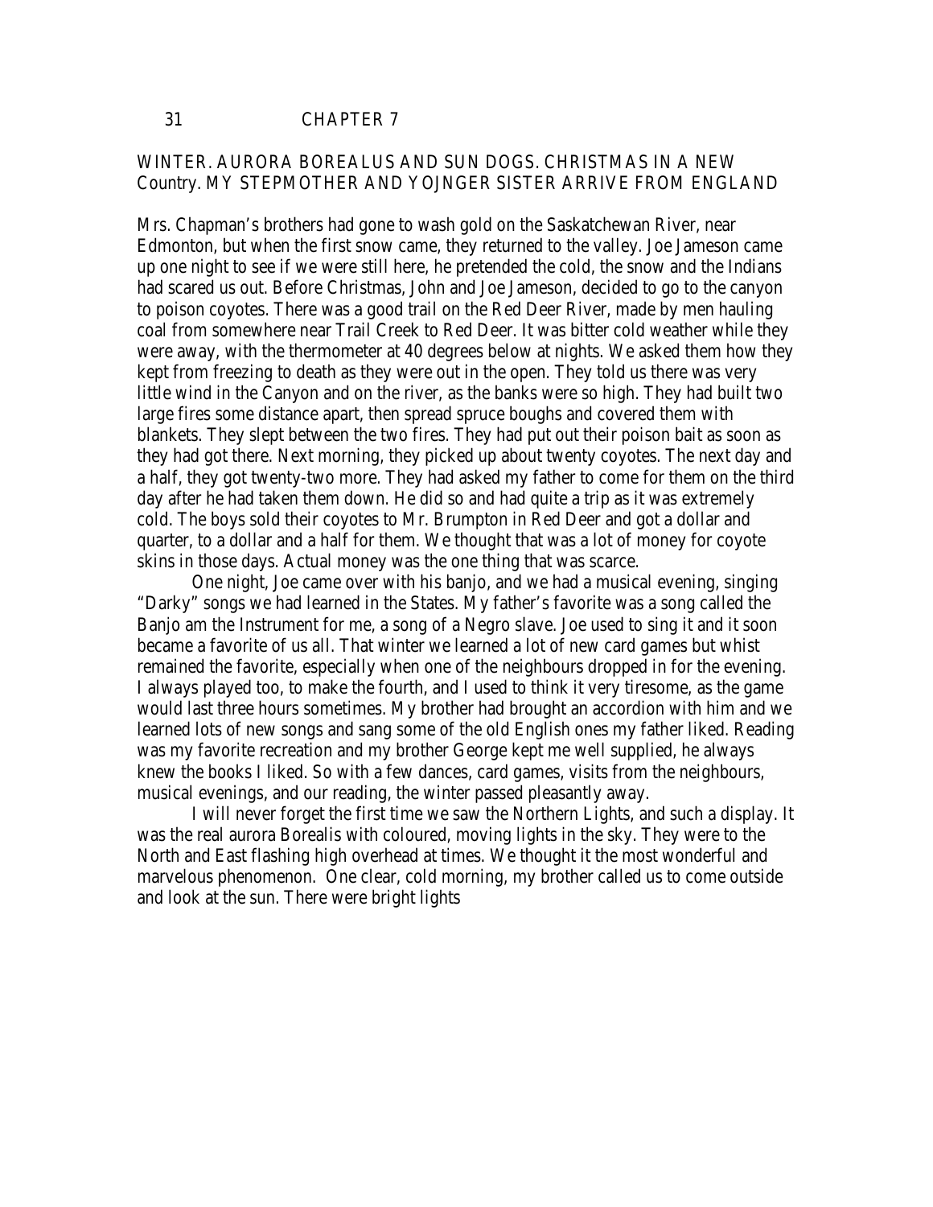## CHAPTER 7

### WINTER. AURORA BOREALUS AND SUN DOGS. CHRISTMAS IN A NEW Country. MY STEPMOTHER AND YOJNGER SISTER ARRIVE FROM ENGLAND

Mrs. Chapman's brothers had gone to wash gold on the Saskatchewan River, near Edmonton, but when the first snow came, they returned to the valley. Joe Jameson came up one night to see if we were still here, he pretended the cold, the snow and the Indians had scared us out. Before Christmas, John and Joe Jameson, decided to go to the canyon to poison coyotes. There was a good trail on the Red Deer River, made by men hauling coal from somewhere near Trail Creek to Red Deer. It was bitter cold weather while they were away, with the thermometer at 40 degrees below at nights. We asked them how they kept from freezing to death as they were out in the open. They told us there was very little wind in the Canyon and on the river, as the banks were so high. They had built two large fires some distance apart, then spread spruce boughs and covered them with blankets. They slept between the two fires. They had put out their poison bait as soon as they had got there. Next morning, they picked up about twenty coyotes. The next day and a half, they got twenty-two more. They had asked my father to come for them on the third day after he had taken them down. He did so and had quite a trip as it was extremely cold. The boys sold their coyotes to Mr. Brumpton in Red Deer and got a dollar and quarter, to a dollar and a half for them. We thought that was a lot of money for coyote skins in those days. Actual money was the one thing that was scarce.

One night, Joe came over with his banjo, and we had a musical evening, singing "Darky" songs we had learned in the States. My father's favorite was a song called the Banjo am the Instrument for me, a song of a Negro slave. Joe used to sing it and it soon became a favorite of us all. That winter we learned a lot of new card games but whist remained the favorite, especially when one of the neighbours dropped in for the evening. I always played too, to make the fourth, and I used to think it very tiresome, as the game would last three hours sometimes. My brother had brought an accordion with him and we learned lots of new songs and sang some of the old English ones my father liked. Reading was my favorite recreation and my brother George kept me well supplied, he always knew the books I liked. So with a few dances, card games, visits from the neighbours, musical evenings, and our reading, the winter passed pleasantly away.

I will never forget the first time we saw the Northern Lights, and such a display. It was the real aurora Borealis with coloured, moving lights in the sky. They were to the North and East flashing high overhead at times. We thought it the most wonderful and marvelous phenomenon. One clear, cold morning, my brother called us to come outside and look at the sun. There were bright lights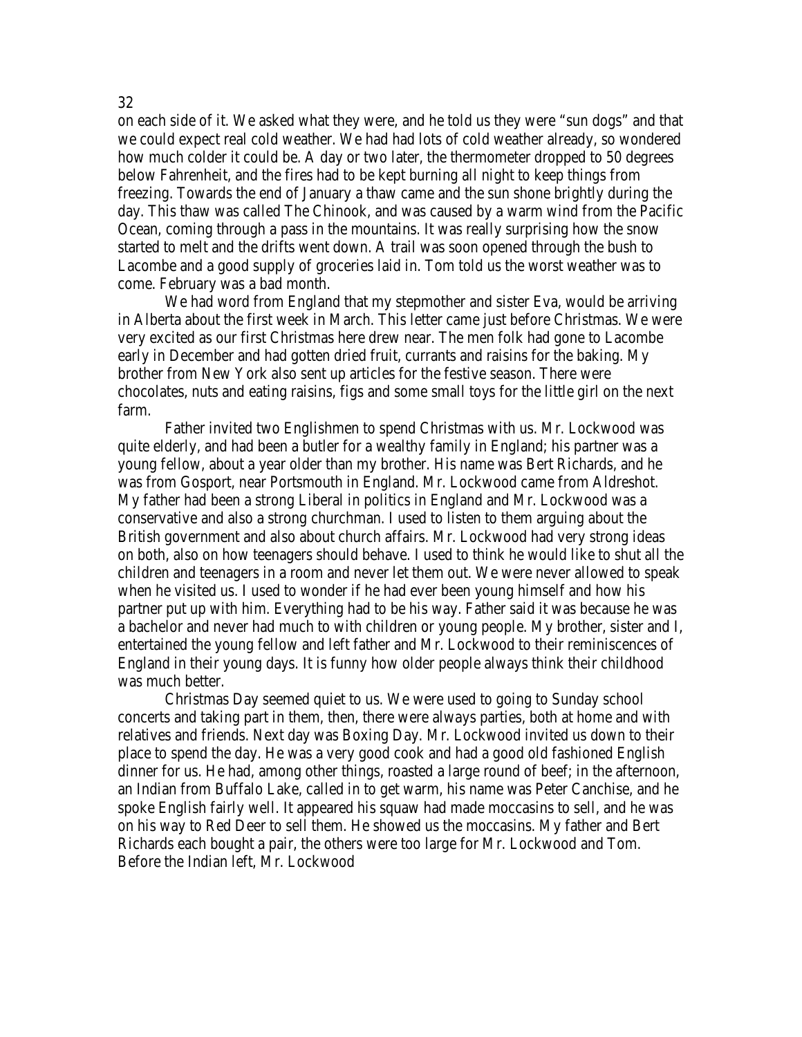on each side of it. We asked what they were, and he told us they were "sun dogs" and that we could expect real cold weather. We had had lots of cold weather already, so wondered how much colder it could be. A day or two later, the thermometer dropped to 50 degrees below Fahrenheit, and the fires had to be kept burning all night to keep things from freezing. Towards the end of January a thaw came and the sun shone brightly during the day. This thaw was called The Chinook, and was caused by a warm wind from the Pacific Ocean, coming through a pass in the mountains. It was really surprising how the snow started to melt and the drifts went down. A trail was soon opened through the bush to Lacombe and a good supply of groceries laid in. Tom told us the worst weather was to come. February was a bad month.

We had word from England that my stepmother and sister Eva, would be arriving in Alberta about the first week in March. This letter came just before Christmas. We were very excited as our first Christmas here drew near. The men folk had gone to Lacombe early in December and had gotten dried fruit, currants and raisins for the baking. My brother from New York also sent up articles for the festive season. There were chocolates, nuts and eating raisins, figs and some small toys for the little girl on the next farm.

Father invited two Englishmen to spend Christmas with us. Mr. Lockwood was quite elderly, and had been a butler for a wealthy family in England; his partner was a young fellow, about a year older than my brother. His name was Bert Richards, and he was from Gosport, near Portsmouth in England. Mr. Lockwood came from Aldreshot. My father had been a strong Liberal in politics in England and Mr. Lockwood was a conservative and also a strong churchman. I used to listen to them arguing about the British government and also about church affairs. Mr. Lockwood had very strong ideas on both, also on how teenagers should behave. I used to think he would like to shut all the children and teenagers in a room and never let them out. We were never allowed to speak when he visited us. I used to wonder if he had ever been young himself and how his partner put up with him. Everything had to be his way. Father said it was because he was a bachelor and never had much to with children or young people. My brother, sister and I, entertained the young fellow and left father and Mr. Lockwood to their reminiscences of England in their young days. It is funny how older people always think their childhood was much better.

Christmas Day seemed quiet to us. We were used to going to Sunday school concerts and taking part in them, then, there were always parties, both at home and with relatives and friends. Next day was Boxing Day. Mr. Lockwood invited us down to their place to spend the day. He was a very good cook and had a good old fashioned English dinner for us. He had, among other things, roasted a large round of beef; in the afternoon, an Indian from Buffalo Lake, called in to get warm, his name was Peter Canchise, and he spoke English fairly well. It appeared his squaw had made moccasins to sell, and he was on his way to Red Deer to sell them. He showed us the moccasins. My father and Bert Richards each bought a pair, the others were too large for Mr. Lockwood and Tom. Before the Indian left, Mr. Lockwood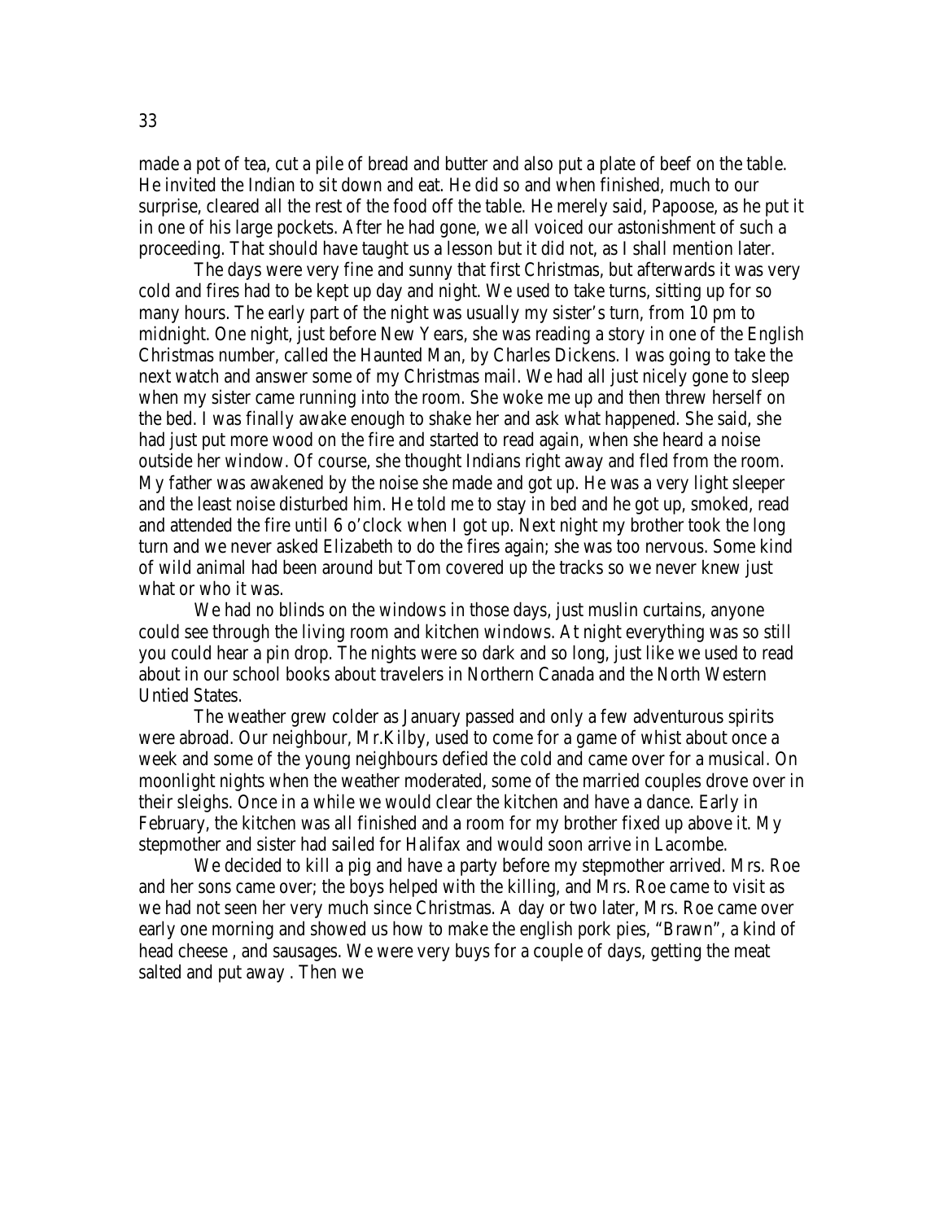made a pot of tea, cut a pile of bread and butter and also put a plate of beef on the table. He invited the Indian to sit down and eat. He did so and when finished, much to our surprise, cleared all the rest of the food off the table. He merely said, Papoose, as he put it in one of his large pockets. After he had gone, we all voiced our astonishment of such a proceeding. That should have taught us a lesson but it did not, as I shall mention later.

The days were very fine and sunny that first Christmas, but afterwards it was very cold and fires had to be kept up day and night. We used to take turns, sitting up for so many hours. The early part of the night was usually my sister's turn, from 10 pm to midnight. One night, just before New Years, she was reading a story in one of the English Christmas number, called the Haunted Man, by Charles Dickens. I was going to take the next watch and answer some of my Christmas mail. We had all just nicely gone to sleep when my sister came running into the room. She woke me up and then threw herself on the bed. I was finally awake enough to shake her and ask what happened. She said, she had just put more wood on the fire and started to read again, when she heard a noise outside her window. Of course, she thought Indians right away and fled from the room. My father was awakened by the noise she made and got up. He was a very light sleeper and the least noise disturbed him. He told me to stay in bed and he got up, smoked, read and attended the fire until 6 o'clock when I got up. Next night my brother took the long turn and we never asked Elizabeth to do the fires again; she was too nervous. Some kind of wild animal had been around but Tom covered up the tracks so we never knew just what or who it was.

We had no blinds on the windows in those days, just muslin curtains, anyone could see through the living room and kitchen windows. At night everything was so still you could hear a pin drop. The nights were so dark and so long, just like we used to read about in our school books about travelers in Northern Canada and the North Western Untied States.

The weather grew colder as January passed and only a few adventurous spirits were abroad. Our neighbour, Mr.Kilby, used to come for a game of whist about once a week and some of the young neighbours defied the cold and came over for a musical. On moonlight nights when the weather moderated, some of the married couples drove over in their sleighs. Once in a while we would clear the kitchen and have a dance. Early in February, the kitchen was all finished and a room for my brother fixed up above it. My stepmother and sister had sailed for Halifax and would soon arrive in Lacombe.

We decided to kill a pig and have a party before my stepmother arrived. Mrs. Roe and her sons came over; the boys helped with the killing, and Mrs. Roe came to visit as we had not seen her very much since Christmas. A day or two later, Mrs. Roe came over early one morning and showed us how to make the english pork pies, "Brawn", a kind of head cheese , and sausages. We were very buys for a couple of days, getting the meat salted and put away . Then we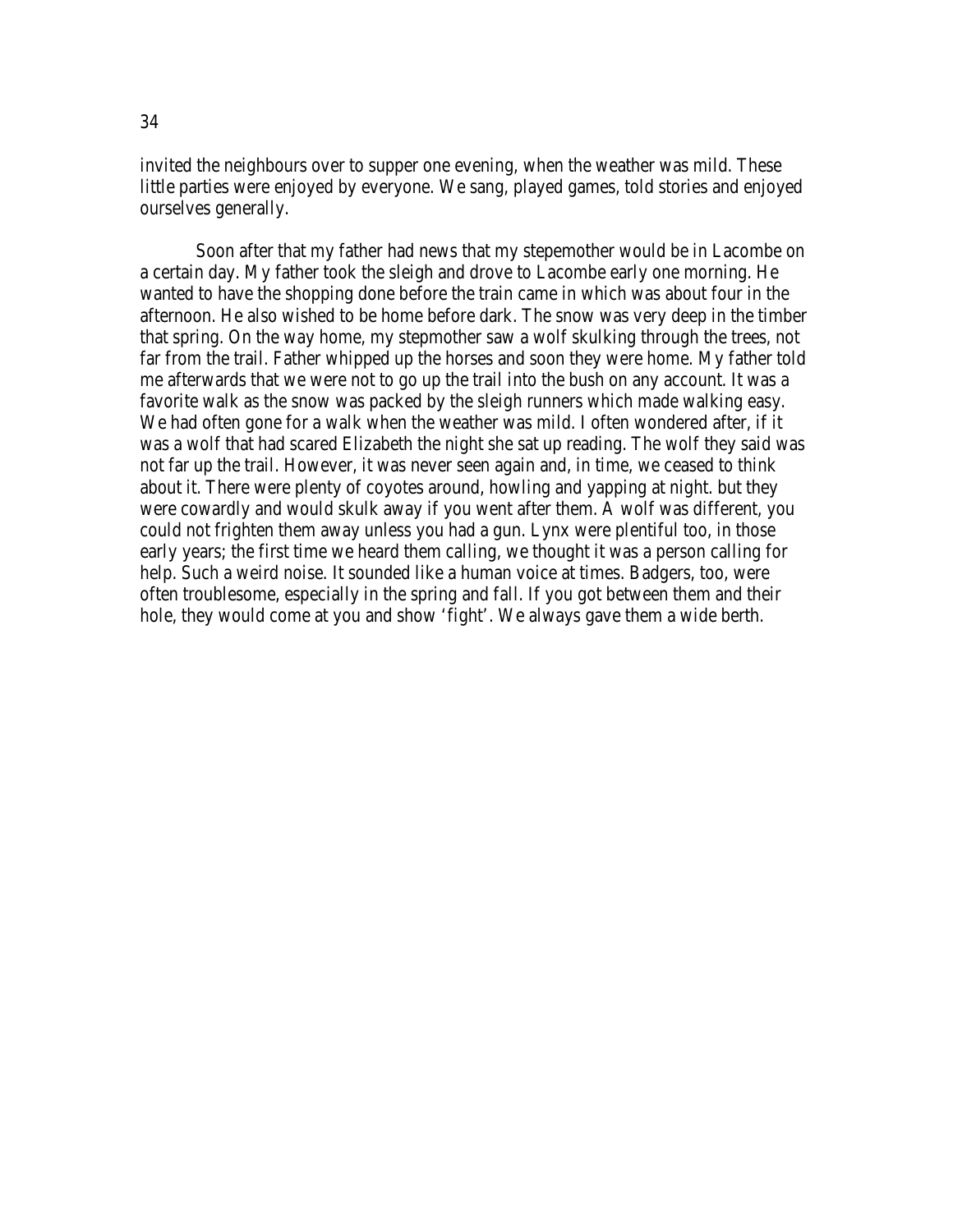invited the neighbours over to supper one evening, when the weather was mild. These little parties were enjoyed by everyone. We sang, played games, told stories and enjoyed ourselves generally.

Soon after that my father had news that my stepemother would be in Lacombe on a certain day. My father took the sleigh and drove to Lacombe early one morning. He wanted to have the shopping done before the train came in which was about four in the afternoon. He also wished to be home before dark. The snow was very deep in the timber that spring. On the way home, my stepmother saw a wolf skulking through the trees, not far from the trail. Father whipped up the horses and soon they were home. My father told me afterwards that we were not to go up the trail into the bush on any account. It was a favorite walk as the snow was packed by the sleigh runners which made walking easy. We had often gone for a walk when the weather was mild. I often wondered after, if it was a wolf that had scared Elizabeth the night she sat up reading. The wolf they said was not far up the trail. However, it was never seen again and, in time, we ceased to think about it. There were plenty of coyotes around, howling and yapping at night. but they were cowardly and would skulk away if you went after them. A wolf was different, you could not frighten them away unless you had a gun. Lynx were plentiful too, in those early years; the first time we heard them calling, we thought it was a person calling for help. Such a weird noise. It sounded like a human voice at times. Badgers, too, were often troublesome, especially in the spring and fall. If you got between them and their hole, they would come at you and show 'fight'. We always gave them a wide berth.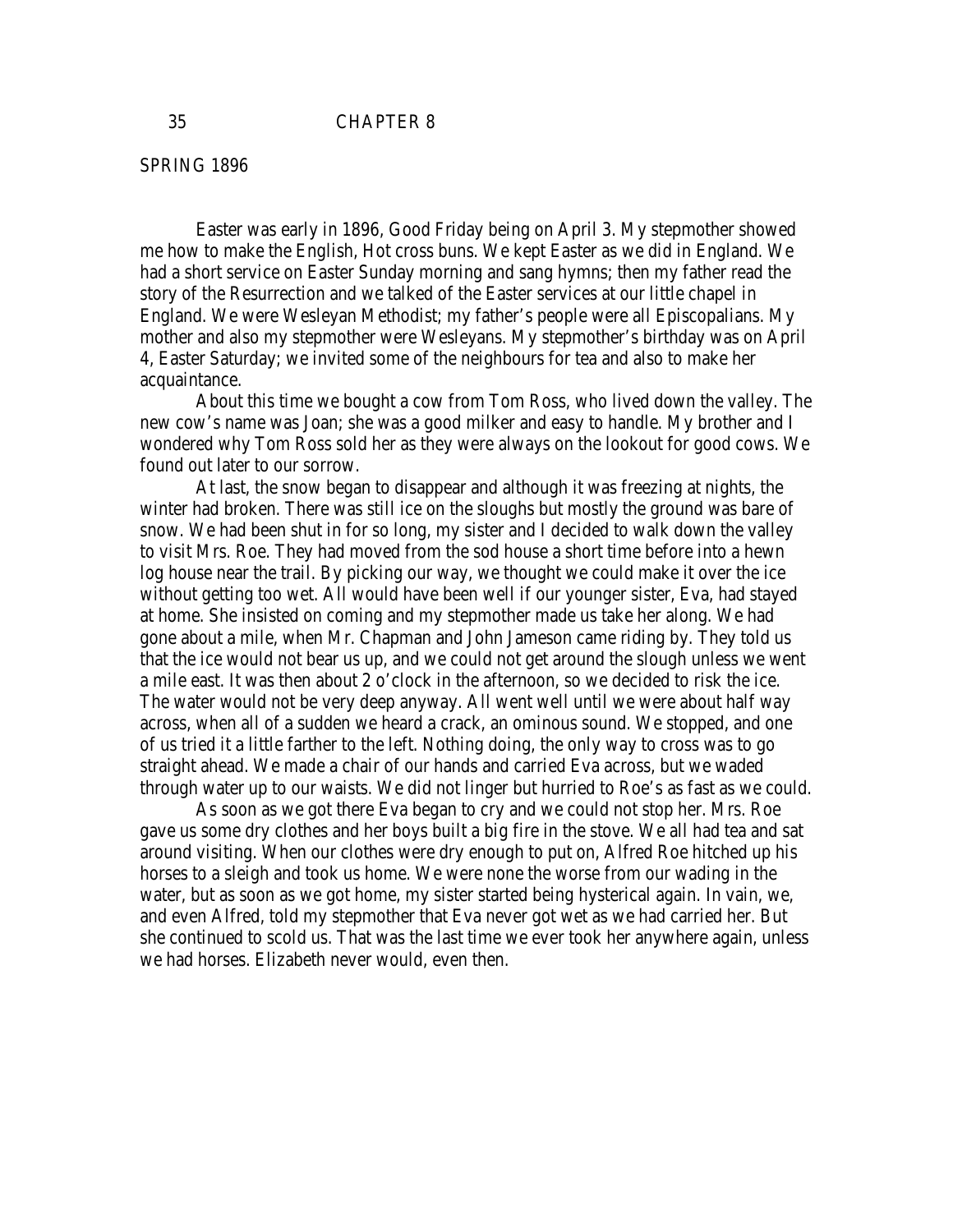# CHAPTER 8

## SPRING 1896

Easter was early in 1896, Good Friday being on April 3. My stepmother showed me how to make the English, Hot cross buns. We kept Easter as we did in England. We had a short service on Easter Sunday morning and sang hymns; then my father read the story of the Resurrection and we talked of the Easter services at our little chapel in England. We were Wesleyan Methodist; my father's people were all Episcopalians. My mother and also my stepmother were Wesleyans. My stepmother's birthday was on April 4, Easter Saturday; we invited some of the neighbours for tea and also to make her acquaintance.

About this time we bought a cow from Tom Ross, who lived down the valley. The new cow's name was Joan; she was a good milker and easy to handle. My brother and I wondered why Tom Ross sold her as they were always on the lookout for good cows. We found out later to our sorrow.

At last, the snow began to disappear and although it was freezing at nights, the winter had broken. There was still ice on the sloughs but mostly the ground was bare of snow. We had been shut in for so long, my sister and I decided to walk down the valley to visit Mrs. Roe. They had moved from the sod house a short time before into a hewn log house near the trail. By picking our way, we thought we could make it over the ice without getting too wet. All would have been well if our younger sister, Eva, had stayed at home. She insisted on coming and my stepmother made us take her along. We had gone about a mile, when Mr. Chapman and John Jameson came riding by. They told us that the ice would not bear us up, and we could not get around the slough unless we went a mile east. It was then about 2 o'clock in the afternoon, so we decided to risk the ice. The water would not be very deep anyway. All went well until we were about half way across, when all of a sudden we heard a crack, an ominous sound. We stopped, and one of us tried it a little farther to the left. Nothing doing, the only way to cross was to go straight ahead. We made a chair of our hands and carried Eva across, but we waded through water up to our waists. We did not linger but hurried to Roe's as fast as we could.

As soon as we got there Eva began to cry and we could not stop her. Mrs. Roe gave us some dry clothes and her boys built a big fire in the stove. We all had tea and sat around visiting. When our clothes were dry enough to put on, Alfred Roe hitched up his horses to a sleigh and took us home. We were none the worse from our wading in the water, but as soon as we got home, my sister started being hysterical again. In vain, we, and even Alfred, told my stepmother that Eva never got wet as we had carried her. But she continued to scold us. That was the last time we ever took her anywhere again, unless we had horses. Elizabeth never would, even then.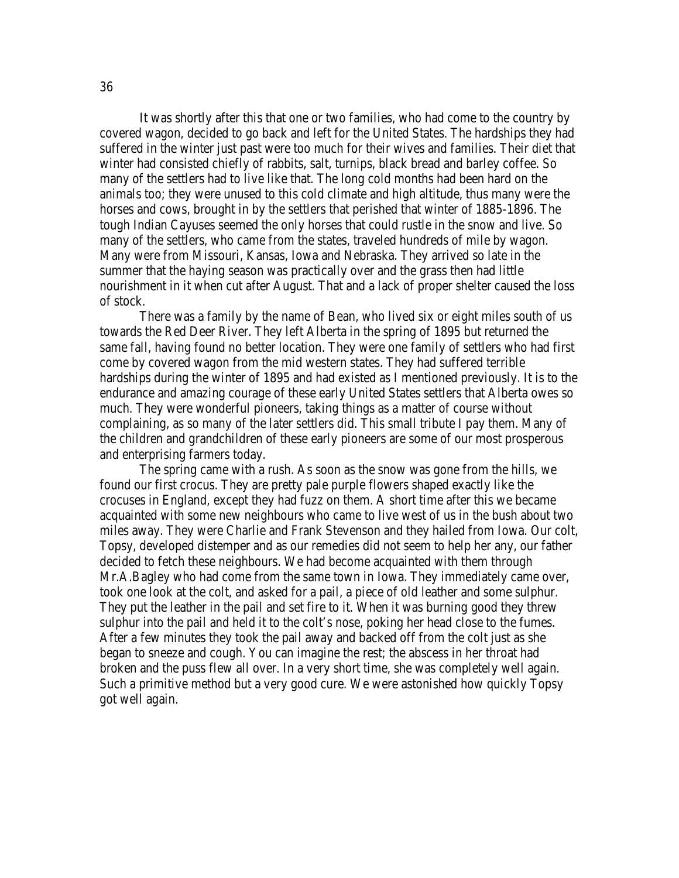It was shortly after this that one or two families, who had come to the country by covered wagon, decided to go back and left for the United States. The hardships they had suffered in the winter just past were too much for their wives and families. Their diet that winter had consisted chiefly of rabbits, salt, turnips, black bread and barley coffee. So many of the settlers had to live like that. The long cold months had been hard on the animals too; they were unused to this cold climate and high altitude, thus many were the horses and cows, brought in by the settlers that perished that winter of 1885-1896. The tough Indian Cayuses seemed the only horses that could rustle in the snow and live. So many of the settlers, who came from the states, traveled hundreds of mile by wagon. Many were from Missouri, Kansas, Iowa and Nebraska. They arrived so late in the summer that the haying season was practically over and the grass then had little nourishment in it when cut after August. That and a lack of proper shelter caused the loss of stock.

There was a family by the name of Bean, who lived six or eight miles south of us towards the Red Deer River. They left Alberta in the spring of 1895 but returned the same fall, having found no better location. They were one family of settlers who had first come by covered wagon from the mid western states. They had suffered terrible hardships during the winter of 1895 and had existed as I mentioned previously. It is to the endurance and amazing courage of these early United States settlers that Alberta owes so much. They were wonderful pioneers, taking things as a matter of course without complaining, as so many of the later settlers did. This small tribute I pay them. Many of the children and grandchildren of these early pioneers are some of our most prosperous and enterprising farmers today.

The spring came with a rush. As soon as the snow was gone from the hills, we found our first crocus. They are pretty pale purple flowers shaped exactly like the crocuses in England, except they had fuzz on them. A short time after this we became acquainted with some new neighbours who came to live west of us in the bush about two miles away. They were Charlie and Frank Stevenson and they hailed from Iowa. Our colt, Topsy, developed distemper and as our remedies did not seem to help her any, our father decided to fetch these neighbours. We had become acquainted with them through Mr.A.Bagley who had come from the same town in Iowa. They immediately came over, took one look at the colt, and asked for a pail, a piece of old leather and some sulphur. They put the leather in the pail and set fire to it. When it was burning good they threw sulphur into the pail and held it to the colt's nose, poking her head close to the fumes. After a few minutes they took the pail away and backed off from the colt just as she began to sneeze and cough. You can imagine the rest; the abscess in her throat had broken and the puss flew all over. In a very short time, she was completely well again. Such a primitive method but a very good cure. We were astonished how quickly Topsy got well again.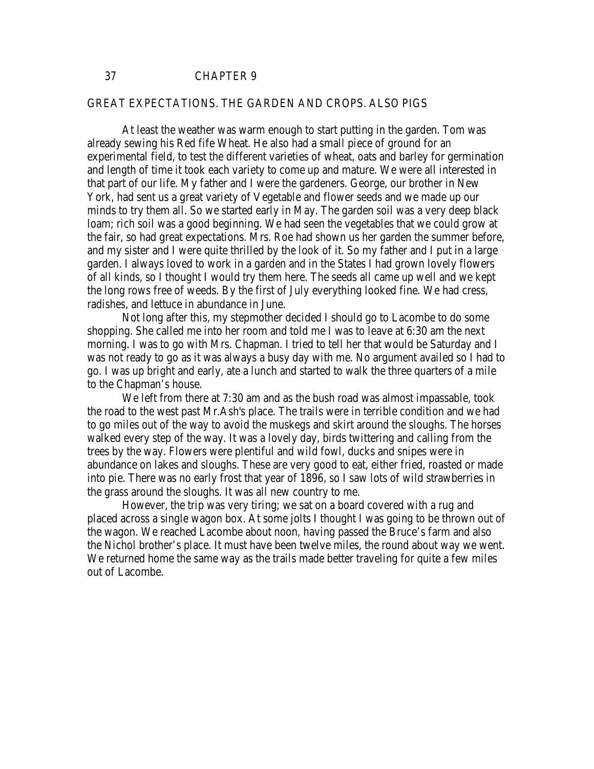## CHAPTER 9

### GREAT EXPECTATIONS. THE GARDEN AND CROPS. ALSO PIGS

At least the weather was warm enough to start putting in the garden. Tom was already sewing his Red fife Wheat. He also had a small piece of ground for an experimental field, to test the different varieties of wheat, oats and barley for germination and length of time it took each variety to come up and mature. We were all interested in that part of our life. My father and I were the gardeners. George, our brother in New York, had sent us a great variety of Vegetable and flower seeds and we made up our minds to try them all. So we started early in May. The garden soil was a very deep black loam; rich soil was a good beginning. We had seen the vegetables that we could grow at the fair, so had great expectations. Mrs. Roe had shown us her garden the summer before, and my sister and I were quite thrilled by the look of it. So my father and I put in a large garden. I always loved to work in a garden and in the States I had grown lovely flowers of all kinds, so I thought I would try them here. The seeds all came up well and we kept the long rows free of weeds. By the first of July everything looked fine. We had cress, radishes, and lettuce in abundance in June.

Not long after this, my stepmother decided I should go to Lacombe to do some shopping. She called me into her room and told me I was to leave at 6:30 am the next morning. I was to go with Mrs. Chapman. I tried to tell her that would be Saturday and I was not ready to go as it was always a busy day with me. No argument availed so I had to go. I was up bright and early, ate a lunch and started to walk the three quarters of a mile to the Chapman's house.

We left from there at 7:30 am and as the bush road was almost impassable, took the road to the west past Mr.Ash's place. The trails were in terrible condition and we had to go miles out of the way to avoid the muskegs and skirt around the sloughs. The horses walked every step of the way. It was a lovely day, birds twittering and calling from the trees by the way. Flowers were plentiful and wild fowl, ducks and snipes were in abundance on lakes and sloughs. These are very good to eat, either fried, roasted or made into pie. There was no early frost that year of 1896, so I saw lots of wild strawberries in the grass around the sloughs. It was all new country to me.

However, the trip was very tiring; we sat on a board covered with a rug and placed across a single wagon box. At some jolts I thought I was going to be thrown out of the wagon. We reached Lacombe about noon, having passed the Bruce's farm and also the Nichol brother's place. It must have been twelve miles, the round about way we went. We returned home the same way as the trails made better traveling for quite a few miles out of Lacombe.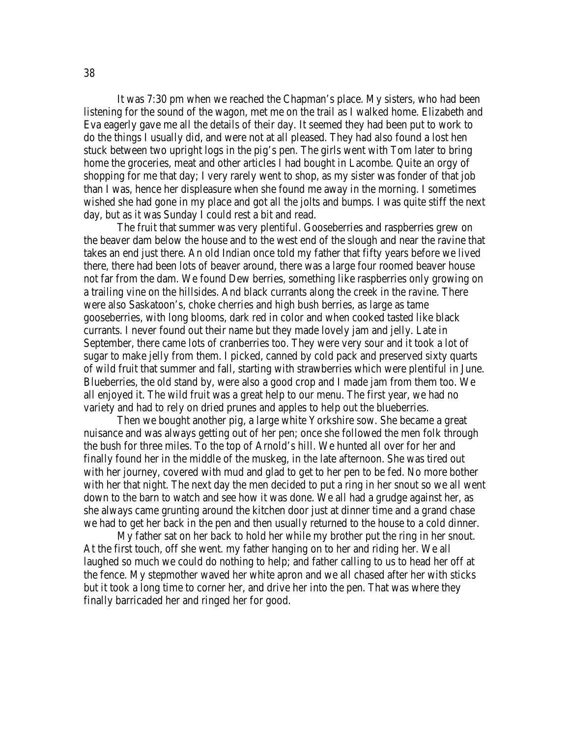It was 7:30 pm when we reached the Chapman's place. My sisters, who had been listening for the sound of the wagon, met me on the trail as I walked home. Elizabeth and Eva eagerly gave me all the details of their day. It seemed they had been put to work to do the things I usually did, and were not at all pleased. They had also found a lost hen stuck between two upright logs in the pig's pen. The girls went with Tom later to bring home the groceries, meat and other articles I had bought in Lacombe. Quite an orgy of shopping for me that day; I very rarely went to shop, as my sister was fonder of that job than I was, hence her displeasure when she found me away in the morning. I sometimes wished she had gone in my place and got all the jolts and bumps. I was quite stiff the next day, but as it was Sunday I could rest a bit and read.

The fruit that summer was very plentiful. Gooseberries and raspberries grew on the beaver dam below the house and to the west end of the slough and near the ravine that takes an end just there. An old Indian once told my father that fifty years before we lived there, there had been lots of beaver around, there was a large four roomed beaver house not far from the dam. We found Dew berries, something like raspberries only growing on a trailing vine on the hillsides. And black currants along the creek in the ravine. There were also Saskatoon's, choke cherries and high bush berries, as large as tame gooseberries, with long blooms, dark red in color and when cooked tasted like black currants. I never found out their name but they made lovely jam and jelly. Late in September, there came lots of cranberries too. They were very sour and it took a lot of sugar to make jelly from them. I picked, canned by cold pack and preserved sixty quarts of wild fruit that summer and fall, starting with strawberries which were plentiful in June. Blueberries, the old stand by, were also a good crop and I made jam from them too. We all enjoyed it. The wild fruit was a great help to our menu. The first year, we had no variety and had to rely on dried prunes and apples to help out the blueberries.

Then we bought another pig, a large white Yorkshire sow. She became a great nuisance and was always getting out of her pen; once she followed the men folk through the bush for three miles. To the top of Arnold's hill. We hunted all over for her and finally found her in the middle of the muskeg, in the late afternoon. She was tired out with her journey, covered with mud and glad to get to her pen to be fed. No more bother with her that night. The next day the men decided to put a ring in her snout so we all went down to the barn to watch and see how it was done. We all had a grudge against her, as she always came grunting around the kitchen door just at dinner time and a grand chase we had to get her back in the pen and then usually returned to the house to a cold dinner.

My father sat on her back to hold her while my brother put the ring in her snout. At the first touch, off she went. my father hanging on to her and riding her. We all laughed so much we could do nothing to help; and father calling to us to head her off at the fence. My stepmother waved her white apron and we all chased after her with sticks but it took a long time to corner her, and drive her into the pen. That was where they finally barricaded her and ringed her for good.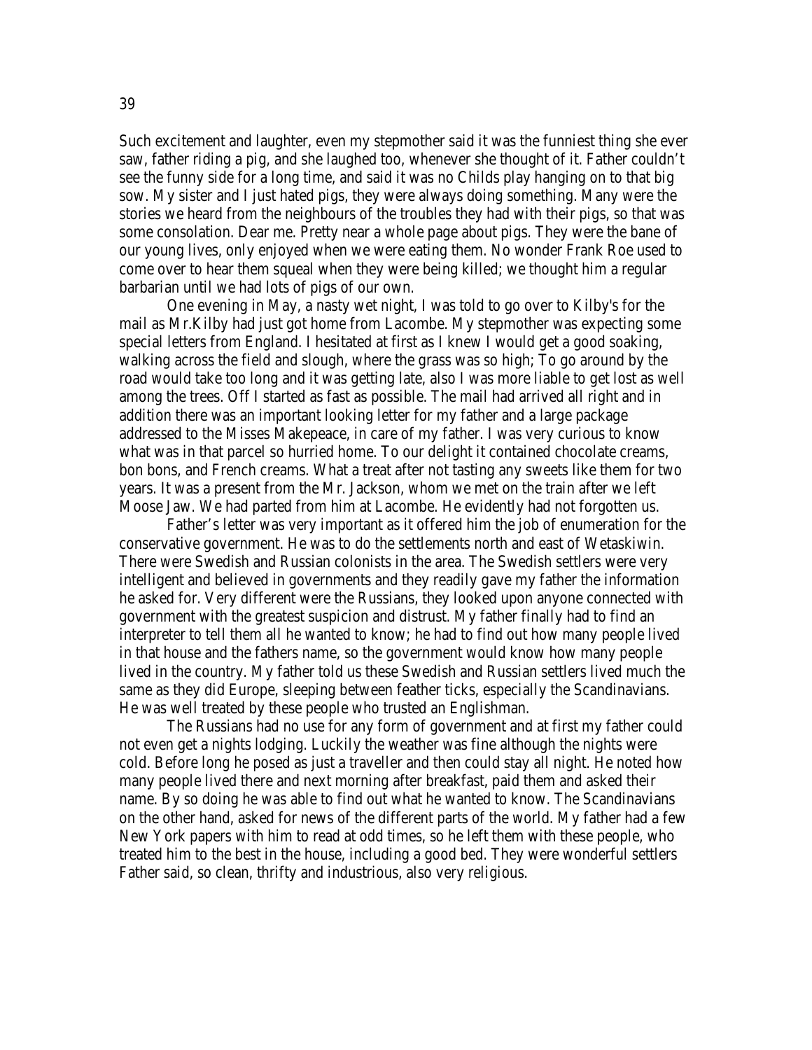Such excitement and laughter, even my stepmother said it was the funniest thing she ever saw, father riding a pig, and she laughed too, whenever she thought of it. Father couldn't see the funny side for a long time, and said it was no Childs play hanging on to that big sow. My sister and I just hated pigs, they were always doing something. Many were the stories we heard from the neighbours of the troubles they had with their pigs, so that was some consolation. Dear me. Pretty near a whole page about pigs. They were the bane of our young lives, only enjoyed when we were eating them. No wonder Frank Roe used to come over to hear them squeal when they were being killed; we thought him a regular barbarian until we had lots of pigs of our own.

One evening in May, a nasty wet night, I was told to go over to Kilby's for the mail as Mr.Kilby had just got home from Lacombe. My stepmother was expecting some special letters from England. I hesitated at first as I knew I would get a good soaking, walking across the field and slough, where the grass was so high; To go around by the road would take too long and it was getting late, also I was more liable to get lost as well among the trees. Off I started as fast as possible. The mail had arrived all right and in addition there was an important looking letter for my father and a large package addressed to the Misses Makepeace, in care of my father. I was very curious to know what was in that parcel so hurried home. To our delight it contained chocolate creams, bon bons, and French creams. What a treat after not tasting any sweets like them for two years. It was a present from the Mr. Jackson, whom we met on the train after we left Moose Jaw. We had parted from him at Lacombe. He evidently had not forgotten us.

Father's letter was very important as it offered him the job of enumeration for the conservative government. He was to do the settlements north and east of Wetaskiwin. There were Swedish and Russian colonists in the area. The Swedish settlers were very intelligent and believed in governments and they readily gave my father the information he asked for. Very different were the Russians, they looked upon anyone connected with government with the greatest suspicion and distrust. My father finally had to find an interpreter to tell them all he wanted to know; he had to find out how many people lived in that house and the fathers name, so the government would know how many people lived in the country. My father told us these Swedish and Russian settlers lived much the same as they did Europe, sleeping between feather ticks, especially the Scandinavians. He was well treated by these people who trusted an Englishman.

The Russians had no use for any form of government and at first my father could not even get a nights lodging. Luckily the weather was fine although the nights were cold. Before long he posed as just a traveller and then could stay all night. He noted how many people lived there and next morning after breakfast, paid them and asked their name. By so doing he was able to find out what he wanted to know. The Scandinavians on the other hand, asked for news of the different parts of the world. My father had a few New York papers with him to read at odd times, so he left them with these people, who treated him to the best in the house, including a good bed. They were wonderful settlers Father said, so clean, thrifty and industrious, also very religious.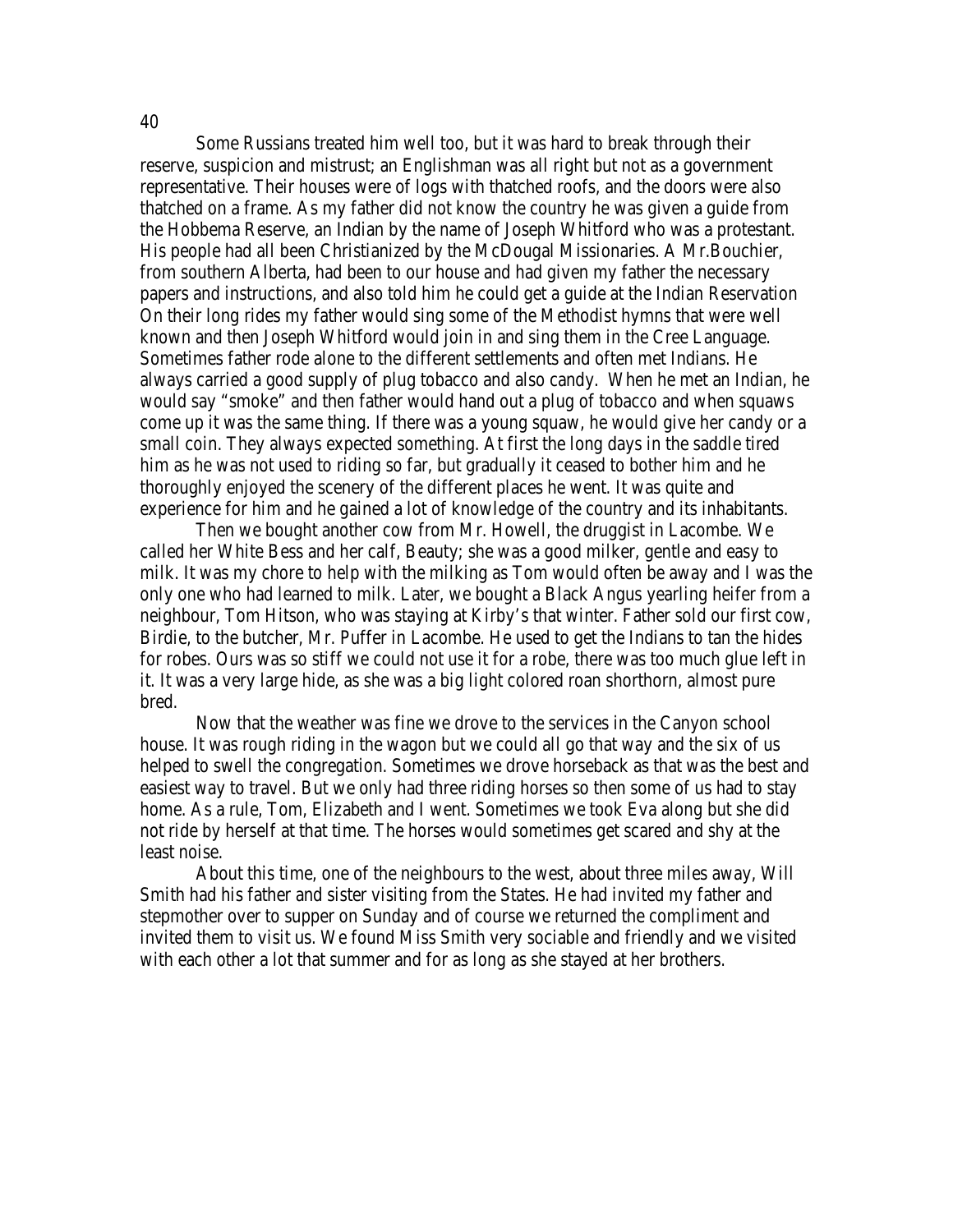Some Russians treated him well too, but it was hard to break through their reserve, suspicion and mistrust; an Englishman was all right but not as a government representative. Their houses were of logs with thatched roofs, and the doors were also thatched on a frame. As my father did not know the country he was given a guide from the Hobbema Reserve, an Indian by the name of Joseph Whitford who was a protestant. His people had all been Christianized by the McDougal Missionaries. A Mr.Bouchier, from southern Alberta, had been to our house and had given my father the necessary papers and instructions, and also told him he could get a guide at the Indian Reservation On their long rides my father would sing some of the Methodist hymns that were well known and then Joseph Whitford would join in and sing them in the Cree Language. Sometimes father rode alone to the different settlements and often met Indians. He always carried a good supply of plug tobacco and also candy. When he met an Indian, he would say "smoke" and then father would hand out a plug of tobacco and when squaws come up it was the same thing. If there was a young squaw, he would give her candy or a small coin. They always expected something. At first the long days in the saddle tired him as he was not used to riding so far, but gradually it ceased to bother him and he thoroughly enjoyed the scenery of the different places he went. It was quite and experience for him and he gained a lot of knowledge of the country and its inhabitants.

Then we bought another cow from Mr. Howell, the druggist in Lacombe. We called her White Bess and her calf, Beauty; she was a good milker, gentle and easy to milk. It was my chore to help with the milking as Tom would often be away and I was the only one who had learned to milk. Later, we bought a Black Angus yearling heifer from a neighbour, Tom Hitson, who was staying at Kirby's that winter. Father sold our first cow, Birdie, to the butcher, Mr. Puffer in Lacombe. He used to get the Indians to tan the hides for robes. Ours was so stiff we could not use it for a robe, there was too much glue left in it. It was a very large hide, as she was a big light colored roan shorthorn, almost pure bred.

Now that the weather was fine we drove to the services in the Canyon school house. It was rough riding in the wagon but we could all go that way and the six of us helped to swell the congregation. Sometimes we drove horseback as that was the best and easiest way to travel. But we only had three riding horses so then some of us had to stay home. As a rule, Tom, Elizabeth and I went. Sometimes we took Eva along but she did not ride by herself at that time. The horses would sometimes get scared and shy at the least noise.

About this time, one of the neighbours to the west, about three miles away, Will Smith had his father and sister visiting from the States. He had invited my father and stepmother over to supper on Sunday and of course we returned the compliment and invited them to visit us. We found Miss Smith very sociable and friendly and we visited with each other a lot that summer and for as long as she stayed at her brothers.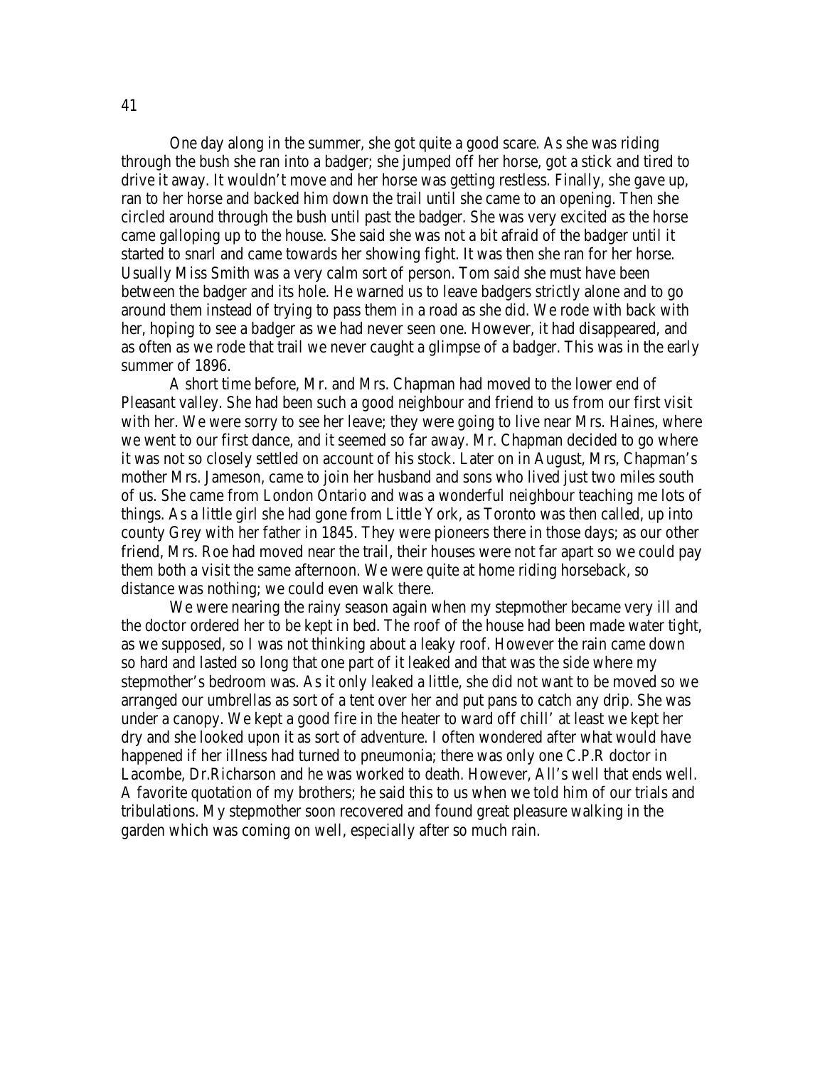One day along in the summer, she got quite a good scare. As she was riding through the bush she ran into a badger; she jumped off her horse, got a stick and tired to drive it away. It wouldn't move and her horse was getting restless. Finally, she gave up, ran to her horse and backed him down the trail until she came to an opening. Then she circled around through the bush until past the badger. She was very excited as the horse came galloping up to the house. She said she was not a bit afraid of the badger until it started to snarl and came towards her showing fight. It was then she ran for her horse. Usually Miss Smith was a very calm sort of person. Tom said she must have been between the badger and its hole. He warned us to leave badgers strictly alone and to go around them instead of trying to pass them in a road as she did. We rode with back with her, hoping to see a badger as we had never seen one. However, it had disappeared, and as often as we rode that trail we never caught a glimpse of a badger. This was in the early summer of 1896.

A short time before, Mr. and Mrs. Chapman had moved to the lower end of Pleasant valley. She had been such a good neighbour and friend to us from our first visit with her. We were sorry to see her leave; they were going to live near Mrs. Haines, where we went to our first dance, and it seemed so far away. Mr. Chapman decided to go where it was not so closely settled on account of his stock. Later on in August, Mrs, Chapman's mother Mrs. Jameson, came to join her husband and sons who lived just two miles south of us. She came from London Ontario and was a wonderful neighbour teaching me lots of things. As a little girl she had gone from Little York, as Toronto was then called, up into county Grey with her father in 1845. They were pioneers there in those days; as our other friend, Mrs. Roe had moved near the trail, their houses were not far apart so we could pay them both a visit the same afternoon. We were quite at home riding horseback, so distance was nothing; we could even walk there.

We were nearing the rainy season again when my stepmother became very ill and the doctor ordered her to be kept in bed. The roof of the house had been made water tight, as we supposed, so I was not thinking about a leaky roof. However the rain came down so hard and lasted so long that one part of it leaked and that was the side where my stepmother's bedroom was. As it only leaked a little, she did not want to be moved so we arranged our umbrellas as sort of a tent over her and put pans to catch any drip. She was under a canopy. We kept a good fire in the heater to ward off chill' at least we kept her dry and she looked upon it as sort of adventure. I often wondered after what would have happened if her illness had turned to pneumonia; there was only one C.P.R doctor in Lacombe, Dr.Richarson and he was worked to death. However, All's well that ends well. A favorite quotation of my brothers; he said this to us when we told him of our trials and tribulations. My stepmother soon recovered and found great pleasure walking in the garden which was coming on well, especially after so much rain.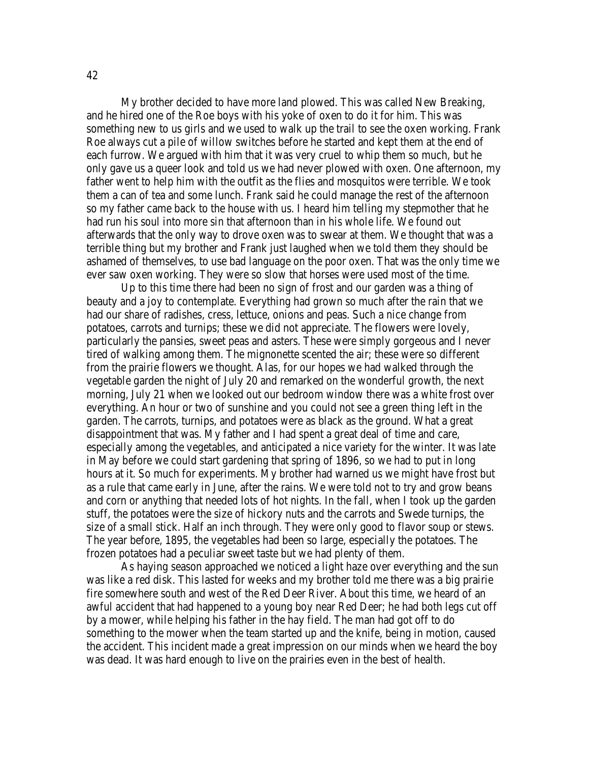My brother decided to have more land plowed. This was called New Breaking, and he hired one of the Roe boys with his yoke of oxen to do it for him. This was something new to us girls and we used to walk up the trail to see the oxen working. Frank Roe always cut a pile of willow switches before he started and kept them at the end of each furrow. We argued with him that it was very cruel to whip them so much, but he only gave us a queer look and told us we had never plowed with oxen. One afternoon, my father went to help him with the outfit as the flies and mosquitos were terrible. We took them a can of tea and some lunch. Frank said he could manage the rest of the afternoon so my father came back to the house with us. I heard him telling my stepmother that he had run his soul into more sin that afternoon than in his whole life. We found out afterwards that the only way to drove oxen was to swear at them. We thought that was a terrible thing but my brother and Frank just laughed when we told them they should be ashamed of themselves, to use bad language on the poor oxen. That was the only time we ever saw oxen working. They were so slow that horses were used most of the time.

Up to this time there had been no sign of frost and our garden was a thing of beauty and a joy to contemplate. Everything had grown so much after the rain that we had our share of radishes, cress, lettuce, onions and peas. Such a nice change from potatoes, carrots and turnips; these we did not appreciate. The flowers were lovely, particularly the pansies, sweet peas and asters. These were simply gorgeous and I never tired of walking among them. The mignonette scented the air; these were so different from the prairie flowers we thought. Alas, for our hopes we had walked through the vegetable garden the night of July 20 and remarked on the wonderful growth, the next morning, July 21 when we looked out our bedroom window there was a white frost over everything. An hour or two of sunshine and you could not see a green thing left in the garden. The carrots, turnips, and potatoes were as black as the ground. What a great disappointment that was. My father and I had spent a great deal of time and care, especially among the vegetables, and anticipated a nice variety for the winter. It was late in May before we could start gardening that spring of 1896, so we had to put in long hours at it. So much for experiments. My brother had warned us we might have frost but as a rule that came early in June, after the rains. We were told not to try and grow beans and corn or anything that needed lots of hot nights. In the fall, when I took up the garden stuff, the potatoes were the size of hickory nuts and the carrots and Swede turnips, the size of a small stick. Half an inch through. They were only good to flavor soup or stews. The year before, 1895, the vegetables had been so large, especially the potatoes. The frozen potatoes had a peculiar sweet taste but we had plenty of them.

As haying season approached we noticed a light haze over everything and the sun was like a red disk. This lasted for weeks and my brother told me there was a big prairie fire somewhere south and west of the Red Deer River. About this time, we heard of an awful accident that had happened to a young boy near Red Deer; he had both legs cut off by a mower, while helping his father in the hay field. The man had got off to do something to the mower when the team started up and the knife, being in motion, caused the accident. This incident made a great impression on our minds when we heard the boy was dead. It was hard enough to live on the prairies even in the best of health.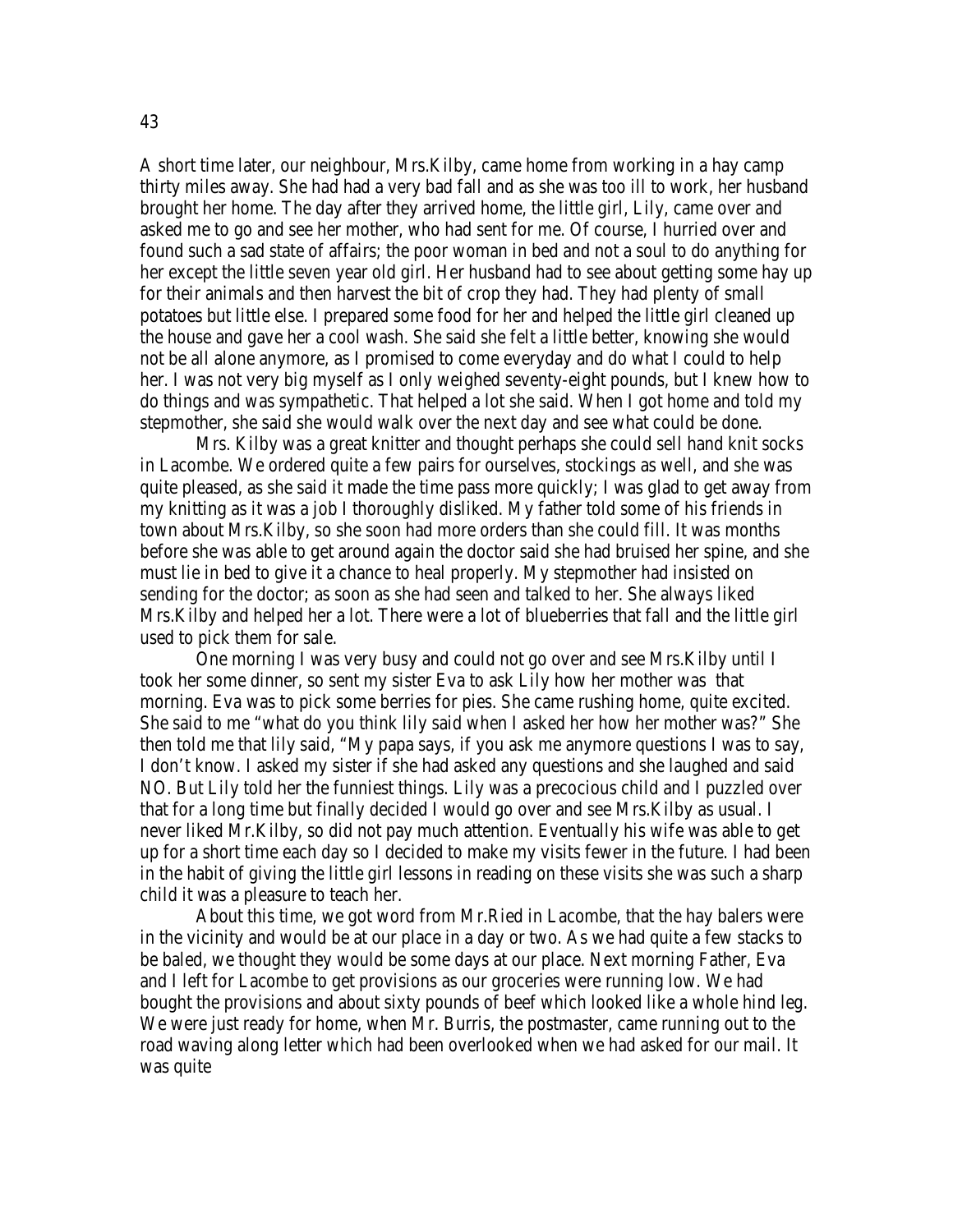A short time later, our neighbour, Mrs.Kilby, came home from working in a hay camp thirty miles away. She had had a very bad fall and as she was too ill to work, her husband brought her home. The day after they arrived home, the little girl, Lily, came over and asked me to go and see her mother, who had sent for me. Of course, I hurried over and found such a sad state of affairs; the poor woman in bed and not a soul to do anything for her except the little seven year old girl. Her husband had to see about getting some hay up for their animals and then harvest the bit of crop they had. They had plenty of small potatoes but little else. I prepared some food for her and helped the little girl cleaned up the house and gave her a cool wash. She said she felt a little better, knowing she would not be all alone anymore, as I promised to come everyday and do what I could to help her. I was not very big myself as I only weighed seventy-eight pounds, but I knew how to do things and was sympathetic. That helped a lot she said. When I got home and told my stepmother, she said she would walk over the next day and see what could be done.

Mrs. Kilby was a great knitter and thought perhaps she could sell hand knit socks in Lacombe. We ordered quite a few pairs for ourselves, stockings as well, and she was quite pleased, as she said it made the time pass more quickly; I was glad to get away from my knitting as it was a job I thoroughly disliked. My father told some of his friends in town about Mrs.Kilby, so she soon had more orders than she could fill. It was months before she was able to get around again the doctor said she had bruised her spine, and she must lie in bed to give it a chance to heal properly. My stepmother had insisted on sending for the doctor; as soon as she had seen and talked to her. She always liked Mrs.Kilby and helped her a lot. There were a lot of blueberries that fall and the little girl used to pick them for sale.

One morning I was very busy and could not go over and see Mrs.Kilby until I took her some dinner, so sent my sister Eva to ask Lily how her mother was that morning. Eva was to pick some berries for pies. She came rushing home, quite excited. She said to me "what do you think lily said when I asked her how her mother was?" She then told me that lily said, "My papa says, if you ask me anymore questions I was to say, I don't know. I asked my sister if she had asked any questions and she laughed and said NO. But Lily told her the funniest things. Lily was a precocious child and I puzzled over that for a long time but finally decided I would go over and see Mrs.Kilby as usual. I never liked Mr.Kilby, so did not pay much attention. Eventually his wife was able to get up for a short time each day so I decided to make my visits fewer in the future. I had been in the habit of giving the little girl lessons in reading on these visits she was such a sharp child it was a pleasure to teach her.

About this time, we got word from Mr.Ried in Lacombe, that the hay balers were in the vicinity and would be at our place in a day or two. As we had quite a few stacks to be baled, we thought they would be some days at our place. Next morning Father, Eva and I left for Lacombe to get provisions as our groceries were running low. We had bought the provisions and about sixty pounds of beef which looked like a whole hind leg. We were just ready for home, when Mr. Burris, the postmaster, came running out to the road waving along letter which had been overlooked when we had asked for our mail. It was quite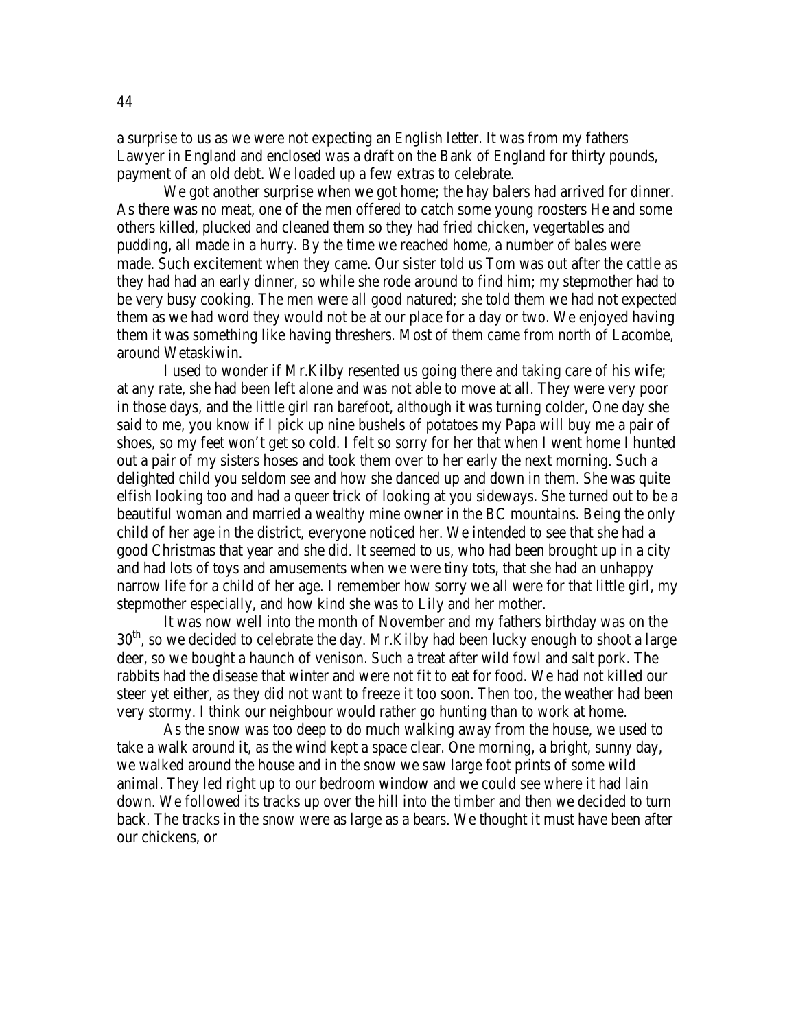a surprise to us as we were not expecting an English letter. It was from my fathers Lawyer in England and enclosed was a draft on the Bank of England for thirty pounds, payment of an old debt. We loaded up a few extras to celebrate.

We got another surprise when we got home; the hay balers had arrived for dinner. As there was no meat, one of the men offered to catch some young roosters He and some others killed, plucked and cleaned them so they had fried chicken, vegertables and pudding, all made in a hurry. By the time we reached home, a number of bales were made. Such excitement when they came. Our sister told us Tom was out after the cattle as they had had an early dinner, so while she rode around to find him; my stepmother had to be very busy cooking. The men were all good natured; she told them we had not expected them as we had word they would not be at our place for a day or two. We enjoyed having them it was something like having threshers. Most of them came from north of Lacombe, around Wetaskiwin.

I used to wonder if Mr.Kilby resented us going there and taking care of his wife; at any rate, she had been left alone and was not able to move at all. They were very poor in those days, and the little girl ran barefoot, although it was turning colder, One day she said to me, you know if I pick up nine bushels of potatoes my Papa will buy me a pair of shoes, so my feet won't get so cold. I felt so sorry for her that when I went home I hunted out a pair of my sisters hoses and took them over to her early the next morning. Such a delighted child you seldom see and how she danced up and down in them. She was quite elfish looking too and had a queer trick of looking at you sideways. She turned out to be a beautiful woman and married a wealthy mine owner in the BC mountains. Being the only child of her age in the district, everyone noticed her. We intended to see that she had a good Christmas that year and she did. It seemed to us, who had been brought up in a city and had lots of toys and amusements when we were tiny tots, that she had an unhappy narrow life for a child of her age. I remember how sorry we all were for that little girl, my stepmother especially, and how kind she was to Lily and her mother.

It was now well into the month of November and my fathers birthday was on the 30th, so we decided to celebrate the day. Mr.Kilby had been lucky enough to shoot a large deer, so we bought a haunch of venison. Such a treat after wild fowl and salt pork. The rabbits had the disease that winter and were not fit to eat for food. We had not killed our steer yet either, as they did not want to freeze it too soon. Then too, the weather had been very stormy. I think our neighbour would rather go hunting than to work at home.

As the snow was too deep to do much walking away from the house, we used to take a walk around it, as the wind kept a space clear. One morning, a bright, sunny day, we walked around the house and in the snow we saw large foot prints of some wild animal. They led right up to our bedroom window and we could see where it had lain down. We followed its tracks up over the hill into the timber and then we decided to turn back. The tracks in the snow were as large as a bears. We thought it must have been after our chickens, or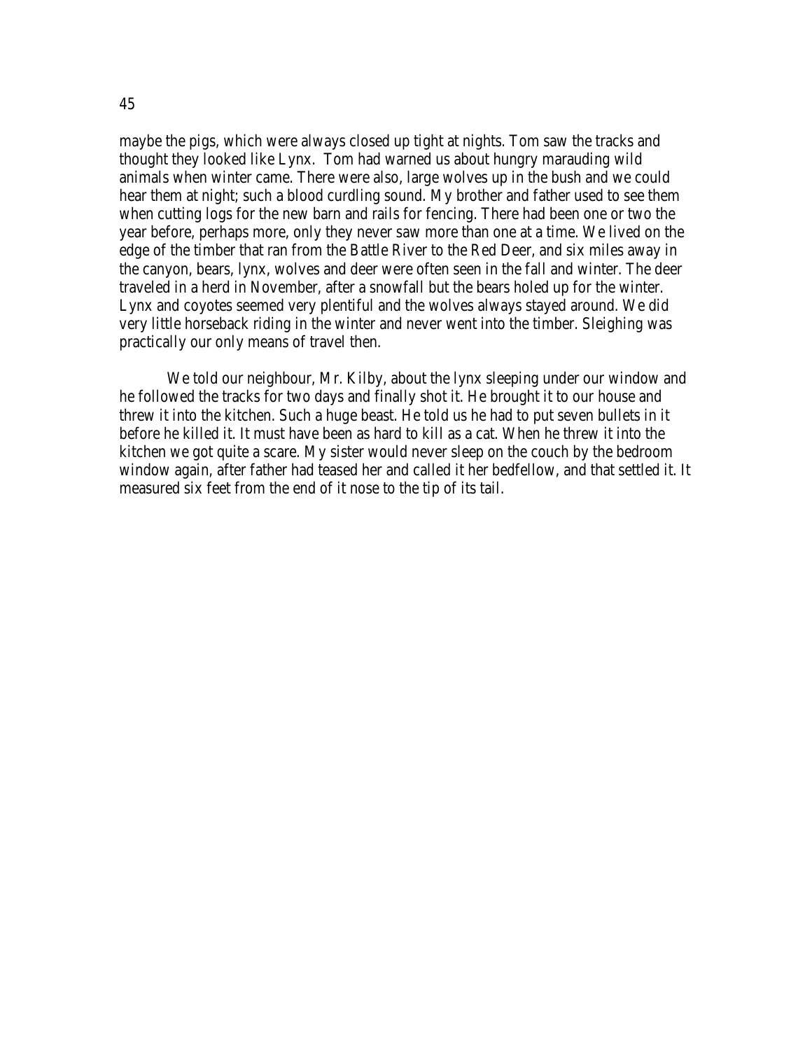maybe the pigs, which were always closed up tight at nights. Tom saw the tracks and thought they looked like Lynx. Tom had warned us about hungry marauding wild animals when winter came. There were also, large wolves up in the bush and we could hear them at night; such a blood curdling sound. My brother and father used to see them when cutting logs for the new barn and rails for fencing. There had been one or two the year before, perhaps more, only they never saw more than one at a time. We lived on the edge of the timber that ran from the Battle River to the Red Deer, and six miles away in the canyon, bears, lynx, wolves and deer were often seen in the fall and winter. The deer traveled in a herd in November, after a snowfall but the bears holed up for the winter. Lynx and coyotes seemed very plentiful and the wolves always stayed around. We did very little horseback riding in the winter and never went into the timber. Sleighing was practically our only means of travel then.

We told our neighbour, Mr. Kilby, about the lynx sleeping under our window and he followed the tracks for two days and finally shot it. He brought it to our house and threw it into the kitchen. Such a huge beast. He told us he had to put seven bullets in it before he killed it. It must have been as hard to kill as a cat. When he threw it into the kitchen we got quite a scare. My sister would never sleep on the couch by the bedroom window again, after father had teased her and called it her bedfellow, and that settled it. It measured six feet from the end of it nose to the tip of its tail.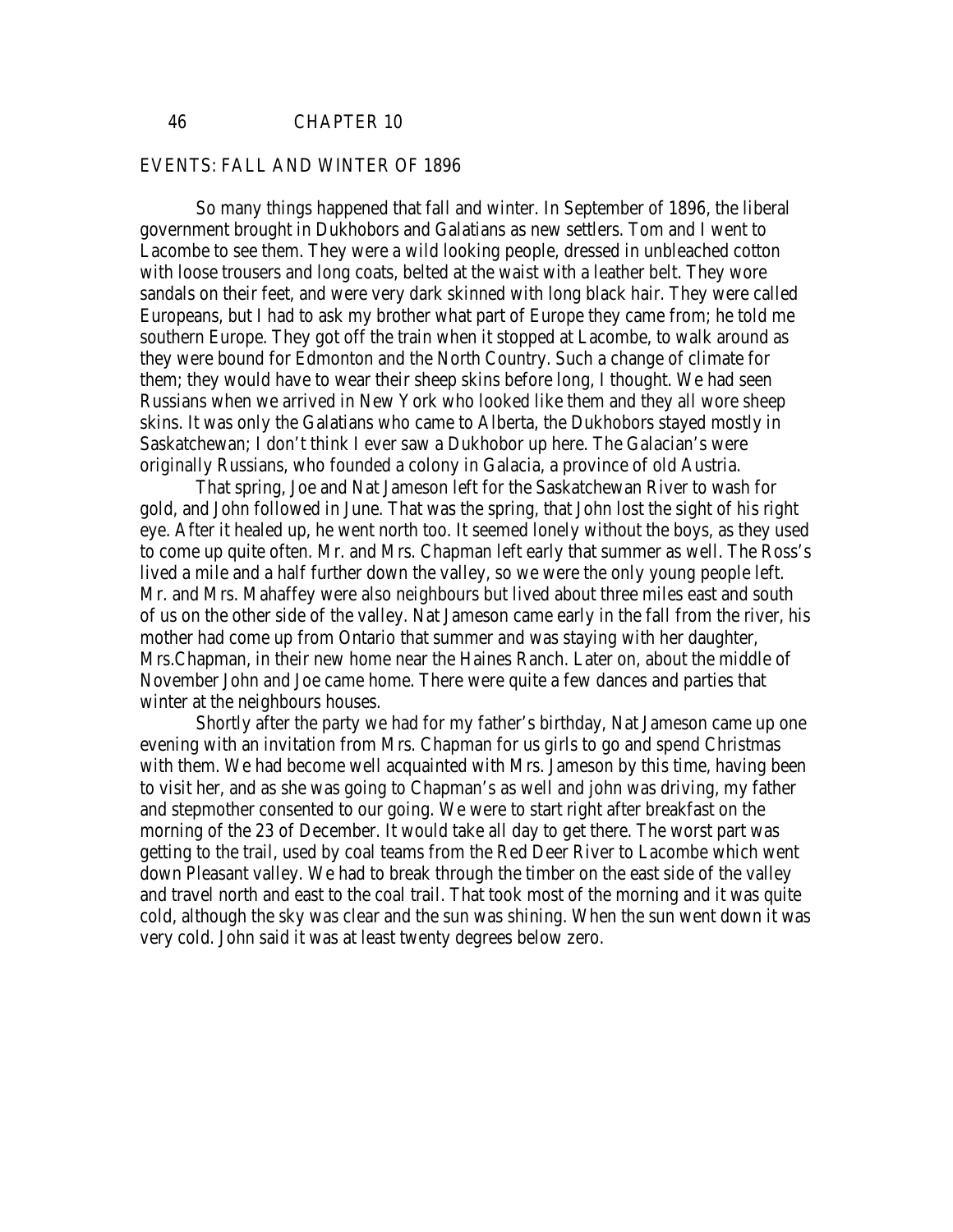# CHAPTER 10

## EVENTS: FALL AND WINTER OF 1896

So many things happened that fall and winter. In September of 1896, the liberal government brought in Dukhobors and Galatians as new settlers. Tom and I went to Lacombe to see them. They were a wild looking people, dressed in unbleached cotton with loose trousers and long coats, belted at the waist with a leather belt. They wore sandals on their feet, and were very dark skinned with long black hair. They were called Europeans, but I had to ask my brother what part of Europe they came from; he told me southern Europe. They got off the train when it stopped at Lacombe, to walk around as they were bound for Edmonton and the North Country. Such a change of climate for them; they would have to wear their sheep skins before long, I thought. We had seen Russians when we arrived in New York who looked like them and they all wore sheep skins. It was only the Galatians who came to Alberta, the Dukhobors stayed mostly in Saskatchewan; I don't think I ever saw a Dukhobor up here. The Galacian's were originally Russians, who founded a colony in Galacia, a province of old Austria.

That spring, Joe and Nat Jameson left for the Saskatchewan River to wash for gold, and John followed in June. That was the spring, that John lost the sight of his right eye. After it healed up, he went north too. It seemed lonely without the boys, as they used to come up quite often. Mr. and Mrs. Chapman left early that summer as well. The Ross's lived a mile and a half further down the valley, so we were the only young people left. Mr. and Mrs. Mahaffey were also neighbours but lived about three miles east and south of us on the other side of the valley. Nat Jameson came early in the fall from the river, his mother had come up from Ontario that summer and was staying with her daughter, Mrs.Chapman, in their new home near the Haines Ranch. Later on, about the middle of November John and Joe came home. There were quite a few dances and parties that winter at the neighbours houses.

Shortly after the party we had for my father's birthday, Nat Jameson came up one evening with an invitation from Mrs. Chapman for us girls to go and spend Christmas with them. We had become well acquainted with Mrs. Jameson by this time, having been to visit her, and as she was going to Chapman's as well and john was driving, my father and stepmother consented to our going. We were to start right after breakfast on the morning of the 23 of December. It would take all day to get there. The worst part was getting to the trail, used by coal teams from the Red Deer River to Lacombe which went down Pleasant valley. We had to break through the timber on the east side of the valley and travel north and east to the coal trail. That took most of the morning and it was quite cold, although the sky was clear and the sun was shining. When the sun went down it was very cold. John said it was at least twenty degrees below zero.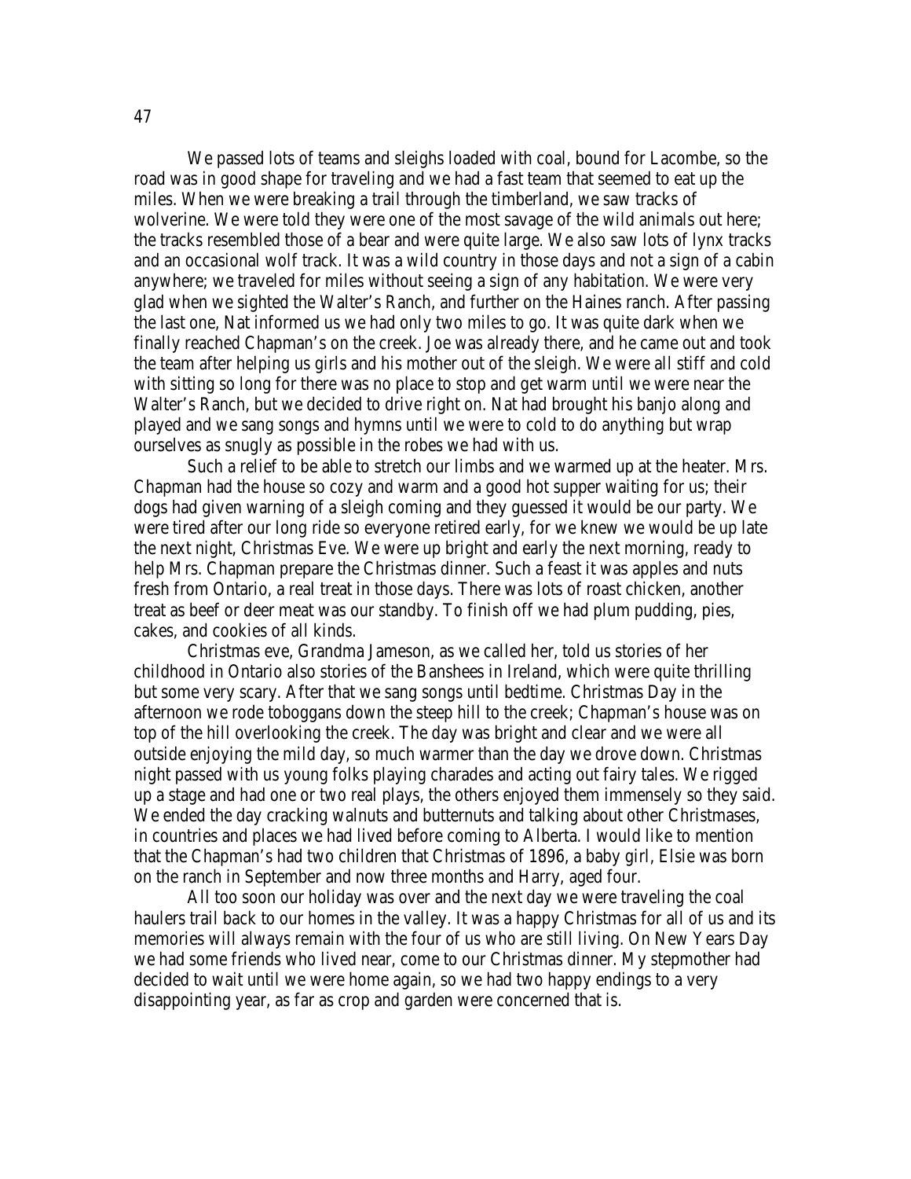We passed lots of teams and sleighs loaded with coal, bound for Lacombe, so the road was in good shape for traveling and we had a fast team that seemed to eat up the miles. When we were breaking a trail through the timberland, we saw tracks of wolverine. We were told they were one of the most savage of the wild animals out here; the tracks resembled those of a bear and were quite large. We also saw lots of lynx tracks and an occasional wolf track. It was a wild country in those days and not a sign of a cabin anywhere; we traveled for miles without seeing a sign of any habitation. We were very glad when we sighted the Walter's Ranch, and further on the Haines ranch. After passing the last one, Nat informed us we had only two miles to go. It was quite dark when we finally reached Chapman's on the creek. Joe was already there, and he came out and took the team after helping us girls and his mother out of the sleigh. We were all stiff and cold with sitting so long for there was no place to stop and get warm until we were near the Walter's Ranch, but we decided to drive right on. Nat had brought his banjo along and played and we sang songs and hymns until we were to cold to do anything but wrap ourselves as snugly as possible in the robes we had with us.

Such a relief to be able to stretch our limbs and we warmed up at the heater. Mrs. Chapman had the house so cozy and warm and a good hot supper waiting for us; their dogs had given warning of a sleigh coming and they guessed it would be our party. We were tired after our long ride so everyone retired early, for we knew we would be up late the next night, Christmas Eve. We were up bright and early the next morning, ready to help Mrs. Chapman prepare the Christmas dinner. Such a feast it was apples and nuts fresh from Ontario, a real treat in those days. There was lots of roast chicken, another treat as beef or deer meat was our standby. To finish off we had plum pudding, pies, cakes, and cookies of all kinds.

Christmas eve, Grandma Jameson, as we called her, told us stories of her childhood in Ontario also stories of the Banshees in Ireland, which were quite thrilling but some very scary. After that we sang songs until bedtime. Christmas Day in the afternoon we rode toboggans down the steep hill to the creek; Chapman's house was on top of the hill overlooking the creek. The day was bright and clear and we were all outside enjoying the mild day, so much warmer than the day we drove down. Christmas night passed with us young folks playing charades and acting out fairy tales. We rigged up a stage and had one or two real plays, the others enjoyed them immensely so they said. We ended the day cracking walnuts and butternuts and talking about other Christmases, in countries and places we had lived before coming to Alberta. I would like to mention that the Chapman's had two children that Christmas of 1896, a baby girl, Elsie was born on the ranch in September and now three months and Harry, aged four.

All too soon our holiday was over and the next day we were traveling the coal haulers trail back to our homes in the valley. It was a happy Christmas for all of us and its memories will always remain with the four of us who are still living. On New Years Day we had some friends who lived near, come to our Christmas dinner. My stepmother had decided to wait until we were home again, so we had two happy endings to a very disappointing year, as far as crop and garden were concerned that is.